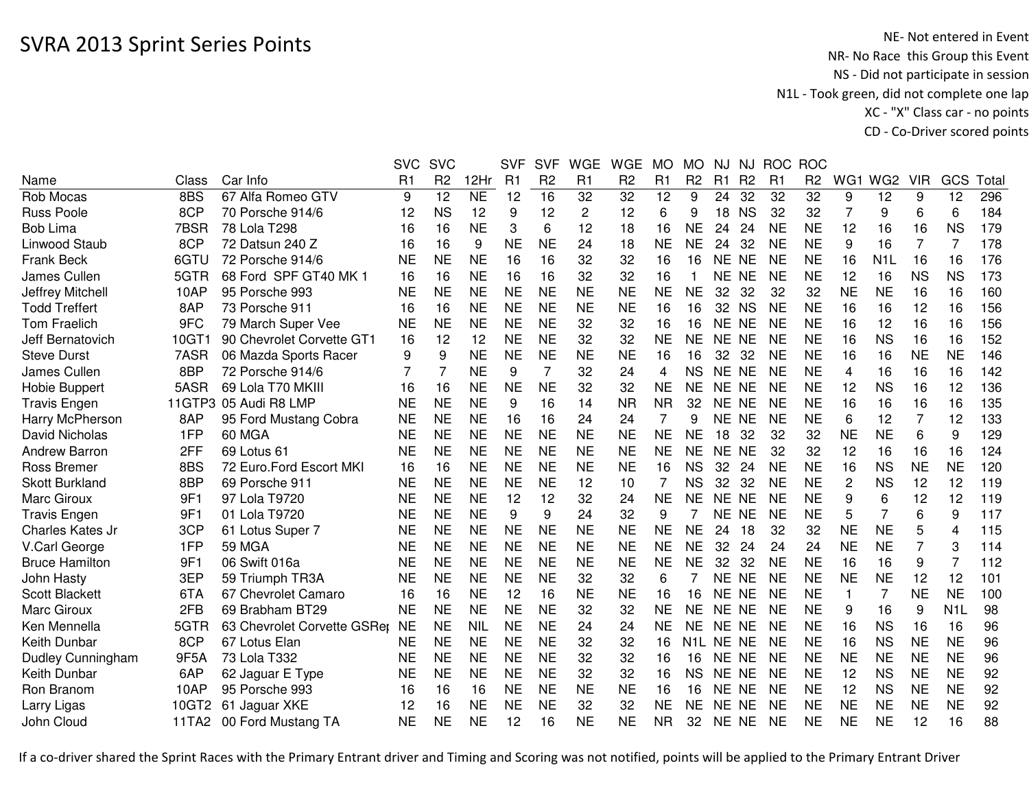# SVRA 2013 Sprint Series Points

NE- Not entered in Event
NR- No Race this Group this Event
NS - Did not participate in session
N1L - Took green, did not complete one lap
XC - "X" Class car - no points
CD - Co-Driver scored points

| Name | Class | Car Info | SVC R1 | SVC R2 | 12Hr | SVF R1 | SVF R2 | WGE R1 | WGE R2 | MO R1 | MO R2 | NJ R1 | NJ R2 | ROC R1 | ROC R2 | WG1 | WG2 | VIR | GCS | Total |
|---|---|---|---|---|---|---|---|---|---|---|---|---|---|---|---|---|---|---|---|---|
| Rob Mocas | 8BS | 67 Alfa Romeo GTV | 9 | 12 | NE | 12 | 16 | 32 | 32 | 12 | 9 | 24 | 32 | 32 | 32 | 9 | 12 | 9 | 12 | 296 |
| Russ Poole | 8CP | 70 Porsche 914/6 | 12 | NS | 12 | 9 | 12 | 2 | 12 | 6 | 9 | 18 | NS | 32 | 32 | 7 | 9 | 6 | 6 | 184 |
| Bob Lima | 7BSR | 78 Lola T298 | 16 | 16 | NE | 3 | 6 | 12 | 18 | 16 | NE | 24 | 24 | NE | NE | 12 | 16 | 16 | NS | 179 |
| Linwood Staub | 8CP | 72 Datsun 240 Z | 16 | 16 | 9 | NE | NE | 24 | 18 | NE | NE | 24 | 32 | NE | NE | 9 | 16 | 7 | 7 | 178 |
| Frank Beck | 6GTU | 72 Porsche 914/6 | NE | NE | NE | 16 | 16 | 32 | 32 | 16 | 16 | NE | NE | NE | NE | 16 | N1L | 16 | 16 | 176 |
| James Cullen | 5GTR | 68 Ford SPF GT40 MK 1 | 16 | 16 | NE | 16 | 16 | 32 | 32 | 16 | 1 | NE | NE | NE | NE | 12 | 16 | NS | NS | 173 |
| Jeffrey Mitchell | 10AP | 95 Porsche 993 | NE | NE | NE | NE | NE | NE | NE | NE | NE | 32 | 32 | 32 | 32 | NE | NE | 16 | 16 | 160 |
| Todd Treffert | 8AP | 73 Porsche 911 | 16 | 16 | NE | NE | NE | NE | NE | 16 | 16 | 32 | NS | NE | NE | 16 | 16 | 12 | 16 | 156 |
| Tom Fraelich | 9FC | 79 March Super Vee | NE | NE | NE | NE | NE | 32 | 32 | 16 | 16 | NE | NE | NE | NE | 16 | 12 | 16 | 16 | 156 |
| Jeff Bernatovich | 10GT1 | 90 Chevrolet Corvette GT1 | 16 | 12 | 12 | NE | NE | 32 | 32 | NE | NE | NE | NE | NE | NE | 16 | NS | 16 | 16 | 152 |
| Steve Durst | 7ASR | 06 Mazda Sports Racer | 9 | 9 | NE | NE | NE | NE | NE | 16 | 16 | 32 | 32 | NE | NE | 16 | 16 | NE | NE | 146 |
| James Cullen | 8BP | 72 Porsche 914/6 | 7 | 7 | NE | 9 | 7 | 32 | 24 | 4 | NS | NE | NE | NE | NE | 4 | 16 | 16 | 16 | 142 |
| Hobie Buppert | 5ASR | 69 Lola T70 MKIII | 16 | 16 | NE | NE | NE | 32 | 32 | NE | NE | NE | NE | NE | NE | 12 | NS | 16 | 12 | 136 |
| Travis Engen | 11GTP3 | 05 Audi R8 LMP | NE | NE | NE | 9 | 16 | 14 | NR | NR | 32 | NE | NE | NE | NE | 16 | 16 | 16 | 16 | 135 |
| Harry McPherson | 8AP | 95 Ford Mustang Cobra | NE | NE | NE | 16 | 16 | 24 | 24 | 7 | 9 | NE | NE | NE | NE | 6 | 12 | 7 | 12 | 133 |
| David Nicholas | 1FP | 60 MGA | NE | NE | NE | NE | NE | NE | NE | NE | NE | 18 | 32 | 32 | 32 | NE | NE | 6 | 9 | 129 |
| Andrew Barron | 2FF | 69 Lotus 61 | NE | NE | NE | NE | NE | NE | NE | NE | NE | NE | NE | 32 | 32 | 12 | 16 | 16 | 16 | 124 |
| Ross Bremer | 8BS | 72 Euro.Ford Escort MKI | 16 | 16 | NE | NE | NE | NE | NE | 16 | NS | 32 | 24 | NE | NE | 16 | NS | NE | NE | 120 |
| Skott Burkland | 8BP | 69 Porsche 911 | NE | NE | NE | NE | NE | 12 | 10 | 7 | NS | 32 | 32 | NE | NE | 2 | NS | 12 | 12 | 119 |
| Marc Giroux | 9F1 | 97 Lola T9720 | NE | NE | NE | 12 | 12 | 32 | 24 | NE | NE | NE | NE | NE | NE | 9 | 6 | 12 | 12 | 119 |
| Travis Engen | 9F1 | 01 Lola T9720 | NE | NE | NE | 9 | 9 | 24 | 32 | 9 | 7 | NE | NE | NE | NE | 5 | 7 | 6 | 9 | 117 |
| Charles Kates Jr | 3CP | 61 Lotus Super 7 | NE | NE | NE | NE | NE | NE | NE | NE | NE | 24 | 18 | 32 | 32 | NE | NE | 5 | 4 | 115 |
| V.Carl George | 1FP | 59 MGA | NE | NE | NE | NE | NE | NE | NE | NE | NE | 32 | 24 | 24 | 24 | NE | NE | 7 | 3 | 114 |
| Bruce Hamilton | 9F1 | 06 Swift 016a | NE | NE | NE | NE | NE | NE | NE | NE | NE | 32 | 32 | NE | NE | 16 | 16 | 9 | 7 | 112 |
| John Hasty | 3EP | 59 Triumph TR3A | NE | NE | NE | NE | NE | 32 | 32 | 6 | 7 | NE | NE | NE | NE | NE | NE | 12 | 12 | 101 |
| Scott Blackett | 6TA | 67 Chevrolet Camaro | 16 | 16 | NE | 12 | 16 | NE | NE | 16 | 16 | NE | NE | NE | NE | 1 | 7 | NE | NE | 100 |
| Marc Giroux | 2FB | 69 Brabham BT29 | NE | NE | NE | NE | NE | 32 | 32 | NE | NE | NE | NE | NE | NE | 9 | 16 | 9 | N1L | 98 |
| Ken Mennella | 5GTR | 63 Chevrolet Corvette GSRep | NE | NE | NIL | NE | NE | 24 | 24 | NE | NE | NE | NE | NE | NE | 16 | NS | 16 | 16 | 96 |
| Keith Dunbar | 8CP | 67 Lotus Elan | NE | NE | NE | NE | NE | 32 | 32 | 16 | N1L | NE | NE | NE | NE | 16 | NS | NE | NE | 96 |
| Dudley Cunningham | 9F5A | 73 Lola T332 | NE | NE | NE | NE | NE | 32 | 32 | 16 | 16 | NE | NE | NE | NE | NE | NE | NE | NE | 96 |
| Keith Dunbar | 6AP | 62 Jaguar E Type | NE | NE | NE | NE | NE | 32 | 32 | 16 | NS | NE | NE | NE | NE | 12 | NS | NE | NE | 92 |
| Ron Branom | 10AP | 95 Porsche 993 | 16 | 16 | 16 | NE | NE | NE | NE | 16 | 16 | NE | NE | NE | NE | 12 | NS | NE | NE | 92 |
| Larry Ligas | 10GT2 | 61 Jaguar XKE | 12 | 16 | NE | NE | NE | 32 | 32 | NE | NE | NE | NE | NE | NE | NE | NE | NE | NE | 92 |
| John Cloud | 11TA2 | 00 Ford Mustang TA | NE | NE | NE | 12 | 16 | NE | NE | NR | 32 | NE | NE | NE | NE | NE | NE | 12 | 16 | 88 |

If a co-driver shared the Sprint Races with the Primary Entrant driver and Timing and Scoring was not notified, points will be applied to the Primary Entrant Driver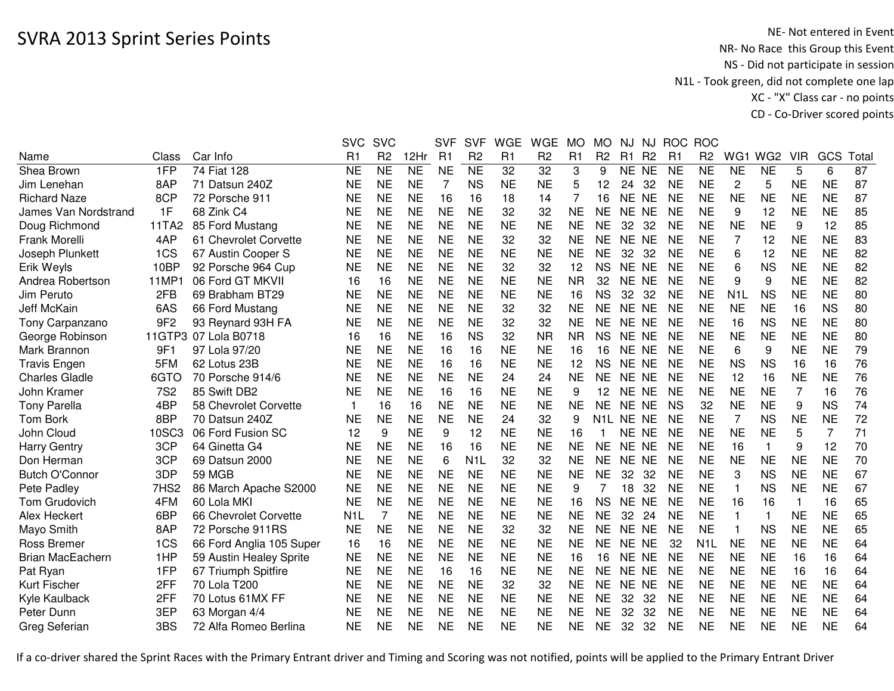# SVRA 2013 Sprint Series Points

NE- Not entered in Event
NR- No Race this Group this Event
NS - Did not participate in session
N1L - Took green, did not complete one lap
XC - "X" Class car - no points
CD - Co-Driver scored points

| Name | Class | Car Info | SVC R1 | SVC R2 | 12Hr | SVF R1 | SVF R2 | WGE R1 | WGE R2 | MO R1 | MO R2 | NJ R1 | NJ R2 | ROC R1 | ROC R2 | WG1 | WG2 | VIR | GCS | Total |
|---|---|---|---|---|---|---|---|---|---|---|---|---|---|---|---|---|---|---|---|---|
| Shea Brown | 1FP | 74 Fiat 128 | NE | NE | NE | NE | NE | 32 | 32 | 3 | 9 | NE | NE | NE | NE | NE | NE | 5 | 6 | 87 |
| Jim Lenehan | 8AP | 71 Datsun 240Z | NE | NE | NE | 7 | NS | NE | NE | 5 | 12 | 24 | 32 | NE | NE | 2 | 5 | NE | NE | 87 |
| Richard Naze | 8CP | 72 Porsche 911 | NE | NE | NE | 16 | 16 | 18 | 14 | 7 | 16 | NE | NE | NE | NE | NE | NE | NE | NE | 87 |
| James Van Nordstrand | 1F | 68 Zink C4 | NE | NE | NE | NE | NE | 32 | 32 | NE | NE | NE | NE | NE | NE | 9 | 12 | NE | NE | 85 |
| Doug Richmond | 11TA2 | 85 Ford Mustang | NE | NE | NE | NE | NE | NE | NE | NE | NE | 32 | 32 | NE | NE | NE | NE | 9 | 12 | 85 |
| Frank Morelli | 4AP | 61 Chevrolet Corvette | NE | NE | NE | NE | NE | 32 | 32 | NE | NE | NE | NE | NE | NE | 7 | 12 | NE | NE | 83 |
| Joseph Plunkett | 1CS | 67 Austin Cooper S | NE | NE | NE | NE | NE | NE | NE | NE | NE | 32 | 32 | NE | NE | 6 | 12 | NE | NE | 82 |
| Erik Weyls | 10BP | 92 Porsche 964 Cup | NE | NE | NE | NE | NE | 32 | 32 | 12 | NS | NE | NE | NE | NE | 6 | NS | NE | NE | 82 |
| Andrea Robertson | 11MP1 | 06 Ford GT MKVII | 16 | 16 | NE | NE | NE | NE | NE | NR | 32 | NE | NE | NE | NE | 9 | 9 | NE | NE | 82 |
| Jim Peruto | 2FB | 69 Brabham BT29 | NE | NE | NE | NE | NE | NE | NE | 16 | NS | 32 | 32 | NE | NE | N1L | NS | NE | NE | 80 |
| Jeff McKain | 6AS | 66 Ford Mustang | NE | NE | NE | NE | NE | 32 | 32 | NE | NE | NE | NE | NE | NE | NE | NE | 16 | NS | 80 |
| Tony Carpanzano | 9F2 | 93 Reynard 93H FA | NE | NE | NE | NE | NE | 32 | 32 | NE | NE | NE | NE | NE | NE | 16 | NS | NE | NE | 80 |
| George Robinson | 11GTP3 | 07 Lola B0718 | 16 | 16 | NE | 16 | NS | 32 | NR | NR | NS | NE | NE | NE | NE | NE | NE | NE | NE | 80 |
| Mark Brannon | 9F1 | 97 Lola 97/20 | NE | NE | NE | 16 | 16 | NE | NE | 16 | 16 | NE | NE | NE | NE | 6 | 9 | NE | NE | 79 |
| Travis Engen | 5FM | 62 Lotus 23B | NE | NE | NE | 16 | 16 | NE | NE | 12 | NS | NE | NE | NE | NE | NS | NS | 16 | 16 | 76 |
| Charles Gladle | 6GTO | 70 Porsche 914/6 | NE | NE | NE | NE | NE | 24 | 24 | NE | NE | NE | NE | NE | NE | 12 | 16 | NE | NE | 76 |
| John Kramer | 7S2 | 85 Swift DB2 | NE | NE | NE | 16 | 16 | NE | NE | 9 | 12 | NE | NE | NE | NE | NE | NE | 7 | 16 | 76 |
| Tony Parella | 4BP | 58 Chevrolet Corvette | 1 | 16 | 16 | NE | NE | NE | NE | NE | NE | NE | NE | NS | 32 | NE | NE | 9 | NS | 74 |
| Tom Bork | 8BP | 70 Datsun 240Z | NE | NE | NE | NE | NE | 24 | 32 | 9 | N1L | NE | NE | NE | NE | 7 | NS | NE | NE | 72 |
| John Cloud | 10SC3 | 06 Ford Fusion SC | 12 | 9 | NE | 9 | 12 | NE | NE | 16 | 1 | NE | NE | NE | NE | NE | NE | 5 | 7 | 71 |
| Harry Gentry | 3CP | 64 Ginetta G4 | NE | NE | NE | 16 | 16 | NE | NE | NE | NE | NE | NE | NE | NE | 16 | 1 | 9 | 12 | 70 |
| Don Herman | 3CP | 69 Datsun 2000 | NE | NE | NE | 6 | N1L | 32 | 32 | NE | NE | NE | NE | NE | NE | NE | NE | NE | NE | 70 |
| Butch O'Connor | 3DP | 59 MGB | NE | NE | NE | NE | NE | NE | NE | NE | NE | 32 | 32 | NE | NE | 3 | NS | NE | NE | 67 |
| Pete Padley | 7HS2 | 86 March Apache S2000 | NE | NE | NE | NE | NE | NE | NE | 9 | 7 | 18 | 32 | NE | NE | 1 | NS | NE | NE | 67 |
| Tom Grudovich | 4FM | 60 Lola MKI | NE | NE | NE | NE | NE | NE | NE | 16 | NS | NE | NE | NE | NE | 16 | 16 | 1 | 16 | 65 |
| Alex Heckert | 6BP | 66 Chevrolet Corvette | N1L | 7 | NE | NE | NE | NE | NE | NE | NE | 32 | 24 | NE | NE | 1 | 1 | NE | NE | 65 |
| Mayo Smith | 8AP | 72 Porsche 911RS | NE | NE | NE | NE | NE | 32 | 32 | NE | NE | NE | NE | NE | NE | 1 | NS | NE | NE | 65 |
| Ross Bremer | 1CS | 66 Ford Anglia 105 Super | 16 | 16 | NE | NE | NE | NE | NE | NE | NE | NE | NE | 32 | N1L | NE | NE | NE | NE | 64 |
| Brian MacEachern | 1HP | 59 Austin Healey Sprite | NE | NE | NE | NE | NE | NE | NE | 16 | 16 | NE | NE | NE | NE | NE | NE | 16 | 16 | 64 |
| Pat Ryan | 1FP | 67 Triumph Spitfire | NE | NE | NE | 16 | 16 | NE | NE | NE | NE | NE | NE | NE | NE | NE | NE | 16 | 16 | 64 |
| Kurt Fischer | 2FF | 70 Lola T200 | NE | NE | NE | NE | NE | 32 | 32 | NE | NE | NE | NE | NE | NE | NE | NE | NE | NE | 64 |
| Kyle Kaulback | 2FF | 70 Lotus 61MX FF | NE | NE | NE | NE | NE | NE | NE | NE | NE | 32 | 32 | NE | NE | NE | NE | NE | NE | 64 |
| Peter Dunn | 3EP | 63 Morgan 4/4 | NE | NE | NE | NE | NE | NE | NE | NE | NE | 32 | 32 | NE | NE | NE | NE | NE | NE | 64 |
| Greg Seferian | 3BS | 72 Alfa Romeo Berlina | NE | NE | NE | NE | NE | NE | NE | NE | NE | 32 | 32 | NE | NE | NE | NE | NE | NE | 64 |

If a co-driver shared the Sprint Races with the Primary Entrant driver and Timing and Scoring was not notified, points will be applied to the Primary Entrant Driver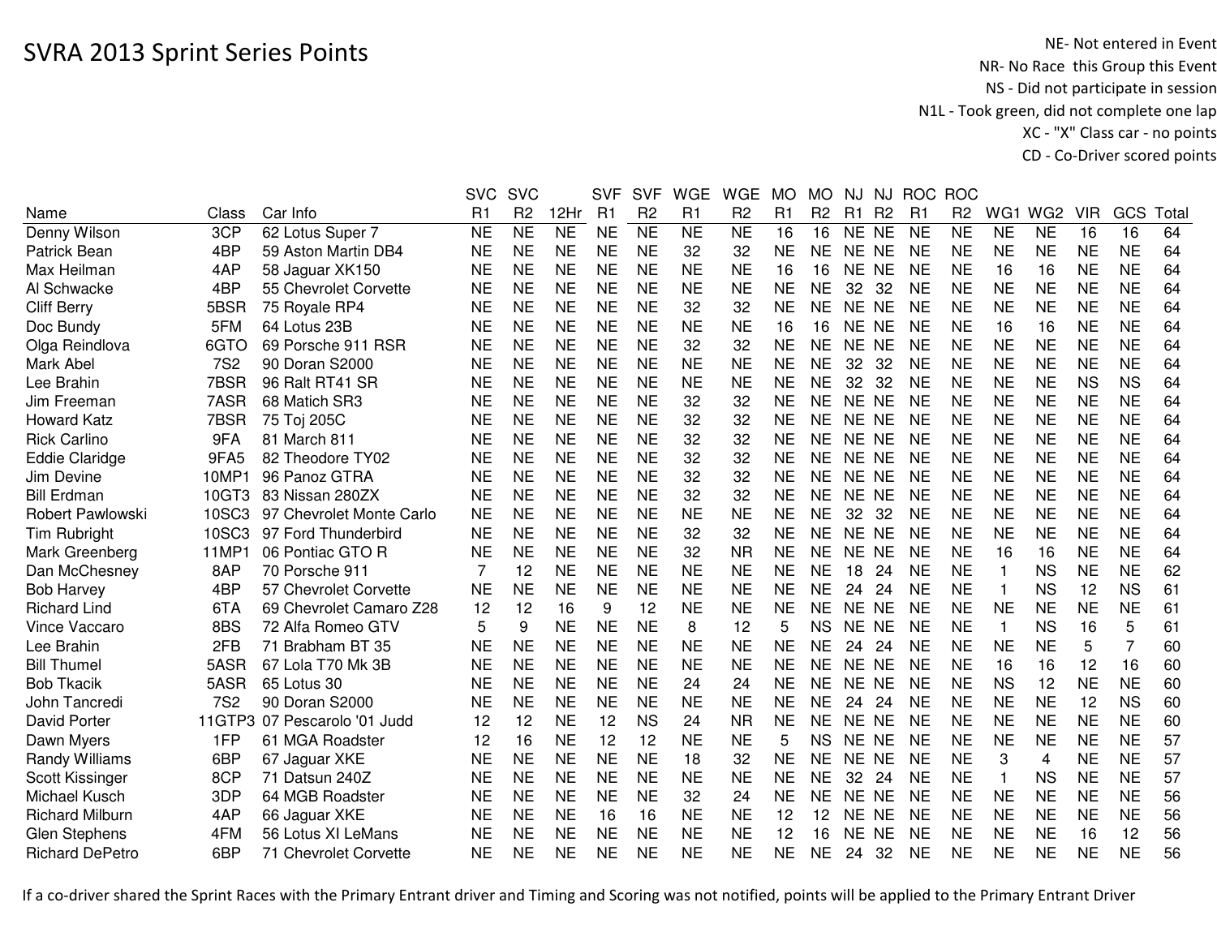# SVRA 2013 Sprint Series Points

NE- Not entered in Event
NR- No Race this Group this Event
NS - Did not participate in session
N1L - Took green, did not complete one lap
XC - "X" Class car - no points
CD - Co-Driver scored points

| Name | Class | Car Info | SVC R1 | SVC R2 | 12Hr | SVF R1 | SVF R2 | WGE R1 | WGE R2 | MO R1 | MO R2 | NJ R1 | NJ R2 | ROC R1 | ROC R2 | WG1 | WG2 | VIR | GCS | Total |
|---|---|---|---|---|---|---|---|---|---|---|---|---|---|---|---|---|---|---|---|---|
| Denny Wilson | 3CP | 62 Lotus Super 7 | NE | NE | NE | NE | NE | NE | NE | 16 | 16 | NE | NE | NE | NE | NE | NE | 16 | 16 | 64 |
| Patrick Bean | 4BP | 59 Aston Martin DB4 | NE | NE | NE | NE | NE | 32 | 32 | NE | NE | NE | NE | NE | NE | NE | NE | NE | NE | 64 |
| Max Heilman | 4AP | 58 Jaguar XK150 | NE | NE | NE | NE | NE | NE | NE | 16 | 16 | NE | NE | NE | NE | 16 | 16 | NE | NE | 64 |
| Al Schwacke | 4BP | 55 Chevrolet Corvette | NE | NE | NE | NE | NE | NE | NE | NE | NE | 32 | 32 | NE | NE | NE | NE | NE | NE | 64 |
| Cliff Berry | 5BSR | 75 Royale RP4 | NE | NE | NE | NE | NE | 32 | 32 | NE | NE | NE | NE | NE | NE | NE | NE | NE | NE | 64 |
| Doc Bundy | 5FM | 64 Lotus 23B | NE | NE | NE | NE | NE | NE | NE | 16 | 16 | NE | NE | NE | NE | 16 | 16 | NE | NE | 64 |
| Olga Reindlova | 6GTO | 69 Porsche 911 RSR | NE | NE | NE | NE | NE | 32 | 32 | NE | NE | NE | NE | NE | NE | NE | NE | NE | NE | 64 |
| Mark Abel | 7S2 | 90 Doran S2000 | NE | NE | NE | NE | NE | NE | NE | NE | NE | 32 | 32 | NE | NE | NE | NE | NE | NE | 64 |
| Lee Brahin | 7BSR | 96 Ralt RT41 SR | NE | NE | NE | NE | NE | NE | NE | NE | NE | 32 | 32 | NE | NE | NE | NE | NS | NS | 64 |
| Jim Freeman | 7ASR | 68 Matich SR3 | NE | NE | NE | NE | NE | 32 | 32 | NE | NE | NE | NE | NE | NE | NE | NE | NE | NE | 64 |
| Howard Katz | 7BSR | 75 Toj 205C | NE | NE | NE | NE | NE | 32 | 32 | NE | NE | NE | NE | NE | NE | NE | NE | NE | NE | 64 |
| Rick Carlino | 9FA | 81 March 811 | NE | NE | NE | NE | NE | 32 | 32 | NE | NE | NE | NE | NE | NE | NE | NE | NE | NE | 64 |
| Eddie Claridge | 9FA5 | 82 Theodore TY02 | NE | NE | NE | NE | NE | 32 | 32 | NE | NE | NE | NE | NE | NE | NE | NE | NE | NE | 64 |
| Jim Devine | 10MP1 | 96 Panoz GTRA | NE | NE | NE | NE | NE | 32 | 32 | NE | NE | NE | NE | NE | NE | NE | NE | NE | NE | 64 |
| Bill Erdman | 10GT3 | 83 Nissan 280ZX | NE | NE | NE | NE | NE | 32 | 32 | NE | NE | NE | NE | NE | NE | NE | NE | NE | NE | 64 |
| Robert Pawlowski | 10SC3 | 97 Chevrolet Monte Carlo | NE | NE | NE | NE | NE | NE | NE | NE | NE | 32 | 32 | NE | NE | NE | NE | NE | NE | 64 |
| Tim Rubright | 10SC3 | 97 Ford Thunderbird | NE | NE | NE | NE | NE | 32 | 32 | NE | NE | NE | NE | NE | NE | NE | NE | NE | NE | 64 |
| Mark Greenberg | 11MP1 | 06 Pontiac GTO R | NE | NE | NE | NE | NE | 32 | NR | NE | NE | NE | NE | NE | NE | 16 | 16 | NE | NE | 64 |
| Dan McChesney | 8AP | 70 Porsche 911 | 7 | 12 | NE | NE | NE | NE | NE | NE | NE | 18 | 24 | NE | NE | 1 | NS | NE | NE | 62 |
| Bob Harvey | 4BP | 57 Chevrolet Corvette | NE | NE | NE | NE | NE | NE | NE | NE | NE | 24 | 24 | NE | NE | 1 | NS | 12 | NS | 61 |
| Richard Lind | 6TA | 69 Chevrolet Camaro Z28 | 12 | 12 | 16 | 9 | 12 | NE | NE | NE | NE | NE | NE | NE | NE | NE | NE | NE | NE | 61 |
| Vince Vaccaro | 8BS | 72 Alfa Romeo GTV | 5 | 9 | NE | NE | NE | 8 | 12 | 5 | NS | NE | NE | NE | NE | 1 | NS | 16 | 5 | 61 |
| Lee Brahin | 2FB | 71 Brabham BT 35 | NE | NE | NE | NE | NE | NE | NE | NE | NE | 24 | 24 | NE | NE | NE | NE | 5 | 7 | 60 |
| Bill Thumel | 5ASR | 67 Lola T70 Mk 3B | NE | NE | NE | NE | NE | NE | NE | NE | NE | NE | NE | NE | NE | 16 | 16 | 12 | 16 | 60 |
| Bob Tkacik | 5ASR | 65 Lotus 30 | NE | NE | NE | NE | NE | 24 | 24 | NE | NE | NE | NE | NE | NE | NS | 12 | NE | NE | 60 |
| John Tancredi | 7S2 | 90 Doran S2000 | NE | NE | NE | NE | NE | NE | NE | NE | NE | 24 | 24 | NE | NE | NE | NE | 12 | NS | 60 |
| David Porter | 11GTP3 | 07 Pescarolo '01 Judd | 12 | 12 | NE | 12 | NS | 24 | NR | NE | NE | NE | NE | NE | NE | NE | NE | NE | NE | 60 |
| Dawn Myers | 1FP | 61 MGA Roadster | 12 | 16 | NE | 12 | 12 | NE | NE | 5 | NS | NE | NE | NE | NE | NE | NE | NE | NE | 57 |
| Randy Williams | 6BP | 67 Jaguar XKE | NE | NE | NE | NE | NE | 18 | 32 | NE | NE | NE | NE | NE | NE | 3 | 4 | NE | NE | 57 |
| Scott Kissinger | 8CP | 71 Datsun 240Z | NE | NE | NE | NE | NE | NE | NE | NE | NE | 32 | 24 | NE | NE | 1 | NS | NE | NE | 57 |
| Michael Kusch | 3DP | 64 MGB Roadster | NE | NE | NE | NE | NE | 32 | 24 | NE | NE | NE | NE | NE | NE | NE | NE | NE | NE | 56 |
| Richard Milburn | 4AP | 66 Jaguar XKE | NE | NE | NE | 16 | 16 | NE | NE | 12 | 12 | NE | NE | NE | NE | NE | NE | NE | NE | 56 |
| Glen Stephens | 4FM | 56 Lotus XI LeMans | NE | NE | NE | NE | NE | NE | NE | 12 | 16 | NE | NE | NE | NE | NE | NE | 16 | 12 | 56 |
| Richard DePetro | 6BP | 71 Chevrolet Corvette | NE | NE | NE | NE | NE | NE | NE | NE | NE | 24 | 32 | NE | NE | NE | NE | NE | NE | 56 |

If a co-driver shared the Sprint Races with the Primary Entrant driver and Timing and Scoring was not notified, points will be applied to the Primary Entrant Driver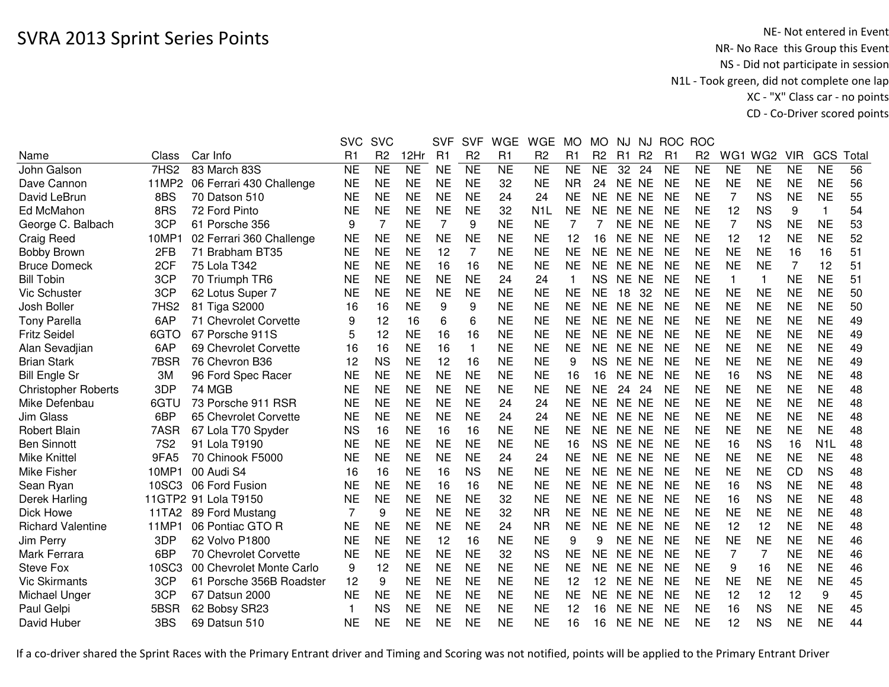# SVRA 2013 Sprint Series Points

NE- Not entered in Event
NR- No Race this Group this Event
NS - Did not participate in session
N1L - Took green, did not complete one lap
XC - "X" Class car - no points
CD - Co-Driver scored points

| Name | Class | Car Info | SVC R1 | SVC R2 | 12Hr | SVF R1 | SVF R2 | WGE R1 | WGE R2 | MO R1 | MO R2 | NJ R1 | NJ R2 | ROC R1 | ROC R2 | WG1 | WG2 | VIR | GCS | Total |
|---|---|---|---|---|---|---|---|---|---|---|---|---|---|---|---|---|---|---|---|---|
| John Galson | 7HS2 | 83 March 83S | NE | NE | NE | NE | NE | NE | NE | NE | NE | 32 | 24 | NE | NE | NE | NE | NE | NE | 56 |
| Dave Cannon | 11MP2 | 06 Ferrari 430 Challenge | NE | NE | NE | NE | NE | 32 | NE | NR | 24 | NE | NE | NE | NE | NE | NE | NE | NE | 56 |
| David LeBrun | 8BS | 70 Datson 510 | NE | NE | NE | NE | NE | 24 | 24 | NE | NE | NE | NE | NE | NE | 7 | NS | NE | NE | 55 |
| Ed McMahon | 8RS | 72 Ford Pinto | NE | NE | NE | NE | NE | 32 | N1L | NE | NE | NE | NE | NE | NE | 12 | NS | 9 | 1 | 54 |
| George C. Balbach | 3CP | 61 Porsche 356 | 9 | 7 | NE | 7 | 9 | NE | NE | 7 | 7 | NE | NE | NE | NE | 7 | NS | NE | NE | 53 |
| Craig Reed | 10MP1 | 02 Ferrari 360 Challenge | NE | NE | NE | NE | NE | NE | NE | 12 | 16 | NE | NE | NE | NE | 12 | 12 | NE | NE | 52 |
| Bobby Brown | 2FB | 71 Brabham BT35 | NE | NE | NE | 12 | 7 | NE | NE | NE | NE | NE | NE | NE | NE | NE | NE | 16 | 16 | 51 |
| Bruce Domeck | 2CF | 75 Lola T342 | NE | NE | NE | 16 | 16 | NE | NE | NE | NE | NE | NE | NE | NE | NE | NE | 7 | 12 | 51 |
| Bill Tobin | 3CP | 70 Triumph TR6 | NE | NE | NE | NE | NE | 24 | 24 | 1 | NS | NE | NE | NE | NE | 1 | 1 | NE | NE | 51 |
| Vic Schuster | 3CP | 62 Lotus Super 7 | NE | NE | NE | NE | NE | NE | NE | NE | NE | 18 | 32 | NE | NE | NE | NE | NE | NE | 50 |
| Josh Boller | 7HS2 | 81 Tiga S2000 | 16 | 16 | NE | 9 | 9 | NE | NE | NE | NE | NE | NE | NE | NE | NE | NE | NE | NE | 50 |
| Tony Parella | 6AP | 71 Chevrolet Corvette | 9 | 12 | 16 | 6 | 6 | NE | NE | NE | NE | NE | NE | NE | NE | NE | NE | NE | NE | 49 |
| Fritz Seidel | 6GTO | 67 Porsche 911S | 5 | 12 | NE | 16 | 16 | NE | NE | NE | NE | NE | NE | NE | NE | NE | NE | NE | NE | 49 |
| Alan Sevadjian | 6AP | 69 Chevrolet Corvette | 16 | 16 | NE | 16 | 1 | NE | NE | NE | NE | NE | NE | NE | NE | NE | NE | NE | NE | 49 |
| Brian Stark | 7BSR | 76 Chevron B36 | 12 | NS | NE | 12 | 16 | NE | NE | 9 | NS | NE | NE | NE | NE | NE | NE | NE | NE | 49 |
| Bill Engle Sr | 3M | 96 Ford Spec Racer | NE | NE | NE | NE | NE | NE | NE | 16 | 16 | NE | NE | NE | NE | 16 | NS | NE | NE | 48 |
| Christopher Roberts | 3DP | 74 MGB | NE | NE | NE | NE | NE | NE | NE | NE | NE | 24 | 24 | NE | NE | NE | NE | NE | NE | 48 |
| Mike Defenbau | 6GTU | 73 Porsche 911 RSR | NE | NE | NE | NE | NE | 24 | 24 | NE | NE | NE | NE | NE | NE | NE | NE | NE | NE | 48 |
| Jim Glass | 6BP | 65 Chevrolet Corvette | NE | NE | NE | NE | NE | 24 | 24 | NE | NE | NE | NE | NE | NE | NE | NE | NE | NE | 48 |
| Robert Blain | 7ASR | 67 Lola T70 Spyder | NS | 16 | NE | 16 | 16 | NE | NE | NE | NE | NE | NE | NE | NE | NE | NE | NE | NE | 48 |
| Ben Sinnott | 7S2 | 91 Lola T9190 | NE | NE | NE | NE | NE | NE | NE | 16 | NS | NE | NE | NE | NE | 16 | NS | 16 | N1L | 48 |
| Mike Knittel | 9FA5 | 70 Chinook F5000 | NE | NE | NE | NE | NE | 24 | 24 | NE | NE | NE | NE | NE | NE | NE | NE | NE | NE | 48 |
| Mike Fisher | 10MP1 | 00 Audi S4 | 16 | 16 | NE | 16 | NS | NE | NE | NE | NE | NE | NE | NE | NE | NE | NE | CD | NS | 48 |
| Sean Ryan | 10SC3 | 06 Ford Fusion | NE | NE | NE | 16 | 16 | NE | NE | NE | NE | NE | NE | NE | NE | 16 | NS | NE | NE | 48 |
| Derek Harling | 11GTP2 | 91 Lola T9150 | NE | NE | NE | NE | NE | 32 | NE | NE | NE | NE | NE | NE | NE | 16 | NS | NE | NE | 48 |
| Dick Howe | 11TA2 | 89 Ford Mustang | 7 | 9 | NE | NE | NE | 32 | NR | NE | NE | NE | NE | NE | NE | NE | NE | NE | NE | 48 |
| Richard Valentine | 11MP1 | 06 Pontiac GTO R | NE | NE | NE | NE | NE | 24 | NR | NE | NE | NE | NE | NE | NE | 12 | 12 | NE | NE | 48 |
| Jim Perry | 3DP | 62 Volvo P1800 | NE | NE | NE | 12 | 16 | NE | NE | 9 | 9 | NE | NE | NE | NE | NE | NE | NE | NE | 46 |
| Mark Ferrara | 6BP | 70 Chevrolet Corvette | NE | NE | NE | NE | NE | 32 | NS | NE | NE | NE | NE | NE | NE | 7 | 7 | NE | NE | 46 |
| Steve Fox | 10SC3 | 00 Chevrolet Monte Carlo | 9 | 12 | NE | NE | NE | NE | NE | NE | NE | NE | NE | NE | NE | 9 | 16 | NE | NE | 46 |
| Vic Skirmants | 3CP | 61 Porsche 356B Roadster | 12 | 9 | NE | NE | NE | NE | NE | 12 | 12 | NE | NE | NE | NE | NE | NE | NE | NE | 45 |
| Michael Unger | 3CP | 67 Datsun 2000 | NE | NE | NE | NE | NE | NE | NE | NE | NE | NE | NE | NE | NE | 12 | 12 | 12 | 9 | 45 |
| Paul Gelpi | 5BSR | 62 Bobsy SR23 | 1 | NS | NE | NE | NE | NE | NE | 12 | 16 | NE | NE | NE | NE | 16 | NS | NE | NE | 45 |
| David Huber | 3BS | 69 Datsun 510 | NE | NE | NE | NE | NE | NE | NE | 16 | 16 | NE | NE | NE | NE | 12 | NS | NE | NE | 44 |

If a co-driver shared the Sprint Races with the Primary Entrant driver and Timing and Scoring was not notified, points will be applied to the Primary Entrant Driver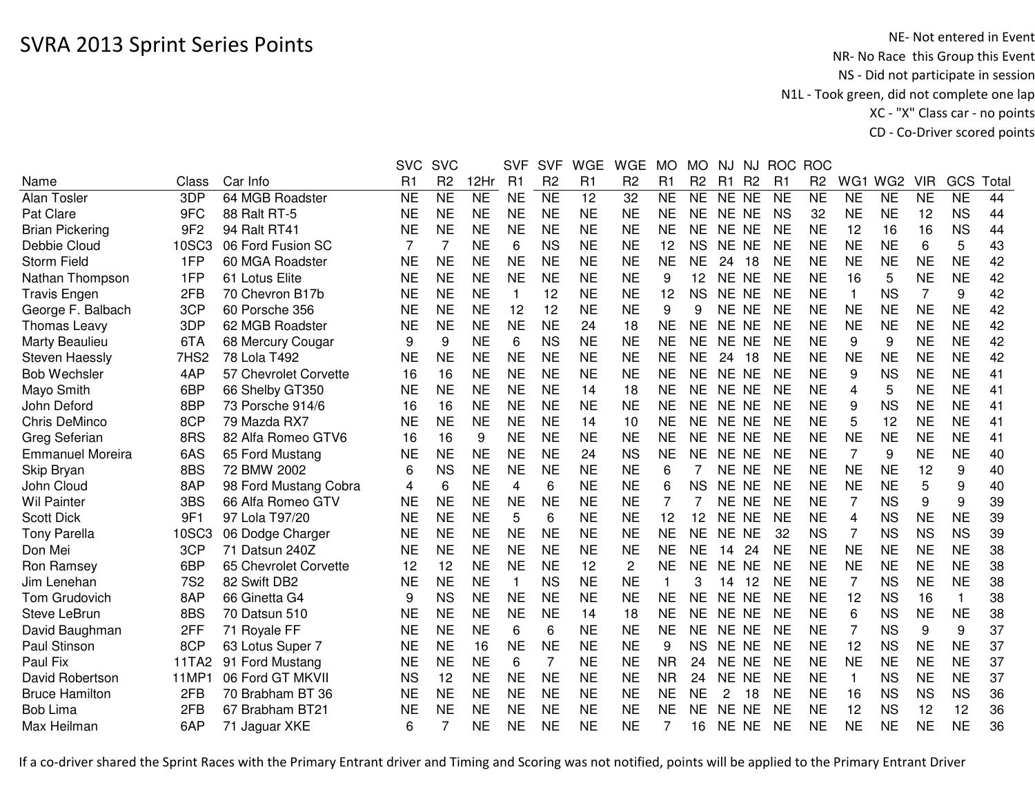# SVRA 2013 Sprint Series Points

NE- Not entered in Event
NR- No Race this Group this Event
NS - Did not participate in session
N1L - Took green, did not complete one lap
XC - "X" Class car - no points
CD - Co-Driver scored points

| Name | Class | Car Info | SVC R1 | SVC R2 | 12Hr | SVF R1 | SVF R2 | WGE R1 | WGE R2 | MO R1 | MO R2 | NJ R1 | NJ R2 | ROC R1 | ROC R2 | WG1 | WG2 | VIR | GCS | Total |
|---|---|---|---|---|---|---|---|---|---|---|---|---|---|---|---|---|---|---|---|---|
| Alan Tosler | 3DP | 64 MGB Roadster | NE | NE | NE | NE | NE | 12 | 32 | NE | NE | NE | NE | NE | NE | NE | NE | NE | NE | 44 |
| Pat Clare | 9FC | 88 Ralt RT-5 | NE | NE | NE | NE | NE | NE | NE | NE | NE | NE | NE | NS | 32 | NE | NE | 12 | NS | 44 |
| Brian Pickering | 9F2 | 94 Ralt RT41 | NE | NE | NE | NE | NE | NE | NE | NE | NE | NE | NE | NE | NE | 12 | 16 | 16 | NS | 44 |
| Debbie Cloud | 10SC3 | 06 Ford Fusion SC | 7 | 7 | NE | 6 | NS | NE | NE | 12 | NS | NE | NE | NE | NE | NE | NE | 6 | 5 | 43 |
| Storm Field | 1FP | 60 MGA Roadster | NE | NE | NE | NE | NE | NE | NE | NE | NE | 24 | 18 | NE | NE | NE | NE | NE | NE | 42 |
| Nathan Thompson | 1FP | 61 Lotus Elite | NE | NE | NE | NE | NE | NE | NE | 9 | 12 | NE | NE | NE | NE | 16 | 5 | NE | NE | 42 |
| Travis Engen | 2FB | 70 Chevron B17b | NE | NE | NE | 1 | 12 | NE | NE | 12 | NS | NE | NE | NE | NE | 1 | NS | 7 | 9 | 42 |
| George F. Balbach | 3CP | 60 Porsche 356 | NE | NE | NE | 12 | 12 | NE | NE | 9 | 9 | NE | NE | NE | NE | NE | NE | NE | NE | 42 |
| Thomas Leavy | 3DP | 62 MGB Roadster | NE | NE | NE | NE | NE | 24 | 18 | NE | NE | NE | NE | NE | NE | NE | NE | NE | NE | 42 |
| Marty Beaulieu | 6TA | 68 Mercury Cougar | 9 | 9 | NE | 6 | NS | NE | NE | NE | NE | NE | NE | NE | NE | 9 | 9 | NE | NE | 42 |
| Steven Haessly | 7HS2 | 78 Lola T492 | NE | NE | NE | NE | NE | NE | NE | NE | NE | 24 | 18 | NE | NE | NE | NE | NE | NE | 42 |
| Bob Wechsler | 4AP | 57 Chevrolet Corvette | 16 | 16 | NE | NE | NE | NE | NE | NE | NE | NE | NE | NE | NE | 9 | NS | NE | NE | 41 |
| Mayo Smith | 6BP | 66 Shelby GT350 | NE | NE | NE | NE | NE | 14 | 18 | NE | NE | NE | NE | NE | NE | 4 | 5 | NE | NE | 41 |
| John Deford | 8BP | 73 Porsche 914/6 | 16 | 16 | NE | NE | NE | NE | NE | NE | NE | NE | NE | NE | NE | 9 | NS | NE | NE | 41 |
| Chris DeMinco | 8CP | 79 Mazda RX7 | NE | NE | NE | NE | NE | 14 | 10 | NE | NE | NE | NE | NE | NE | 5 | 12 | NE | NE | 41 |
| Greg Seferian | 8RS | 82 Alfa Romeo GTV6 | 16 | 16 | 9 | NE | NE | NE | NE | NE | NE | NE | NE | NE | NE | NE | NE | NE | NE | 41 |
| Emmanuel Moreira | 6AS | 65 Ford Mustang | NE | NE | NE | NE | NE | 24 | NS | NE | NE | NE | NE | NE | NE | 7 | 9 | NE | NE | 40 |
| Skip Bryan | 8BS | 72 BMW 2002 | 6 | NS | NE | NE | NE | NE | NE | 6 | 7 | NE | NE | NE | NE | NE | NE | 12 | 9 | 40 |
| John Cloud | 8AP | 98 Ford Mustang Cobra | 4 | 6 | NE | 4 | 6 | NE | NE | 6 | NS | NE | NE | NE | NE | NE | NE | 5 | 9 | 40 |
| Wil Painter | 3BS | 66 Alfa Romeo GTV | NE | NE | NE | NE | NE | NE | NE | 7 | 7 | NE | NE | NE | NE | 7 | NS | 9 | 9 | 39 |
| Scott Dick | 9F1 | 97 Lola T97/20 | NE | NE | NE | 5 | 6 | NE | NE | 12 | 12 | NE | NE | NE | NE | 4 | NS | NE | NE | 39 |
| Tony Parella | 10SC3 | 06 Dodge Charger | NE | NE | NE | NE | NE | NE | NE | NE | NE | NE | NE | 32 | NS | 7 | NS | NS | NS | 39 |
| Don Mei | 3CP | 71 Datsun 240Z | NE | NE | NE | NE | NE | NE | NE | NE | NE | 14 | 24 | NE | NE | NE | NE | NE | NE | 38 |
| Ron Ramsey | 6BP | 65 Chevrolet Corvette | 12 | 12 | NE | NE | NE | 12 | 2 | NE | NE | NE | NE | NE | NE | NE | NE | NE | NE | 38 |
| Jim Lenehan | 7S2 | 82 Swift DB2 | NE | NE | NE | 1 | NS | NE | NE | 1 | 3 | 14 | 12 | NE | NE | 7 | NS | NE | NE | 38 |
| Tom Grudovich | 8AP | 66 Ginetta G4 | 9 | NS | NE | NE | NE | NE | NE | NE | NE | NE | NE | NE | NE | 12 | NS | 16 | 1 | 38 |
| Steve LeBrun | 8BS | 70 Datsun 510 | NE | NE | NE | NE | NE | 14 | 18 | NE | NE | NE | NE | NE | NE | 6 | NS | NE | NE | 38 |
| David Baughman | 2FF | 71 Royale FF | NE | NE | NE | 6 | 6 | NE | NE | NE | NE | NE | NE | NE | NE | 7 | NS | 9 | 9 | 37 |
| Paul Stinson | 8CP | 63 Lotus Super 7 | NE | NE | 16 | NE | NE | NE | NE | 9 | NS | NE | NE | NE | NE | 12 | NS | NE | NE | 37 |
| Paul Fix | 11TA2 | 91 Ford Mustang | NE | NE | NE | 6 | 7 | NE | NE | NR | 24 | NE | NE | NE | NE | NE | NE | NE | NE | 37 |
| David Robertson | 11MP1 | 06 Ford GT MKVII | NS | 12 | NE | NE | NE | NE | NE | NR | 24 | NE | NE | NE | NE | 1 | NS | NE | NE | 37 |
| Bruce Hamilton | 2FB | 70 Brabham BT 36 | NE | NE | NE | NE | NE | NE | NE | NE | NE | 2 | 18 | NE | NE | 16 | NS | NS | NS | 36 |
| Bob Lima | 2FB | 67 Brabham BT21 | NE | NE | NE | NE | NE | NE | NE | NE | NE | NE | NE | NE | NE | 12 | NS | 12 | 12 | 36 |
| Max Heilman | 6AP | 71 Jaguar XKE | 6 | 7 | NE | NE | NE | NE | NE | 7 | 16 | NE | NE | NE | NE | NE | NE | NE | NE | 36 |

If a co-driver shared the Sprint Races with the Primary Entrant driver and Timing and Scoring was not notified, points will be applied to the Primary Entrant Driver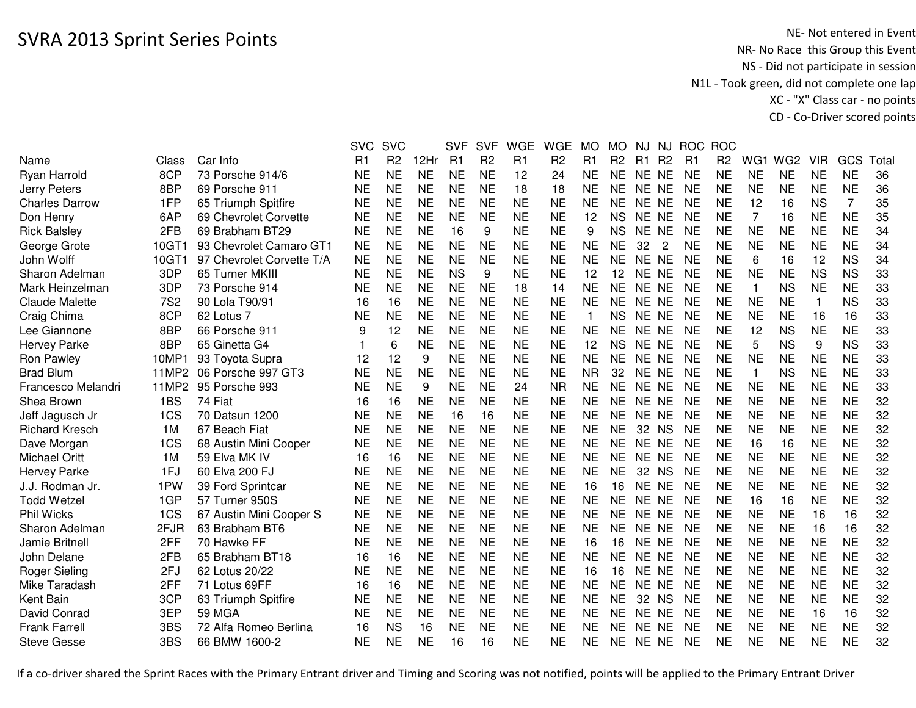# SVRA 2013 Sprint Series Points

NE- Not entered in Event
NR- No Race this Group this Event
NS - Did not participate in session
N1L - Took green, did not complete one lap
XC - "X" Class car - no points
CD - Co-Driver scored points

| Name | Class | Car Info | SVC R1 | SVC R2 | 12Hr | SVF R1 | SVF R2 | WGE R1 | WGE R2 | MO R1 | MO R2 | NJ R1 | NJ R2 | ROC R1 | ROC R2 | WG1 | WG2 | VIR | GCS | Total |
|---|---|---|---|---|---|---|---|---|---|---|---|---|---|---|---|---|---|---|---|---|
| Ryan Harrold | 8CP | 73 Porsche 914/6 | NE | NE | NE | NE | NE | 12 | 24 | NE | NE | NE | NE | NE | NE | NE | NE | NE | NE | 36 |
| Jerry Peters | 8BP | 69 Porsche 911 | NE | NE | NE | NE | NE | 18 | 18 | NE | NE | NE | NE | NE | NE | NE | NE | NE | NE | 36 |
| Charles Darrow | 1FP | 65 Triumph Spitfire | NE | NE | NE | NE | NE | NE | NE | NE | NE | NE | NE | NE | NE | 12 | 16 | NS | 7 | 35 |
| Don Henry | 6AP | 69 Chevrolet Corvette | NE | NE | NE | NE | NE | NE | NE | 12 | NS | NE | NE | NE | NE | 7 | 16 | NE | NE | 35 |
| Rick Balsley | 2FB | 69 Brabham BT29 | NE | NE | NE | 16 | 9 | NE | NE | 9 | NS | NE | NE | NE | NE | NE | NE | NE | NE | 34 |
| George Grote | 10GT1 | 93 Chevrolet Camaro GT1 | NE | NE | NE | NE | NE | NE | NE | NE | NE | 32 | 2 | NE | NE | NE | NE | NE | NE | 34 |
| John Wolff | 10GT1 | 97 Chevrolet Corvette T/A | NE | NE | NE | NE | NE | NE | NE | NE | NE | NE | NE | NE | NE | 6 | 16 | 12 | NS | 34 |
| Sharon Adelman | 3DP | 65 Turner MKIII | NE | NE | NE | NS | 9 | NE | NE | 12 | 12 | NE | NE | NE | NE | NE | NE | NS | NS | 33 |
| Mark Heinzelman | 3DP | 73 Porsche 914 | NE | NE | NE | NE | NE | 18 | 14 | NE | NE | NE | NE | NE | NE | 1 | NS | NE | NE | 33 |
| Claude Malette | 7S2 | 90 Lola T90/91 | 16 | 16 | NE | NE | NE | NE | NE | NE | NE | NE | NE | NE | NE | NE | NE | 1 | NS | 33 |
| Craig Chima | 8CP | 62 Lotus 7 | NE | NE | NE | NE | NE | NE | NE | 1 | NS | NE | NE | NE | NE | NE | NE | 16 | 16 | 33 |
| Lee Giannone | 8BP | 66 Porsche 911 | 9 | 12 | NE | NE | NE | NE | NE | NE | NE | NE | NE | NE | NE | 12 | NS | NE | NE | 33 |
| Hervey Parke | 8BP | 65 Ginetta G4 | 1 | 6 | NE | NE | NE | NE | NE | 12 | NS | NE | NE | NE | NE | 5 | NS | 9 | NS | 33 |
| Ron Pawley | 10MP1 | 93 Toyota Supra | 12 | 12 | 9 | NE | NE | NE | NE | NE | NE | NE | NE | NE | NE | NE | NE | NE | NE | 33 |
| Brad Blum | 11MP2 | 06 Porsche 997 GT3 | NE | NE | NE | NE | NE | NE | NE | NR | 32 | NE | NE | NE | NE | 1 | NS | NE | NE | 33 |
| Francesco Melandri | 11MP2 | 95 Porsche 993 | NE | NE | 9 | NE | NE | 24 | NR | NE | NE | NE | NE | NE | NE | NE | NE | NE | NE | 33 |
| Shea Brown | 1BS | 74 Fiat | 16 | 16 | NE | NE | NE | NE | NE | NE | NE | NE | NE | NE | NE | NE | NE | NE | NE | 32 |
| Jeff Jagusch Jr | 1CS | 70 Datsun 1200 | NE | NE | NE | 16 | 16 | NE | NE | NE | NE | NE | NE | NE | NE | NE | NE | NE | NE | 32 |
| Richard Kresch | 1M | 67 Beach Fiat | NE | NE | NE | NE | NE | NE | NE | NE | NE | 32 | NS | NE | NE | NE | NE | NE | NE | 32 |
| Dave Morgan | 1CS | 68 Austin Mini Cooper | NE | NE | NE | NE | NE | NE | NE | NE | NE | NE | NE | NE | NE | 16 | 16 | NE | NE | 32 |
| Michael Oritt | 1M | 59 Elva MK IV | 16 | 16 | NE | NE | NE | NE | NE | NE | NE | NE | NE | NE | NE | NE | NE | NE | NE | 32 |
| Hervey Parke | 1FJ | 60 Elva 200 FJ | NE | NE | NE | NE | NE | NE | NE | NE | NE | 32 | NS | NE | NE | NE | NE | NE | NE | 32 |
| J.J. Rodman Jr. | 1PW | 39 Ford Sprintcar | NE | NE | NE | NE | NE | NE | NE | 16 | 16 | NE | NE | NE | NE | NE | NE | NE | NE | 32 |
| Todd Wetzel | 1GP | 57 Turner 950S | NE | NE | NE | NE | NE | NE | NE | NE | NE | NE | NE | NE | NE | 16 | 16 | NE | NE | 32 |
| Phil Wicks | 1CS | 67 Austin Mini Cooper S | NE | NE | NE | NE | NE | NE | NE | NE | NE | NE | NE | NE | NE | NE | NE | 16 | 16 | 32 |
| Sharon Adelman | 2FJR | 63 Brabham BT6 | NE | NE | NE | NE | NE | NE | NE | NE | NE | NE | NE | NE | NE | NE | NE | 16 | 16 | 32 |
| Jamie Britnell | 2FF | 70 Hawke FF | NE | NE | NE | NE | NE | NE | NE | 16 | 16 | NE | NE | NE | NE | NE | NE | NE | NE | 32 |
| John Delane | 2FB | 65 Brabham BT18 | 16 | 16 | NE | NE | NE | NE | NE | NE | NE | NE | NE | NE | NE | NE | NE | NE | NE | 32 |
| Roger Sieling | 2FJ | 62 Lotus 20/22 | NE | NE | NE | NE | NE | NE | NE | 16 | 16 | NE | NE | NE | NE | NE | NE | NE | NE | 32 |
| Mike Taradash | 2FF | 71 Lotus 69FF | 16 | 16 | NE | NE | NE | NE | NE | NE | NE | NE | NE | NE | NE | NE | NE | NE | NE | 32 |
| Kent Bain | 3CP | 63 Triumph Spitfire | NE | NE | NE | NE | NE | NE | NE | NE | NE | 32 | NS | NE | NE | NE | NE | NE | NE | 32 |
| David Conrad | 3EP | 59 MGA | NE | NE | NE | NE | NE | NE | NE | NE | NE | NE | NE | NE | NE | NE | NE | 16 | 16 | 32 |
| Frank Farrell | 3BS | 72 Alfa Romeo Berlina | 16 | NS | 16 | NE | NE | NE | NE | NE | NE | NE | NE | NE | NE | NE | NE | NE | NE | 32 |
| Steve Gesse | 3BS | 66 BMW 1600-2 | NE | NE | NE | 16 | 16 | NE | NE | NE | NE | NE | NE | NE | NE | NE | NE | NE | NE | 32 |

If a co-driver shared the Sprint Races with the Primary Entrant driver and Timing and Scoring was not notified, points will be applied to the Primary Entrant Driver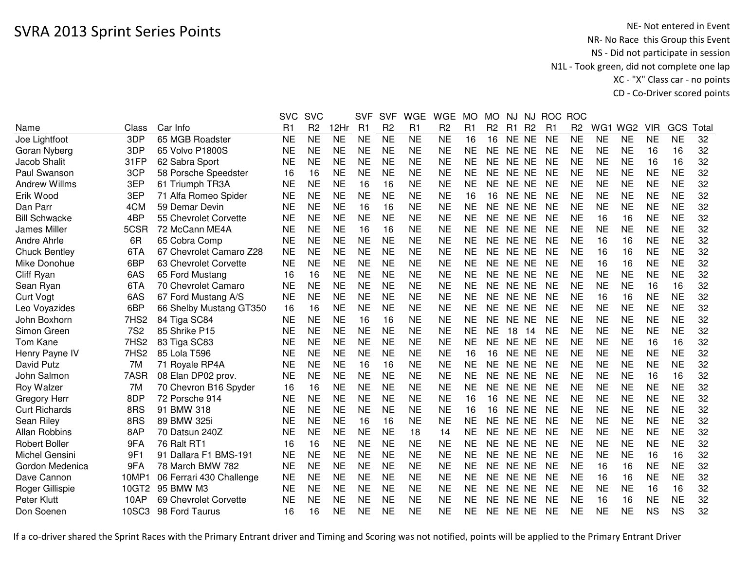# SVRA 2013 Sprint Series Points

NE- Not entered in Event
NR- No Race this Group this Event
NS - Did not participate in session
N1L - Took green, did not complete one lap
XC - "X" Class car - no points
CD - Co-Driver scored points

| Name | Class | Car Info | SVC R1 | SVC R2 | 12Hr | SVF R1 | SVF R2 | WGE R1 | WGE R2 | MO R1 | MO R2 | NJ R1 | NJ R2 | ROC R1 | ROC R2 | WG1 | WG2 | VIR | GCS | Total |
|---|---|---|---|---|---|---|---|---|---|---|---|---|---|---|---|---|---|---|---|---|
| Joe Lightfoot | 3DP | 65 MGB Roadster | NE | NE | NE | NE | NE | NE | NE | 16 | 16 | NE | NE | NE | NE | NE | NE | NE | NE | 32 |
| Goran Nyberg | 3DP | 65 Volvo P1800S | NE | NE | NE | NE | NE | NE | NE | NE | NE | NE | NE | NE | NE | NE | NE | 16 | 16 | 32 |
| Jacob Shalit | 31FP | 62 Sabra Sport | NE | NE | NE | NE | NE | NE | NE | NE | NE | NE | NE | NE | NE | NE | NE | 16 | 16 | 32 |
| Paul Swanson | 3CP | 58 Porsche Speedster | 16 | 16 | NE | NE | NE | NE | NE | NE | NE | NE | NE | NE | NE | NE | NE | NE | NE | 32 |
| Andrew Willms | 3EP | 61 Triumph TR3A | NE | NE | NE | 16 | 16 | NE | NE | NE | NE | NE | NE | NE | NE | NE | NE | NE | NE | 32 |
| Erik Wood | 3EP | 71 Alfa Romeo Spider | NE | NE | NE | NE | NE | NE | NE | 16 | 16 | NE | NE | NE | NE | NE | NE | NE | NE | 32 |
| Dan Parr | 4CM | 59 Demar Devin | NE | NE | NE | 16 | 16 | NE | NE | NE | NE | NE | NE | NE | NE | NE | NE | NE | NE | 32 |
| Bill Schwacke | 4BP | 55 Chevrolet Corvette | NE | NE | NE | NE | NE | NE | NE | NE | NE | NE | NE | NE | NE | 16 | 16 | NE | NE | 32 |
| James Miller | 5CSR | 72 McCann ME4A | NE | NE | NE | 16 | 16 | NE | NE | NE | NE | NE | NE | NE | NE | NE | NE | NE | NE | 32 |
| Andre Ahrle | 6R | 65 Cobra Comp | NE | NE | NE | NE | NE | NE | NE | NE | NE | NE | NE | NE | NE | 16 | 16 | NE | NE | 32 |
| Chuck Bentley | 6TA | 67 Chevrolet Camaro Z28 | NE | NE | NE | NE | NE | NE | NE | NE | NE | NE | NE | NE | NE | 16 | 16 | NE | NE | 32 |
| Mike Donohue | 6BP | 63 Chevrolet Corvette | NE | NE | NE | NE | NE | NE | NE | NE | NE | NE | NE | NE | NE | 16 | 16 | NE | NE | 32 |
| Cliff Ryan | 6AS | 65 Ford Mustang | 16 | 16 | NE | NE | NE | NE | NE | NE | NE | NE | NE | NE | NE | NE | NE | NE | NE | 32 |
| Sean Ryan | 6TA | 70 Chevrolet Camaro | NE | NE | NE | NE | NE | NE | NE | NE | NE | NE | NE | NE | NE | NE | NE | 16 | 16 | 32 |
| Curt Vogt | 6AS | 67 Ford Mustang A/S | NE | NE | NE | NE | NE | NE | NE | NE | NE | NE | NE | NE | NE | 16 | 16 | NE | NE | 32 |
| Leo Voyazides | 6BP | 66 Shelby Mustang GT350 | 16 | 16 | NE | NE | NE | NE | NE | NE | NE | NE | NE | NE | NE | NE | NE | NE | NE | 32 |
| John Boxhorn | 7HS2 | 84 Tiga SC84 | NE | NE | NE | 16 | 16 | NE | NE | NE | NE | NE | NE | NE | NE | NE | NE | NE | NE | 32 |
| Simon Green | 7S2 | 85 Shrike P15 | NE | NE | NE | NE | NE | NE | NE | NE | NE | 18 | 14 | NE | NE | NE | NE | NE | NE | 32 |
| Tom Kane | 7HS2 | 83 Tiga SC83 | NE | NE | NE | NE | NE | NE | NE | NE | NE | NE | NE | NE | NE | NE | NE | 16 | 16 | 32 |
| Henry Payne IV | 7HS2 | 85 Lola T596 | NE | NE | NE | NE | NE | NE | NE | 16 | 16 | NE | NE | NE | NE | NE | NE | NE | NE | 32 |
| David Putz | 7M | 71 Royale RP4A | NE | NE | NE | 16 | 16 | NE | NE | NE | NE | NE | NE | NE | NE | NE | NE | NE | NE | 32 |
| John Salmon | 7ASR | 08 Elan DP02 prov. | NE | NE | NE | NE | NE | NE | NE | NE | NE | NE | NE | NE | NE | NE | NE | 16 | 16 | 32 |
| Roy Walzer | 7M | 70 Chevron B16 Spyder | 16 | 16 | NE | NE | NE | NE | NE | NE | NE | NE | NE | NE | NE | NE | NE | NE | NE | 32 |
| Gregory Herr | 8DP | 72 Porsche 914 | NE | NE | NE | NE | NE | NE | NE | 16 | 16 | NE | NE | NE | NE | NE | NE | NE | NE | 32 |
| Curt Richards | 8RS | 91 BMW 318 | NE | NE | NE | NE | NE | NE | NE | 16 | 16 | NE | NE | NE | NE | NE | NE | NE | NE | 32 |
| Sean Riley | 8RS | 89 BMW 325i | NE | NE | NE | 16 | 16 | NE | NE | NE | NE | NE | NE | NE | NE | NE | NE | NE | NE | 32 |
| Allan Robbins | 8AP | 70 Datsun 240Z | NE | NE | NE | NE | NE | 18 | 14 | NE | NE | NE | NE | NE | NE | NE | NE | NE | NE | 32 |
| Robert Boller | 9FA | 76 Ralt RT1 | 16 | 16 | NE | NE | NE | NE | NE | NE | NE | NE | NE | NE | NE | NE | NE | NE | NE | 32 |
| Michel Gensini | 9F1 | 91 Dallara F1 BMS-191 | NE | NE | NE | NE | NE | NE | NE | NE | NE | NE | NE | NE | NE | NE | NE | 16 | 16 | 32 |
| Gordon Medenica | 9FA | 78 March BMW 782 | NE | NE | NE | NE | NE | NE | NE | NE | NE | NE | NE | NE | NE | 16 | 16 | NE | NE | 32 |
| Dave Cannon | 10MP1 | 06 Ferrari 430 Challenge | NE | NE | NE | NE | NE | NE | NE | NE | NE | NE | NE | NE | NE | 16 | 16 | NE | NE | 32 |
| Roger Gillispie | 10GT2 | 95 BMW M3 | NE | NE | NE | NE | NE | NE | NE | NE | NE | NE | NE | NE | NE | NE | NE | 16 | 16 | 32 |
| Peter Klutt | 10AP | 69 Chevrolet Corvette | NE | NE | NE | NE | NE | NE | NE | NE | NE | NE | NE | NE | NE | 16 | 16 | NE | NE | 32 |
| Don Soenen | 10SC3 | 98 Ford Taurus | 16 | 16 | NE | NE | NE | NE | NE | NE | NE | NE | NE | NE | NE | NE | NE | NS | NS | 32 |

If a co-driver shared the Sprint Races with the Primary Entrant driver and Timing and Scoring was not notified, points will be applied to the Primary Entrant Driver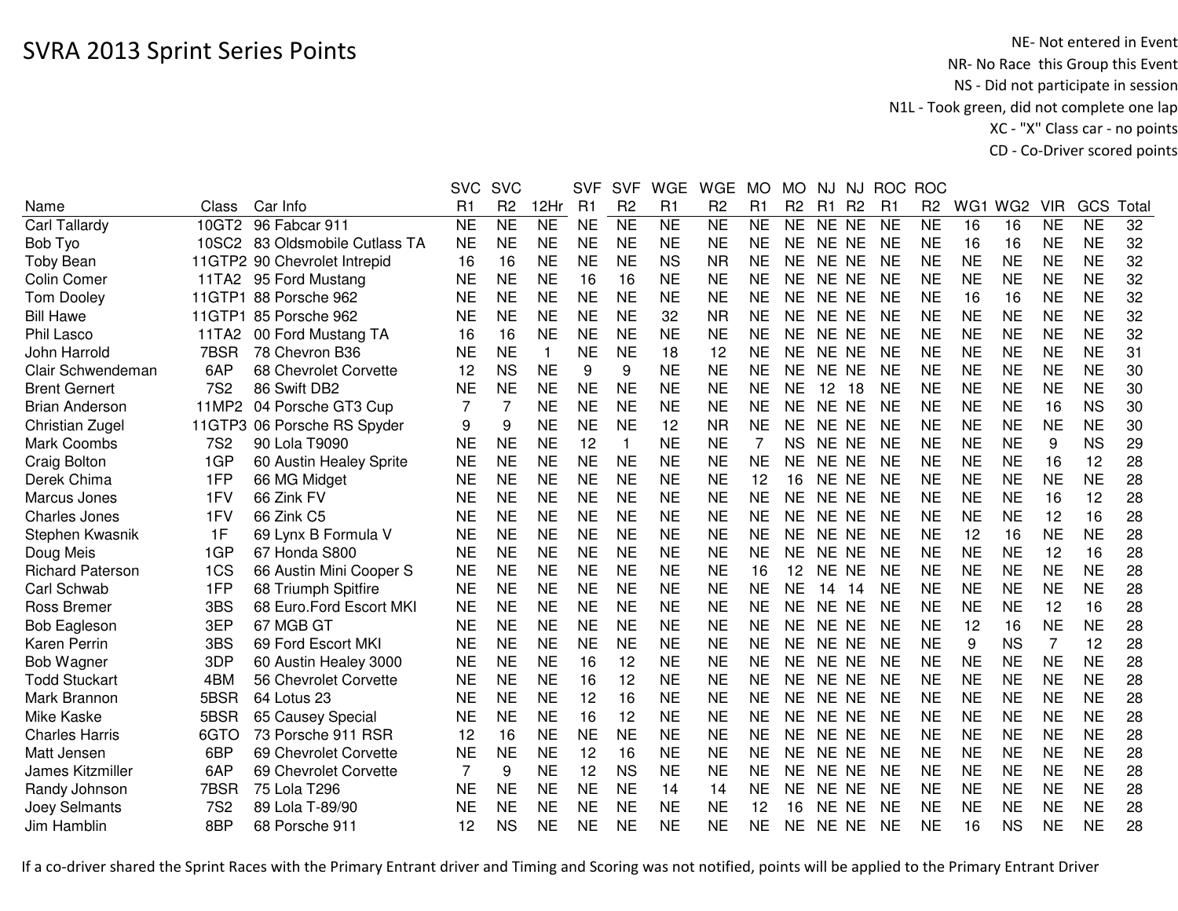# SVRA 2013 Sprint Series Points

NE- Not entered in Event
NR- No Race this Group this Event
NS - Did not participate in session
N1L - Took green, did not complete one lap
XC - "X" Class car - no points
CD - Co-Driver scored points

| Name | Class | Car Info | SVC R1 | SVC R2 | 12Hr | SVF R1 | SVF R2 | WGE R1 | WGE R2 | MO R1 | MO R2 | NJ R1 | NJ R2 | ROC R1 | ROC R2 | WG1 | WG2 | VIR | GCS | Total |
|---|---|---|---|---|---|---|---|---|---|---|---|---|---|---|---|---|---|---|---|---|
| Carl Tallardy | 10GT2 | 96 Fabcar 911 | NE | NE | NE | NE | NE | NE | NE | NE | NE | NE | NE | NE | NE | 16 | 16 | NE | NE | 32 |
| Bob Tyo | 10SC2 | 83 Oldsmobile Cutlass TA | NE | NE | NE | NE | NE | NE | NE | NE | NE | NE | NE | NE | NE | 16 | 16 | NE | NE | 32 |
| Toby Bean | 11GTP2 | 90 Chevrolet Intrepid | 16 | 16 | NE | NE | NE | NS | NR | NE | NE | NE | NE | NE | NE | NE | NE | NE | NE | 32 |
| Colin Comer | 11TA2 | 95 Ford Mustang | NE | NE | NE | 16 | 16 | NE | NE | NE | NE | NE | NE | NE | NE | NE | NE | NE | NE | 32 |
| Tom Dooley | 11GTP1 | 88 Porsche 962 | NE | NE | NE | NE | NE | NE | NE | NE | NE | NE | NE | NE | NE | 16 | 16 | NE | NE | 32 |
| Bill Hawe | 11GTP1 | 85 Porsche 962 | NE | NE | NE | NE | NE | 32 | NR | NE | NE | NE | NE | NE | NE | NE | NE | NE | NE | 32 |
| Phil Lasco | 11TA2 | 00 Ford Mustang TA | 16 | 16 | NE | NE | NE | NE | NE | NE | NE | NE | NE | NE | NE | NE | NE | NE | NE | 32 |
| John Harrold | 7BSR | 78 Chevron B36 | NE | NE | 1 | NE | NE | 18 | 12 | NE | NE | NE | NE | NE | NE | NE | NE | NE | NE | 31 |
| Clair Schwendeman | 6AP | 68 Chevrolet Corvette | 12 | NS | NE | 9 | 9 | NE | NE | NE | NE | NE | NE | NE | NE | NE | NE | NE | NE | 30 |
| Brent Gernert | 7S2 | 86 Swift DB2 | NE | NE | NE | NE | NE | NE | NE | NE | NE | 12 | 18 | NE | NE | NE | NE | NE | NE | 30 |
| Brian Anderson | 11MP2 | 04 Porsche GT3 Cup | 7 | 7 | NE | NE | NE | NE | NE | NE | NE | NE | NE | NE | NE | NE | NE | 16 | NS | 30 |
| Christian Zugel | 11GTP3 | 06 Porsche RS Spyder | 9 | 9 | NE | NE | NE | 12 | NR | NE | NE | NE | NE | NE | NE | NE | NE | NE | NE | 30 |
| Mark Coombs | 7S2 | 90 Lola T9090 | NE | NE | NE | 12 | 1 | NE | NE | 7 | NS | NE | NE | NE | NE | NE | NE | 9 | NS | 29 |
| Craig Bolton | 1GP | 60 Austin Healey Sprite | NE | NE | NE | NE | NE | NE | NE | NE | NE | NE | NE | NE | NE | NE | NE | 16 | 12 | 28 |
| Derek Chima | 1FP | 66 MG Midget | NE | NE | NE | NE | NE | NE | NE | 12 | 16 | NE | NE | NE | NE | NE | NE | NE | NE | 28 |
| Marcus Jones | 1FV | 66 Zink FV | NE | NE | NE | NE | NE | NE | NE | NE | NE | NE | NE | NE | NE | NE | NE | 16 | 12 | 28 |
| Charles Jones | 1FV | 66 Zink C5 | NE | NE | NE | NE | NE | NE | NE | NE | NE | NE | NE | NE | NE | NE | NE | 12 | 16 | 28 |
| Stephen Kwasnik | 1F | 69 Lynx B Formula V | NE | NE | NE | NE | NE | NE | NE | NE | NE | NE | NE | NE | NE | 12 | 16 | NE | NE | 28 |
| Doug Meis | 1GP | 67 Honda S800 | NE | NE | NE | NE | NE | NE | NE | NE | NE | NE | NE | NE | NE | NE | NE | 12 | 16 | 28 |
| Richard Paterson | 1CS | 66 Austin Mini Cooper S | NE | NE | NE | NE | NE | NE | NE | 16 | 12 | NE | NE | NE | NE | NE | NE | NE | NE | 28 |
| Carl Schwab | 1FP | 68 Triumph Spitfire | NE | NE | NE | NE | NE | NE | NE | NE | NE | 14 | 14 | NE | NE | NE | NE | NE | NE | 28 |
| Ross Bremer | 3BS | 68 Euro.Ford Escort MKI | NE | NE | NE | NE | NE | NE | NE | NE | NE | NE | NE | NE | NE | NE | NE | 12 | 16 | 28 |
| Bob Eagleson | 3EP | 67 MGB GT | NE | NE | NE | NE | NE | NE | NE | NE | NE | NE | NE | NE | NE | 12 | 16 | NE | NE | 28 |
| Karen Perrin | 3BS | 69 Ford Escort MKI | NE | NE | NE | NE | NE | NE | NE | NE | NE | NE | NE | NE | NE | 9 | NS | 7 | 12 | 28 |
| Bob Wagner | 3DP | 60 Austin Healey 3000 | NE | NE | NE | 16 | 12 | NE | NE | NE | NE | NE | NE | NE | NE | NE | NE | NE | NE | 28 |
| Todd Stuckart | 4BM | 56 Chevrolet Corvette | NE | NE | NE | 16 | 12 | NE | NE | NE | NE | NE | NE | NE | NE | NE | NE | NE | NE | 28 |
| Mark Brannon | 5BSR | 64 Lotus 23 | NE | NE | NE | 12 | 16 | NE | NE | NE | NE | NE | NE | NE | NE | NE | NE | NE | NE | 28 |
| Mike Kaske | 5BSR | 65 Causey Special | NE | NE | NE | 16 | 12 | NE | NE | NE | NE | NE | NE | NE | NE | NE | NE | NE | NE | 28 |
| Charles Harris | 6GTO | 73 Porsche 911 RSR | 12 | 16 | NE | NE | NE | NE | NE | NE | NE | NE | NE | NE | NE | NE | NE | NE | NE | 28 |
| Matt Jensen | 6BP | 69 Chevrolet Corvette | NE | NE | NE | 12 | 16 | NE | NE | NE | NE | NE | NE | NE | NE | NE | NE | NE | NE | 28 |
| James Kitzmiller | 6AP | 69 Chevrolet Corvette | 7 | 9 | NE | 12 | NS | NE | NE | NE | NE | NE | NE | NE | NE | NE | NE | NE | NE | 28 |
| Randy Johnson | 7BSR | 75 Lola T296 | NE | NE | NE | NE | NE | 14 | 14 | NE | NE | NE | NE | NE | NE | NE | NE | NE | NE | 28 |
| Joey Selmants | 7S2 | 89 Lola T-89/90 | NE | NE | NE | NE | NE | NE | NE | 12 | 16 | NE | NE | NE | NE | NE | NE | NE | NE | 28 |
| Jim Hamblin | 8BP | 68 Porsche 911 | 12 | NS | NE | NE | NE | NE | NE | NE | NE | NE | NE | NE | NE | 16 | NS | NE | NE | 28 |

If a co-driver shared the Sprint Races with the Primary Entrant driver and Timing and Scoring was not notified, points will be applied to the Primary Entrant Driver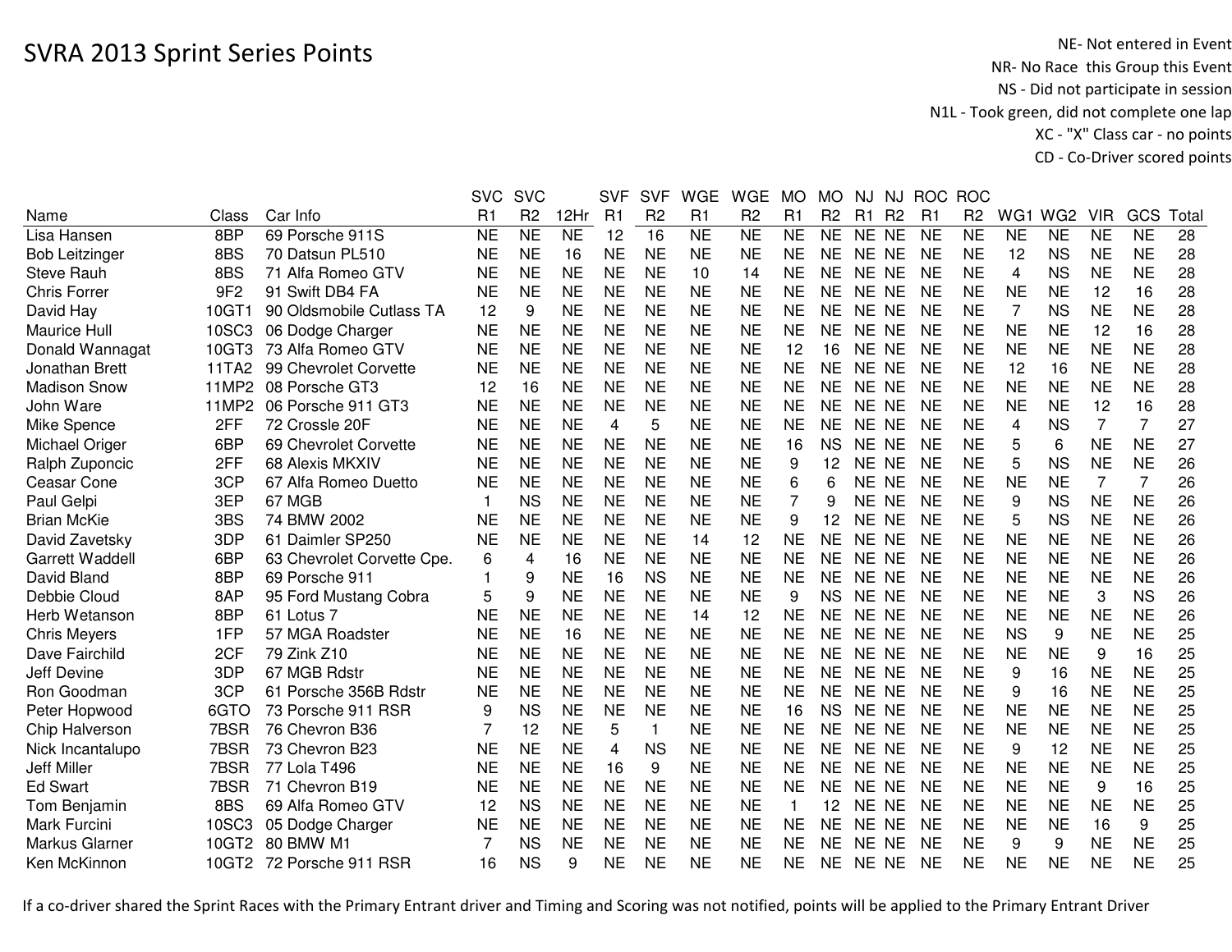# SVRA 2013 Sprint Series Points

NE- Not entered in Event
NR- No Race this Group this Event
NS - Did not participate in session
N1L - Took green, did not complete one lap
XC - "X" Class car - no points
CD - Co-Driver scored points

| Name | Class | Car Info | SVC R1 | SVC R2 | 12Hr | SVF R1 | SVF R2 | WGE R1 | WGE R2 | MO R1 | MO R2 | NJ R1 | NJ R2 | ROC R1 | ROC R2 | WG1 | WG2 | VIR | GCS | Total |
|---|---|---|---|---|---|---|---|---|---|---|---|---|---|---|---|---|---|---|---|---|
| Lisa Hansen | 8BP | 69 Porsche 911S | NE | NE | NE | 12 | 16 | NE | NE | NE | NE | NE | NE | NE | NE | NE | NE | NE | NE | 28 |
| Bob Leitzinger | 8BS | 70 Datsun PL510 | NE | NE | 16 | NE | NE | NE | NE | NE | NE | NE | NE | NE | NE | 12 | NS | NE | NE | 28 |
| Steve Rauh | 8BS | 71 Alfa Romeo GTV | NE | NE | NE | NE | NE | 10 | 14 | NE | NE | NE | NE | NE | NE | 4 | NS | NE | NE | 28 |
| Chris Forrer | 9F2 | 91 Swift DB4 FA | NE | NE | NE | NE | NE | NE | NE | NE | NE | NE | NE | NE | NE | NE | NE | 12 | 16 | 28 |
| David Hay | 10GT1 | 90 Oldsmobile Cutlass TA | 12 | 9 | NE | NE | NE | NE | NE | NE | NE | NE | NE | NE | NE | 7 | NS | NE | NE | 28 |
| Maurice Hull | 10SC3 | 06 Dodge Charger | NE | NE | NE | NE | NE | NE | NE | NE | NE | NE | NE | NE | NE | NE | NE | 12 | 16 | 28 |
| Donald Wannagat | 10GT3 | 73 Alfa Romeo GTV | NE | NE | NE | NE | NE | NE | NE | 12 | 16 | NE | NE | NE | NE | NE | NE | NE | NE | 28 |
| Jonathan Brett | 11TA2 | 99 Chevrolet Corvette | NE | NE | NE | NE | NE | NE | NE | NE | NE | NE | NE | NE | NE | 12 | 16 | NE | NE | 28 |
| Madison Snow | 11MP2 | 08 Porsche GT3 | 12 | 16 | NE | NE | NE | NE | NE | NE | NE | NE | NE | NE | NE | NE | NE | NE | NE | 28 |
| John Ware | 11MP2 | 06 Porsche 911 GT3 | NE | NE | NE | NE | NE | NE | NE | NE | NE | NE | NE | NE | NE | NE | NE | 12 | 16 | 28 |
| Mike Spence | 2FF | 72 Crossle 20F | NE | NE | NE | 4 | 5 | NE | NE | NE | NE | NE | NE | NE | NE | 4 | NS | 7 | 7 | 27 |
| Michael Origer | 6BP | 69 Chevrolet Corvette | NE | NE | NE | NE | NE | NE | NE | 16 | NS | NE | NE | NE | NE | 5 | 6 | NE | NE | 27 |
| Ralph Zuponcic | 2FF | 68 Alexis MKXIV | NE | NE | NE | NE | NE | NE | NE | 9 | 12 | NE | NE | NE | NE | 5 | NS | NE | NE | 26 |
| Ceasar Cone | 3CP | 67 Alfa Romeo Duetto | NE | NE | NE | NE | NE | NE | NE | 6 | 6 | NE | NE | NE | NE | NE | NE | 7 | 7 | 26 |
| Paul Gelpi | 3EP | 67 MGB | 1 | NS | NE | NE | NE | NE | NE | 7 | 9 | NE | NE | NE | NE | 9 | NS | NE | NE | 26 |
| Brian McKie | 3BS | 74 BMW 2002 | NE | NE | NE | NE | NE | NE | NE | 9 | 12 | NE | NE | NE | NE | 5 | NS | NE | NE | 26 |
| David Zavetsky | 3DP | 61 Daimler SP250 | NE | NE | NE | NE | NE | 14 | 12 | NE | NE | NE | NE | NE | NE | NE | NE | NE | NE | 26 |
| Garrett Waddell | 6BP | 63 Chevrolet Corvette Cpe. | 6 | 4 | 16 | NE | NE | NE | NE | NE | NE | NE | NE | NE | NE | NE | NE | NE | NE | 26 |
| David Bland | 8BP | 69 Porsche 911 | 1 | 9 | NE | 16 | NS | NE | NE | NE | NE | NE | NE | NE | NE | NE | NE | NE | NE | 26 |
| Debbie Cloud | 8AP | 95 Ford Mustang Cobra | 5 | 9 | NE | NE | NE | NE | NE | 9 | NS | NE | NE | NE | NE | NE | NE | 3 | NS | 26 |
| Herb Wetanson | 8BP | 61 Lotus 7 | NE | NE | NE | NE | NE | 14 | 12 | NE | NE | NE | NE | NE | NE | NE | NE | NE | NE | 26 |
| Chris Meyers | 1FP | 57 MGA Roadster | NE | NE | 16 | NE | NE | NE | NE | NE | NE | NE | NE | NE | NE | NS | 9 | NE | NE | 25 |
| Dave Fairchild | 2CF | 79 Zink Z10 | NE | NE | NE | NE | NE | NE | NE | NE | NE | NE | NE | NE | NE | NE | NE | 9 | 16 | 25 |
| Jeff Devine | 3DP | 67 MGB Rdstr | NE | NE | NE | NE | NE | NE | NE | NE | NE | NE | NE | NE | NE | 9 | 16 | NE | NE | 25 |
| Ron Goodman | 3CP | 61 Porsche 356B Rdstr | NE | NE | NE | NE | NE | NE | NE | NE | NE | NE | NE | NE | NE | 9 | 16 | NE | NE | 25 |
| Peter Hopwood | 6GTO | 73 Porsche 911 RSR | 9 | NS | NE | NE | NE | NE | NE | 16 | NS | NE | NE | NE | NE | NE | NE | NE | NE | 25 |
| Chip Halverson | 7BSR | 76 Chevron B36 | 7 | 12 | NE | 5 | 1 | NE | NE | NE | NE | NE | NE | NE | NE | NE | NE | NE | NE | 25 |
| Nick Incantalupo | 7BSR | 73 Chevron B23 | NE | NE | NE | 4 | NS | NE | NE | NE | NE | NE | NE | NE | NE | 9 | 12 | NE | NE | 25 |
| Jeff Miller | 7BSR | 77 Lola T496 | NE | NE | NE | 16 | 9 | NE | NE | NE | NE | NE | NE | NE | NE | NE | NE | NE | NE | 25 |
| Ed Swart | 7BSR | 71 Chevron B19 | NE | NE | NE | NE | NE | NE | NE | NE | NE | NE | NE | NE | NE | NE | NE | 9 | 16 | 25 |
| Tom Benjamin | 8BS | 69 Alfa Romeo GTV | 12 | NS | NE | NE | NE | NE | NE | 1 | 12 | NE | NE | NE | NE | NE | NE | NE | NE | 25 |
| Mark Furcini | 10SC3 | 05 Dodge Charger | NE | NE | NE | NE | NE | NE | NE | NE | NE | NE | NE | NE | NE | NE | NE | 16 | 9 | 25 |
| Markus Glarner | 10GT2 | 80 BMW M1 | 7 | NS | NE | NE | NE | NE | NE | NE | NE | NE | NE | NE | NE | 9 | 9 | NE | NE | 25 |
| Ken McKinnon | 10GT2 | 72 Porsche 911 RSR | 16 | NS | 9 | NE | NE | NE | NE | NE | NE | NE | NE | NE | NE | NE | NE | NE | NE | 25 |

If a co-driver shared the Sprint Races with the Primary Entrant driver and Timing and Scoring was not notified, points will be applied to the Primary Entrant Driver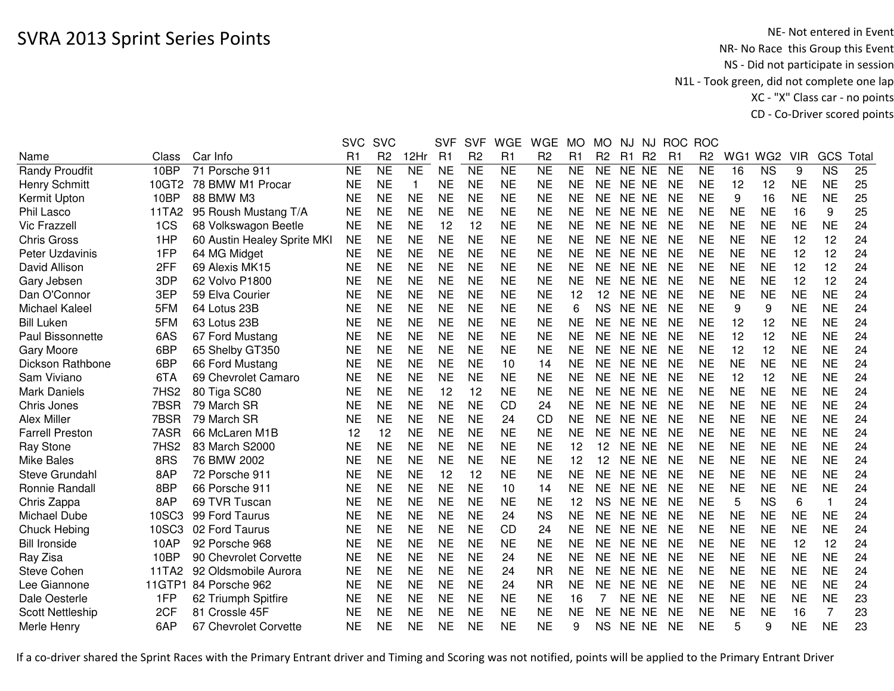# SVRA 2013 Sprint Series Points

NE- Not entered in Event
NR- No Race this Group this Event
NS - Did not participate in session
N1L - Took green, did not complete one lap
XC - "X" Class car - no points
CD - Co-Driver scored points

| Name | Class | Car Info | SVC R1 | SVC R2 | 12Hr | SVF R1 | SVF R2 | WGE R1 | WGE R2 | MO R1 | MO R2 | NJ R1 | NJ R2 | ROC R1 | ROC R2 | WG1 | WG2 | VIR | GCS | Total |
|---|---|---|---|---|---|---|---|---|---|---|---|---|---|---|---|---|---|---|---|---|
| Randy Proudfit | 10BP | 71 Porsche 911 | NE | NE | NE | NE | NE | NE | NE | NE | NE | NE | NE | NE | NE | 16 | NS | 9 | NS | 25 |
| Henry Schmitt | 10GT2 | 78 BMW M1 Procar | NE | NE | 1 | NE | NE | NE | NE | NE | NE | NE | NE | NE | NE | 12 | 12 | NE | NE | 25 |
| Kermit Upton | 10BP | 88 BMW M3 | NE | NE | NE | NE | NE | NE | NE | NE | NE | NE | NE | NE | NE | 9 | 16 | NE | NE | 25 |
| Phil Lasco | 11TA2 | 95 Roush Mustang T/A | NE | NE | NE | NE | NE | NE | NE | NE | NE | NE | NE | NE | NE | NE | NE | 16 | 9 | 25 |
| Vic Frazzell | 1CS | 68 Volkswagon Beetle | NE | NE | NE | 12 | 12 | NE | NE | NE | NE | NE | NE | NE | NE | NE | NE | NE | NE | 24 |
| Chris Gross | 1HP | 60 Austin Healey Sprite MKI | NE | NE | NE | NE | NE | NE | NE | NE | NE | NE | NE | NE | NE | NE | NE | 12 | 12 | 24 |
| Peter Uzdavinis | 1FP | 64 MG Midget | NE | NE | NE | NE | NE | NE | NE | NE | NE | NE | NE | NE | NE | NE | NE | 12 | 12 | 24 |
| David Allison | 2FF | 69 Alexis MK15 | NE | NE | NE | NE | NE | NE | NE | NE | NE | NE | NE | NE | NE | NE | NE | 12 | 12 | 24 |
| Gary Jebsen | 3DP | 62 Volvo P1800 | NE | NE | NE | NE | NE | NE | NE | NE | NE | NE | NE | NE | NE | NE | NE | 12 | 12 | 24 |
| Dan O'Connor | 3EP | 59 Elva Courier | NE | NE | NE | NE | NE | NE | NE | 12 | 12 | NE | NE | NE | NE | NE | NE | NE | NE | 24 |
| Michael Kaleel | 5FM | 64 Lotus 23B | NE | NE | NE | NE | NE | NE | NE | 6 | NS | NE | NE | NE | NE | 9 | 9 | NE | NE | 24 |
| Bill Luken | 5FM | 63 Lotus 23B | NE | NE | NE | NE | NE | NE | NE | NE | NE | NE | NE | NE | NE | 12 | 12 | NE | NE | 24 |
| Paul Bissonnette | 6AS | 67 Ford Mustang | NE | NE | NE | NE | NE | NE | NE | NE | NE | NE | NE | NE | NE | 12 | 12 | NE | NE | 24 |
| Gary Moore | 6BP | 65 Shelby GT350 | NE | NE | NE | NE | NE | NE | NE | NE | NE | NE | NE | NE | NE | 12 | 12 | NE | NE | 24 |
| Dickson Rathbone | 6BP | 66 Ford Mustang | NE | NE | NE | NE | NE | 10 | 14 | NE | NE | NE | NE | NE | NE | NE | NE | NE | NE | 24 |
| Sam Viviano | 6TA | 69 Chevrolet Camaro | NE | NE | NE | NE | NE | NE | NE | NE | NE | NE | NE | NE | NE | 12 | 12 | NE | NE | 24 |
| Mark Daniels | 7HS2 | 80 Tiga SC80 | NE | NE | NE | 12 | 12 | NE | NE | NE | NE | NE | NE | NE | NE | NE | NE | NE | NE | 24 |
| Chris Jones | 7BSR | 79 March SR | NE | NE | NE | NE | NE | CD | 24 | NE | NE | NE | NE | NE | NE | NE | NE | NE | NE | 24 |
| Alex Miller | 7BSR | 79 March SR | NE | NE | NE | NE | NE | 24 | CD | NE | NE | NE | NE | NE | NE | NE | NE | NE | NE | 24 |
| Farrell Preston | 7ASR | 66 McLaren M1B | 12 | 12 | NE | NE | NE | NE | NE | NE | NE | NE | NE | NE | NE | NE | NE | NE | NE | 24 |
| Ray Stone | 7HS2 | 83 March S2000 | NE | NE | NE | NE | NE | NE | NE | 12 | 12 | NE | NE | NE | NE | NE | NE | NE | NE | 24 |
| Mike Bales | 8RS | 76 BMW 2002 | NE | NE | NE | NE | NE | NE | NE | 12 | 12 | NE | NE | NE | NE | NE | NE | NE | NE | 24 |
| Steve Grundahl | 8AP | 72 Porsche 911 | NE | NE | NE | 12 | 12 | NE | NE | NE | NE | NE | NE | NE | NE | NE | NE | NE | NE | 24 |
| Ronnie Randall | 8BP | 66 Porsche 911 | NE | NE | NE | NE | NE | 10 | 14 | NE | NE | NE | NE | NE | NE | NE | NE | NE | NE | 24 |
| Chris Zappa | 8AP | 69 TVR Tuscan | NE | NE | NE | NE | NE | NE | NE | 12 | NS | NE | NE | NE | NE | 5 | NS | 6 | 1 | 24 |
| Michael Dube | 10SC3 | 99 Ford Taurus | NE | NE | NE | NE | NE | 24 | NS | NE | NE | NE | NE | NE | NE | NE | NE | NE | NE | 24 |
| Chuck Hebing | 10SC3 | 02 Ford Taurus | NE | NE | NE | NE | NE | CD | 24 | NE | NE | NE | NE | NE | NE | NE | NE | NE | NE | 24 |
| Bill Ironside | 10AP | 92 Porsche 968 | NE | NE | NE | NE | NE | NE | NE | NE | NE | NE | NE | NE | NE | NE | NE | 12 | 12 | 24 |
| Ray Zisa | 10BP | 90 Chevrolet Corvette | NE | NE | NE | NE | NE | 24 | NE | NE | NE | NE | NE | NE | NE | NE | NE | NE | NE | 24 |
| Steve Cohen | 11TA2 | 92 Oldsmobile Aurora | NE | NE | NE | NE | NE | 24 | NR | NE | NE | NE | NE | NE | NE | NE | NE | NE | NE | 24 |
| Lee Giannone | 11GTP1 | 84 Porsche 962 | NE | NE | NE | NE | NE | 24 | NR | NE | NE | NE | NE | NE | NE | NE | NE | NE | NE | 24 |
| Dale Oesterle | 1FP | 62 Triumph Spitfire | NE | NE | NE | NE | NE | NE | NE | 16 | 7 | NE | NE | NE | NE | NE | NE | NE | NE | 23 |
| Scott Nettleship | 2CF | 81 Crossle 45F | NE | NE | NE | NE | NE | NE | NE | NE | NE | NE | NE | NE | NE | NE | NE | 16 | 7 | 23 |
| Merle Henry | 6AP | 67 Chevrolet Corvette | NE | NE | NE | NE | NE | NE | NE | 9 | NS | NE | NE | NE | NE | 5 | 9 | NE | NE | 23 |

If a co-driver shared the Sprint Races with the Primary Entrant driver and Timing and Scoring was not notified, points will be applied to the Primary Entrant Driver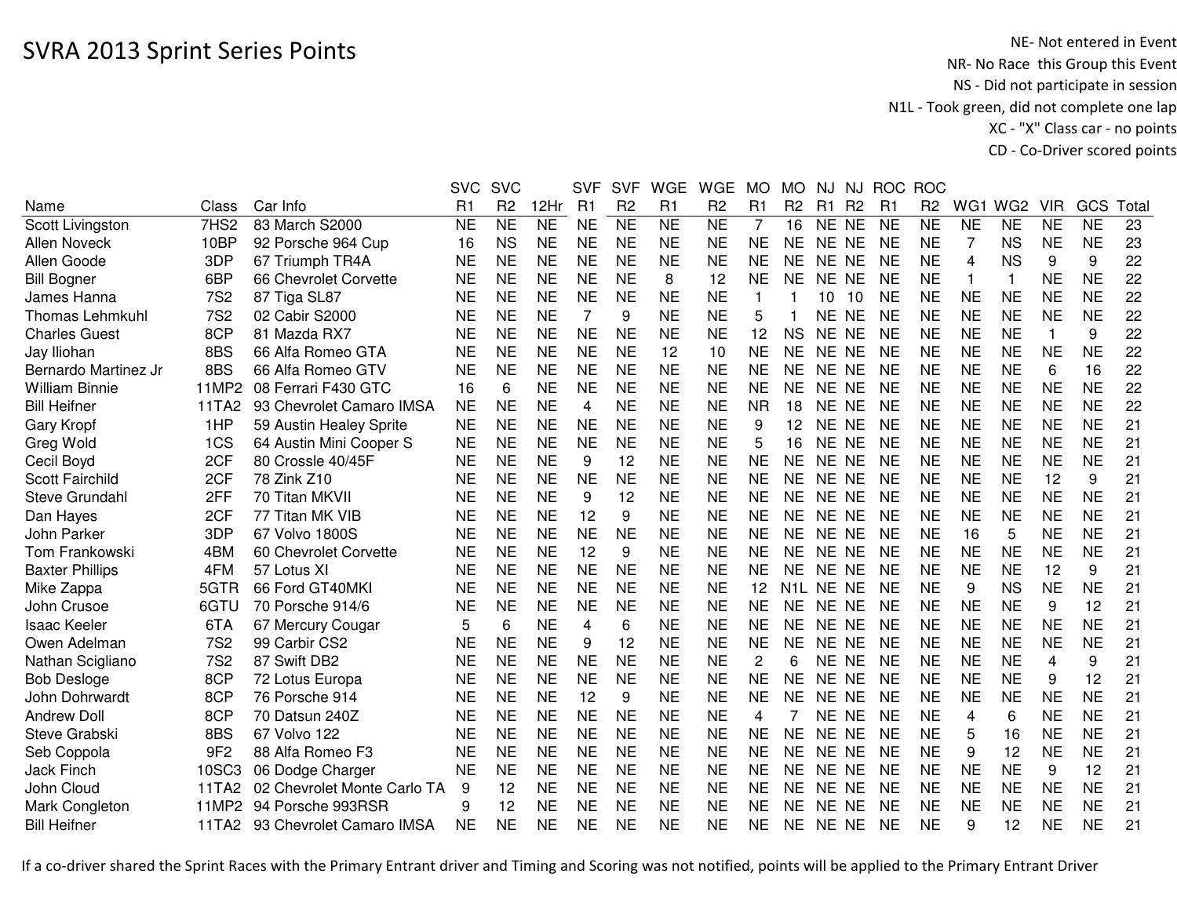# SVRA 2013 Sprint Series Points

NE- Not entered in Event
NR- No Race this Group this Event
NS - Did not participate in session
N1L - Took green, did not complete one lap
XC - "X" Class car - no points
CD - Co-Driver scored points

| Name | Class | Car Info | SVC R1 | SVC R2 | 12Hr | SVF R1 | SVF R2 | WGE R1 | WGE R2 | MO R1 | MO R2 | NJ R1 | NJ R2 | ROC R1 | ROC R2 | WG1 | WG2 | VIR | GCS | Total |
|---|---|---|---|---|---|---|---|---|---|---|---|---|---|---|---|---|---|---|---|---|
| Scott Livingston | 7HS2 | 83 March S2000 | NE | NE | NE | NE | NE | NE | NE | 7 | 16 | NE | NE | NE | NE | NE | NE | NE | NE | 23 |
| Allen Noveck | 10BP | 92 Porsche 964 Cup | 16 | NS | NE | NE | NE | NE | NE | NE | NE | NE | NE | NE | NE | 7 | NS | NE | NE | 23 |
| Allen Goode | 3DP | 67 Triumph TR4A | NE | NE | NE | NE | NE | NE | NE | NE | NE | NE | NE | NE | NE | 4 | NS | 9 | 9 | 22 |
| Bill Bogner | 6BP | 66 Chevrolet Corvette | NE | NE | NE | NE | NE | 8 | 12 | NE | NE | NE | NE | NE | NE | 1 | 1 | NE | NE | 22 |
| James Hanna | 7S2 | 87 Tiga SL87 | NE | NE | NE | NE | NE | NE | NE | 1 | 1 | 10 | 10 | NE | NE | NE | NE | NE | NE | 22 |
| Thomas Lehmkuhl | 7S2 | 02 Cabir S2000 | NE | NE | NE | 7 | 9 | NE | NE | 5 | 1 | NE | NE | NE | NE | NE | NE | NE | NE | 22 |
| Charles Guest | 8CP | 81 Mazda RX7 | NE | NE | NE | NE | NE | NE | NE | 12 | NS | NE | NE | NE | NE | NE | NE | 1 | 9 | 22 |
| Jay Iliohan | 8BS | 66 Alfa Romeo GTA | NE | NE | NE | NE | NE | 12 | 10 | NE | NE | NE | NE | NE | NE | NE | NE | NE | NE | 22 |
| Bernardo Martinez Jr | 8BS | 66 Alfa Romeo GTV | NE | NE | NE | NE | NE | NE | NE | NE | NE | NE | NE | NE | NE | NE | NE | 6 | 16 | 22 |
| William Binnie | 11MP2 | 08 Ferrari F430 GTC | 16 | 6 | NE | NE | NE | NE | NE | NE | NE | NE | NE | NE | NE | NE | NE | NE | NE | 22 |
| Bill Heifner | 11TA2 | 93 Chevrolet Camaro IMSA | NE | NE | NE | 4 | NE | NE | NE | NR | 18 | NE | NE | NE | NE | NE | NE | NE | NE | 22 |
| Gary Kropf | 1HP | 59 Austin Healey Sprite | NE | NE | NE | NE | NE | NE | NE | 9 | 12 | NE | NE | NE | NE | NE | NE | NE | NE | 21 |
| Greg Wold | 1CS | 64 Austin Mini Cooper S | NE | NE | NE | NE | NE | NE | NE | 5 | 16 | NE | NE | NE | NE | NE | NE | NE | NE | 21 |
| Cecil Boyd | 2CF | 80 Crossle 40/45F | NE | NE | NE | 9 | 12 | NE | NE | NE | NE | NE | NE | NE | NE | NE | NE | NE | NE | 21 |
| Scott Fairchild | 2CF | 78 Zink Z10 | NE | NE | NE | NE | NE | NE | NE | NE | NE | NE | NE | NE | NE | NE | NE | 12 | 9 | 21 |
| Steve Grundahl | 2FF | 70 Titan MKVII | NE | NE | NE | 9 | 12 | NE | NE | NE | NE | NE | NE | NE | NE | NE | NE | NE | NE | 21 |
| Dan Hayes | 2CF | 77 Titan MK VIB | NE | NE | NE | 12 | 9 | NE | NE | NE | NE | NE | NE | NE | NE | NE | NE | NE | NE | 21 |
| John Parker | 3DP | 67 Volvo 1800S | NE | NE | NE | NE | NE | NE | NE | NE | NE | NE | NE | NE | NE | 16 | 5 | NE | NE | 21 |
| Tom Frankowski | 4BM | 60 Chevrolet Corvette | NE | NE | NE | 12 | 9 | NE | NE | NE | NE | NE | NE | NE | NE | NE | NE | NE | NE | 21 |
| Baxter Phillips | 4FM | 57 Lotus XI | NE | NE | NE | NE | NE | NE | NE | NE | NE | NE | NE | NE | NE | NE | NE | 12 | 9 | 21 |
| Mike Zappa | 5GTR | 66 Ford GT40MKI | NE | NE | NE | NE | NE | NE | NE | 12 | N1L | NE | NE | NE | NE | 9 | NS | NE | NE | 21 |
| John Crusoe | 6GTU | 70 Porsche 914/6 | NE | NE | NE | NE | NE | NE | NE | NE | NE | NE | NE | NE | NE | NE | NE | 9 | 12 | 21 |
| Isaac Keeler | 6TA | 67 Mercury Cougar | 5 | 6 | NE | 4 | 6 | NE | NE | NE | NE | NE | NE | NE | NE | NE | NE | NE | NE | 21 |
| Owen Adelman | 7S2 | 99 Carbir CS2 | NE | NE | NE | 9 | 12 | NE | NE | NE | NE | NE | NE | NE | NE | NE | NE | NE | NE | 21 |
| Nathan Scigliano | 7S2 | 87 Swift DB2 | NE | NE | NE | NE | NE | NE | NE | 2 | 6 | NE | NE | NE | NE | NE | NE | 4 | 9 | 21 |
| Bob Desloge | 8CP | 72 Lotus Europa | NE | NE | NE | NE | NE | NE | NE | NE | NE | NE | NE | NE | NE | NE | NE | 9 | 12 | 21 |
| John Dohrwardt | 8CP | 76 Porsche 914 | NE | NE | NE | 12 | 9 | NE | NE | NE | NE | NE | NE | NE | NE | NE | NE | NE | NE | 21 |
| Andrew Doll | 8CP | 70 Datsun 240Z | NE | NE | NE | NE | NE | NE | NE | 4 | 7 | NE | NE | NE | NE | 4 | 6 | NE | NE | 21 |
| Steve Grabski | 8BS | 67 Volvo 122 | NE | NE | NE | NE | NE | NE | NE | NE | NE | NE | NE | NE | NE | 5 | 16 | NE | NE | 21 |
| Seb Coppola | 9F2 | 88 Alfa Romeo F3 | NE | NE | NE | NE | NE | NE | NE | NE | NE | NE | NE | NE | NE | 9 | 12 | NE | NE | 21 |
| Jack Finch | 10SC3 | 06 Dodge Charger | NE | NE | NE | NE | NE | NE | NE | NE | NE | NE | NE | NE | NE | NE | NE | 9 | 12 | 21 |
| John Cloud | 11TA2 | 02 Chevrolet Monte Carlo TA | 9 | 12 | NE | NE | NE | NE | NE | NE | NE | NE | NE | NE | NE | NE | NE | NE | NE | 21 |
| Mark Congleton | 11MP2 | 94 Porsche 993RSR | 9 | 12 | NE | NE | NE | NE | NE | NE | NE | NE | NE | NE | NE | NE | NE | NE | NE | 21 |
| Bill Heifner | 11TA2 | 93 Chevrolet Camaro IMSA | NE | NE | NE | NE | NE | NE | NE | NE | NE | NE | NE | NE | NE | 9 | 12 | NE | NE | 21 |

If a co-driver shared the Sprint Races with the Primary Entrant driver and Timing and Scoring was not notified, points will be applied to the Primary Entrant Driver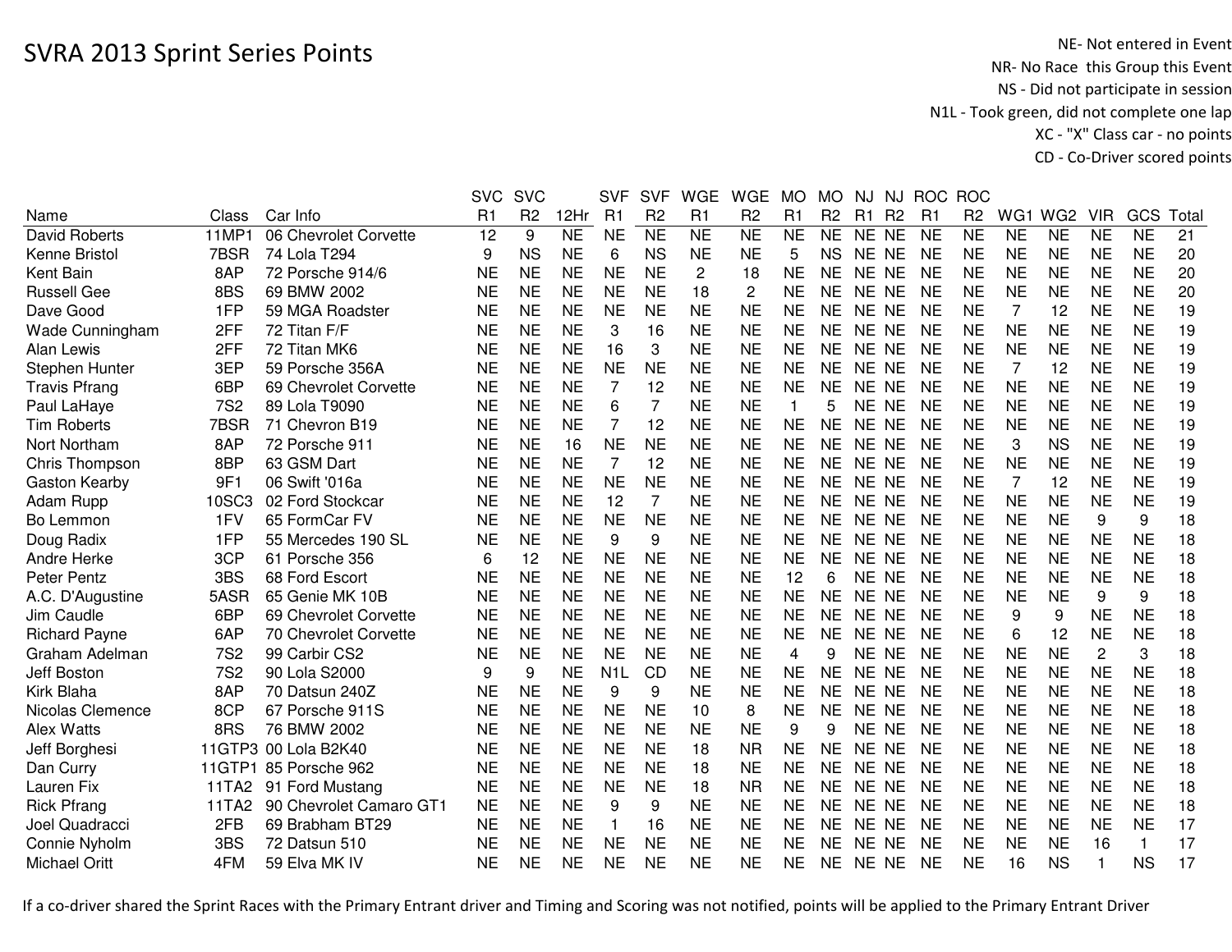# SVRA 2013 Sprint Series Points

NE- Not entered in Event
NR- No Race this Group this Event
NS - Did not participate in session
N1L - Took green, did not complete one lap
XC - "X" Class car - no points
CD - Co-Driver scored points

| Name | Class | Car Info | SVC R1 | SVC R2 | 12Hr | SVF R1 | SVF R2 | WGE R1 | WGE R2 | MO R1 | MO R2 | NJ R1 | NJ R2 | ROC R1 | ROC R2 | WG1 | WG2 | VIR | GCS | Total |
|---|---|---|---|---|---|---|---|---|---|---|---|---|---|---|---|---|---|---|---|---|
| David Roberts | 11MP1 | 06 Chevrolet Corvette | 12 | 9 | NE | NE | NE | NE | NE | NE | NE | NE | NE | NE | NE | NE | NE | NE | NE | 21 |
| Kenne Bristol | 7BSR | 74 Lola T294 | 9 | NS | NE | 6 | NS | NE | NE | 5 | NS | NE | NE | NE | NE | NE | NE | NE | NE | 20 |
| Kent Bain | 8AP | 72 Porsche 914/6 | NE | NE | NE | NE | NE | 2 | 18 | NE | NE | NE | NE | NE | NE | NE | NE | NE | NE | 20 |
| Russell Gee | 8BS | 69 BMW 2002 | NE | NE | NE | NE | NE | 18 | 2 | NE | NE | NE | NE | NE | NE | NE | NE | NE | NE | 20 |
| Dave Good | 1FP | 59 MGA Roadster | NE | NE | NE | NE | NE | NE | NE | NE | NE | NE | NE | NE | NE | 7 | 12 | NE | NE | 19 |
| Wade Cunningham | 2FF | 72 Titan F/F | NE | NE | NE | 3 | 16 | NE | NE | NE | NE | NE | NE | NE | NE | NE | NE | NE | NE | 19 |
| Alan Lewis | 2FF | 72 Titan MK6 | NE | NE | NE | 16 | 3 | NE | NE | NE | NE | NE | NE | NE | NE | NE | NE | NE | NE | 19 |
| Stephen Hunter | 3EP | 59 Porsche 356A | NE | NE | NE | NE | NE | NE | NE | NE | NE | NE | NE | NE | NE | 7 | 12 | NE | NE | 19 |
| Travis Pfrang | 6BP | 69 Chevrolet Corvette | NE | NE | NE | 7 | 12 | NE | NE | NE | NE | NE | NE | NE | NE | NE | NE | NE | NE | 19 |
| Paul LaHaye | 7S2 | 89 Lola T9090 | NE | NE | NE | 6 | 7 | NE | NE | 1 | 5 | NE | NE | NE | NE | NE | NE | NE | NE | 19 |
| Tim Roberts | 7BSR | 71 Chevron B19 | NE | NE | NE | 7 | 12 | NE | NE | NE | NE | NE | NE | NE | NE | NE | NE | NE | NE | 19 |
| Nort Northam | 8AP | 72 Porsche 911 | NE | NE | 16 | NE | NE | NE | NE | NE | NE | NE | NE | NE | NE | 3 | NS | NE | NE | 19 |
| Chris Thompson | 8BP | 63 GSM Dart | NE | NE | NE | 7 | 12 | NE | NE | NE | NE | NE | NE | NE | NE | NE | NE | NE | NE | 19 |
| Gaston Kearby | 9F1 | 06 Swift '016a | NE | NE | NE | NE | NE | NE | NE | NE | NE | NE | NE | NE | NE | 7 | 12 | NE | NE | 19 |
| Adam Rupp | 10SC3 | 02 Ford Stockcar | NE | NE | NE | 12 | 7 | NE | NE | NE | NE | NE | NE | NE | NE | NE | NE | NE | NE | 19 |
| Bo Lemmon | 1FV | 65 FormCar FV | NE | NE | NE | NE | NE | NE | NE | NE | NE | NE | NE | NE | NE | NE | NE | 9 | 9 | 18 |
| Doug Radix | 1FP | 55 Mercedes 190 SL | NE | NE | NE | 9 | 9 | NE | NE | NE | NE | NE | NE | NE | NE | NE | NE | NE | NE | 18 |
| Andre Herke | 3CP | 61 Porsche 356 | 6 | 12 | NE | NE | NE | NE | NE | NE | NE | NE | NE | NE | NE | NE | NE | NE | NE | 18 |
| Peter Pentz | 3BS | 68 Ford Escort | NE | NE | NE | NE | NE | NE | NE | 12 | 6 | NE | NE | NE | NE | NE | NE | NE | NE | 18 |
| A.C. D'Augustine | 5ASR | 65 Genie MK 10B | NE | NE | NE | NE | NE | NE | NE | NE | NE | NE | NE | NE | NE | NE | NE | 9 | 9 | 18 |
| Jim Caudle | 6BP | 69 Chevrolet Corvette | NE | NE | NE | NE | NE | NE | NE | NE | NE | NE | NE | NE | NE | 9 | 9 | NE | NE | 18 |
| Richard Payne | 6AP | 70 Chevrolet Corvette | NE | NE | NE | NE | NE | NE | NE | NE | NE | NE | NE | NE | NE | 6 | 12 | NE | NE | 18 |
| Graham Adelman | 7S2 | 99 Carbir CS2 | NE | NE | NE | NE | NE | NE | NE | 4 | 9 | NE | NE | NE | NE | NE | NE | 2 | 3 | 18 |
| Jeff Boston | 7S2 | 90 Lola S2000 | 9 | 9 | NE | N1L | CD | NE | NE | NE | NE | NE | NE | NE | NE | NE | NE | NE | NE | 18 |
| Kirk Blaha | 8AP | 70 Datsun 240Z | NE | NE | NE | 9 | 9 | NE | NE | NE | NE | NE | NE | NE | NE | NE | NE | NE | NE | 18 |
| Nicolas Clemence | 8CP | 67 Porsche 911S | NE | NE | NE | NE | NE | 10 | 8 | NE | NE | NE | NE | NE | NE | NE | NE | NE | NE | 18 |
| Alex Watts | 8RS | 76 BMW 2002 | NE | NE | NE | NE | NE | NE | NE | 9 | 9 | NE | NE | NE | NE | NE | NE | NE | NE | 18 |
| Jeff Borghesi | 11GTP3 | 00 Lola B2K40 | NE | NE | NE | NE | NE | 18 | NR | NE | NE | NE | NE | NE | NE | NE | NE | NE | NE | 18 |
| Dan Curry | 11GTP1 | 85 Porsche 962 | NE | NE | NE | NE | NE | 18 | NE | NE | NE | NE | NE | NE | NE | NE | NE | NE | NE | 18 |
| Lauren Fix | 11TA2 | 91 Ford Mustang | NE | NE | NE | NE | NE | 18 | NR | NE | NE | NE | NE | NE | NE | NE | NE | NE | NE | 18 |
| Rick Pfrang | 11TA2 | 90 Chevrolet Camaro GT1 | NE | NE | NE | 9 | 9 | NE | NE | NE | NE | NE | NE | NE | NE | NE | NE | NE | NE | 18 |
| Joel Quadracci | 2FB | 69 Brabham BT29 | NE | NE | NE | 1 | 16 | NE | NE | NE | NE | NE | NE | NE | NE | NE | NE | NE | NE | 17 |
| Connie Nyholm | 3BS | 72 Datsun 510 | NE | NE | NE | NE | NE | NE | NE | NE | NE | NE | NE | NE | NE | NE | NE | 16 | 1 | 17 |
| Michael Oritt | 4FM | 59 Elva MK IV | NE | NE | NE | NE | NE | NE | NE | NE | NE | NE | NE | NE | NE | 16 | NS | 1 | NS | 17 |

If a co-driver shared the Sprint Races with the Primary Entrant driver and Timing and Scoring was not notified, points will be applied to the Primary Entrant Driver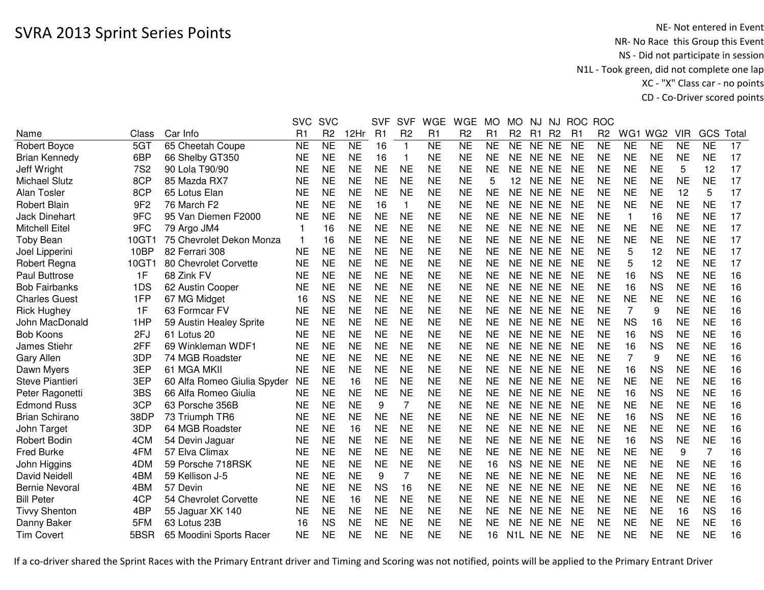# SVRA 2013 Sprint Series Points

NE- Not entered in Event
NR- No Race this Group this Event
NS - Did not participate in session
N1L - Took green, did not complete one lap
XC - "X" Class car - no points
CD - Co-Driver scored points

| Name | Class | Car Info | SVC R1 | SVC R2 | 12Hr | SVF R1 | SVF R2 | WGE R1 | WGE R2 | MO R1 | MO R2 | NJ R1 | NJ R2 | ROC R1 | ROC R2 | WG1 | WG2 | VIR | GCS | Total |
|---|---|---|---|---|---|---|---|---|---|---|---|---|---|---|---|---|---|---|---|---|
| Robert Boyce | 5GT | 65 Cheetah Coupe | NE | NE | NE | 16 | 1 | NE | NE | NE | NE | NE | NE | NE | NE | NE | NE | NE | NE | 17 |
| Brian Kennedy | 6BP | 66 Shelby GT350 | NE | NE | NE | 16 | 1 | NE | NE | NE | NE | NE | NE | NE | NE | NE | NE | NE | NE | 17 |
| Jeff Wright | 7S2 | 90 Lola T90/90 | NE | NE | NE | NE | NE | NE | NE | NE | NE | NE | NE | NE | NE | NE | NE | 5 | 12 | 17 |
| Michael Slutz | 8CP | 85 Mazda RX7 | NE | NE | NE | NE | NE | NE | NE | 5 | 12 | NE | NE | NE | NE | NE | NE | NE | NE | 17 |
| Alan Tosler | 8CP | 65 Lotus Elan | NE | NE | NE | NE | NE | NE | NE | NE | NE | NE | NE | NE | NE | NE | NE | 12 | 5 | 17 |
| Robert Blain | 9F2 | 76 March F2 | NE | NE | NE | 16 | 1 | NE | NE | NE | NE | NE | NE | NE | NE | NE | NE | NE | NE | 17 |
| Jack Dinehart | 9FC | 95 Van Diemen F2000 | NE | NE | NE | NE | NE | NE | NE | NE | NE | NE | NE | NE | NE | 1 | 16 | NE | NE | 17 |
| Mitchell Eitel | 9FC | 79 Argo JM4 | 1 | 16 | NE | NE | NE | NE | NE | NE | NE | NE | NE | NE | NE | NE | NE | NE | NE | 17 |
| Toby Bean | 10GT1 | 75 Chevrolet Dekon Monza | 1 | 16 | NE | NE | NE | NE | NE | NE | NE | NE | NE | NE | NE | NE | NE | NE | NE | 17 |
| Joel Lipperini | 10BP | 82 Ferrari 308 | NE | NE | NE | NE | NE | NE | NE | NE | NE | NE | NE | NE | NE | 5 | 12 | NE | NE | 17 |
| Robert Regna | 10GT1 | 80 Chevrolet Corvette | NE | NE | NE | NE | NE | NE | NE | NE | NE | NE | NE | NE | NE | 5 | 12 | NE | NE | 17 |
| Paul Buttrose | 1F | 68 Zink FV | NE | NE | NE | NE | NE | NE | NE | NE | NE | NE | NE | NE | NE | 16 | NS | NE | NE | 16 |
| Bob Fairbanks | 1DS | 62 Austin Cooper | NE | NE | NE | NE | NE | NE | NE | NE | NE | NE | NE | NE | NE | 16 | NS | NE | NE | 16 |
| Charles Guest | 1FP | 67 MG Midget | 16 | NS | NE | NE | NE | NE | NE | NE | NE | NE | NE | NE | NE | NE | NE | NE | NE | 16 |
| Rick Hughey | 1F | 63 Formcar FV | NE | NE | NE | NE | NE | NE | NE | NE | NE | NE | NE | NE | NE | 7 | 9 | NE | NE | 16 |
| John MacDonald | 1HP | 59 Austin Healey Sprite | NE | NE | NE | NE | NE | NE | NE | NE | NE | NE | NE | NE | NE | NS | 16 | NE | NE | 16 |
| Bob Koons | 2FJ | 61 Lotus 20 | NE | NE | NE | NE | NE | NE | NE | NE | NE | NE | NE | NE | NE | 16 | NS | NE | NE | 16 |
| James Stiehr | 2FF | 69 Winkleman WDF1 | NE | NE | NE | NE | NE | NE | NE | NE | NE | NE | NE | NE | NE | 16 | NS | NE | NE | 16 |
| Gary Allen | 3DP | 74 MGB Roadster | NE | NE | NE | NE | NE | NE | NE | NE | NE | NE | NE | NE | NE | 7 | 9 | NE | NE | 16 |
| Dawn Myers | 3EP | 61 MGA MKII | NE | NE | NE | NE | NE | NE | NE | NE | NE | NE | NE | NE | NE | 16 | NS | NE | NE | 16 |
| Steve Piantieri | 3EP | 60 Alfa Romeo Giulia Spyder | NE | NE | 16 | NE | NE | NE | NE | NE | NE | NE | NE | NE | NE | NE | NE | NE | NE | 16 |
| Peter Ragonetti | 3BS | 66 Alfa Romeo Giulia | NE | NE | NE | NE | NE | NE | NE | NE | NE | NE | NE | NE | NE | 16 | NS | NE | NE | 16 |
| Edmond Russ | 3CP | 63 Porsche 356B | NE | NE | NE | 9 | 7 | NE | NE | NE | NE | NE | NE | NE | NE | NE | NE | NE | NE | 16 |
| Brian Schirano | 38DP | 73 Triumph TR6 | NE | NE | NE | NE | NE | NE | NE | NE | NE | NE | NE | NE | NE | 16 | NS | NE | NE | 16 |
| John Target | 3DP | 64 MGB Roadster | NE | NE | 16 | NE | NE | NE | NE | NE | NE | NE | NE | NE | NE | NE | NE | NE | NE | 16 |
| Robert Bodin | 4CM | 54 Devin Jaguar | NE | NE | NE | NE | NE | NE | NE | NE | NE | NE | NE | NE | NE | 16 | NS | NE | NE | 16 |
| Fred Burke | 4FM | 57 Elva Climax | NE | NE | NE | NE | NE | NE | NE | NE | NE | NE | NE | NE | NE | NE | NE | 9 | 7 | 16 |
| John Higgins | 4DM | 59 Porsche 718RSK | NE | NE | NE | NE | NE | NE | NE | 16 | NS | NE | NE | NE | NE | NE | NE | NE | NE | 16 |
| David Neidell | 4BM | 59 Kellison J-5 | NE | NE | NE | 9 | 7 | NE | NE | NE | NE | NE | NE | NE | NE | NE | NE | NE | NE | 16 |
| Bernie Nevoral | 4BM | 57 Devin | NE | NE | NE | NS | 16 | NE | NE | NE | NE | NE | NE | NE | NE | NE | NE | NE | NE | 16 |
| Bill Peter | 4CP | 54 Chevrolet Corvette | NE | NE | 16 | NE | NE | NE | NE | NE | NE | NE | NE | NE | NE | NE | NE | NE | NE | 16 |
| Tivvy Shenton | 4BP | 55 Jaguar XK 140 | NE | NE | NE | NE | NE | NE | NE | NE | NE | NE | NE | NE | NE | NE | NE | 16 | NS | 16 |
| Danny Baker | 5FM | 63 Lotus 23B | 16 | NS | NE | NE | NE | NE | NE | NE | NE | NE | NE | NE | NE | NE | NE | NE | NE | 16 |
| Tim Covert | 5BSR | 65 Moodini Sports Racer | NE | NE | NE | NE | NE | NE | NE | 16 | N1L | NE | NE | NE | NE | NE | NE | NE | NE | 16 |

If a co-driver shared the Sprint Races with the Primary Entrant driver and Timing and Scoring was not notified, points will be applied to the Primary Entrant Driver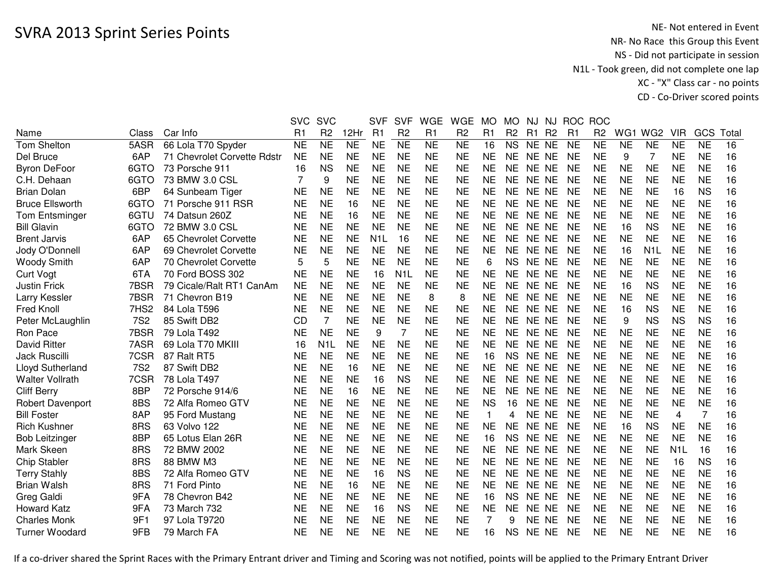# SVRA 2013 Sprint Series Points

NE- Not entered in Event
NR- No Race this Group this Event
NS - Did not participate in session
N1L - Took green, did not complete one lap
XC - "X" Class car - no points
CD - Co-Driver scored points

| Name | Class | Car Info | SVC R1 | SVC R2 | 12Hr | SVF R1 | SVF R2 | WGE R1 | WGE R2 | MO R1 | MO R2 | NJ R1 | NJ R2 | ROC R1 | ROC R2 | WG1 | WG2 | VIR | GCS | Total |
|---|---|---|---|---|---|---|---|---|---|---|---|---|---|---|---|---|---|---|---|---|
| Tom Shelton | 5ASR | 66 Lola T70 Spyder | NE | NE | NE | NE | NE | NE | NE | 16 | NS | NE | NE | NE | NE | NE | NE | NE | NE | 16 |
| Del Bruce | 6AP | 71 Chevrolet Corvette Rdstr | NE | NE | NE | NE | NE | NE | NE | NE | NE | NE | NE | NE | NE | 9 | 7 | NE | NE | 16 |
| Byron DeFoor | 6GTO | 73 Porsche 911 | 16 | NS | NE | NE | NE | NE | NE | NE | NE | NE | NE | NE | NE | NE | NE | NE | NE | 16 |
| C.H. Dehaan | 6GTO | 73 BMW 3.0 CSL | 7 | 9 | NE | NE | NE | NE | NE | NE | NE | NE | NE | NE | NE | NE | NE | NE | NE | 16 |
| Brian Dolan | 6BP | 64 Sunbeam Tiger | NE | NE | NE | NE | NE | NE | NE | NE | NE | NE | NE | NE | NE | NE | NE | 16 | NS | 16 |
| Bruce Ellsworth | 6GTO | 71 Porsche 911 RSR | NE | NE | 16 | NE | NE | NE | NE | NE | NE | NE | NE | NE | NE | NE | NE | NE | NE | 16 |
| Tom Entsminger | 6GTU | 74 Datsun 260Z | NE | NE | 16 | NE | NE | NE | NE | NE | NE | NE | NE | NE | NE | NE | NE | NE | NE | 16 |
| Bill Glavin | 6GTO | 72 BMW 3.0 CSL | NE | NE | NE | NE | NE | NE | NE | NE | NE | NE | NE | NE | NE | 16 | NS | NE | NE | 16 |
| Brent Jarvis | 6AP | 65 Chevrolet Corvette | NE | NE | NE | N1L | 16 | NE | NE | NE | NE | NE | NE | NE | NE | NE | NE | NE | NE | 16 |
| Jody O'Donnell | 6AP | 69 Chevrolet Corvette | NE | NE | NE | NE | NE | NE | NE | NE | NE | NE | NE | NE | NE | 16 | N1L | NE | NE | 16 |
| Woody Smith | 6AP | 70 Chevrolet Corvette | 5 | 5 | NE | NE | NE | NE | NE | 6 | NS | NE | NE | NE | NE | NE | NE | NE | NE | 16 |
| Curt Vogt | 6TA | 70 Ford BOSS 302 | NE | NE | NE | 16 | N1L | NE | NE | NE | NE | NE | NE | NE | NE | NE | NE | NE | NE | 16 |
| Justin Frick | 7BSR | 79 Cicale/Ralt RT1 CanAm | NE | NE | NE | NE | NE | NE | NE | NE | NE | NE | NE | NE | NE | 16 | NS | NE | NE | 16 |
| Larry Kessler | 7BSR | 71 Chevron B19 | NE | NE | NE | NE | NE | 8 | 8 | NE | NE | NE | NE | NE | NE | NE | NE | NE | NE | 16 |
| Fred Knoll | 7HS2 | 84 Lola T596 | NE | NE | NE | NE | NE | NE | NE | NE | NE | NE | NE | NE | NE | 16 | NS | NE | NE | 16 |
| Peter McLaughlin | 7S2 | 85 Swift DB2 | CD | 7 | NE | NE | NE | NE | NE | NE | NE | NE | NE | NE | NE | 9 | NS | NS | NS | 16 |
| Ron Pace | 7BSR | 79 Lola T492 | NE | NE | NE | 9 | 7 | NE | NE | NE | NE | NE | NE | NE | NE | NE | NE | NE | NE | 16 |
| David Ritter | 7ASR | 69 Lola T70 MKIII | 16 | N1L | NE | NE | NE | NE | NE | NE | NE | NE | NE | NE | NE | NE | NE | NE | NE | 16 |
| Jack Ruscilli | 7CSR | 87 Ralt RT5 | NE | NE | NE | NE | NE | NE | NE | 16 | NS | NE | NE | NE | NE | NE | NE | NE | NE | 16 |
| Lloyd Sutherland | 7S2 | 87 Swift DB2 | NE | NE | 16 | NE | NE | NE | NE | NE | NE | NE | NE | NE | NE | NE | NE | NE | NE | 16 |
| Walter Vollrath | 7CSR | 78 Lola T497 | NE | NE | NE | 16 | NS | NE | NE | NE | NE | NE | NE | NE | NE | NE | NE | NE | NE | 16 |
| Cliff Berry | 8BP | 72 Porsche 914/6 | NE | NE | 16 | NE | NE | NE | NE | NE | NE | NE | NE | NE | NE | NE | NE | NE | NE | 16 |
| Robert Davenport | 8BS | 72 Alfa Romeo GTV | NE | NE | NE | NE | NE | NE | NE | NS | 16 | NE | NE | NE | NE | NE | NE | NE | NE | 16 |
| Bill Foster | 8AP | 95 Ford Mustang | NE | NE | NE | NE | NE | NE | NE | 1 | 4 | NE | NE | NE | NE | NE | NE | 4 | 7 | 16 |
| Rich Kushner | 8RS | 63 Volvo 122 | NE | NE | NE | NE | NE | NE | NE | NE | NE | NE | NE | NE | NE | 16 | NS | NE | NE | 16 |
| Bob Leitzinger | 8BP | 65 Lotus Elan 26R | NE | NE | NE | NE | NE | NE | NE | 16 | NS | NE | NE | NE | NE | NE | NE | NE | NE | 16 |
| Mark Skeen | 8RS | 72 BMW 2002 | NE | NE | NE | NE | NE | NE | NE | NE | NE | NE | NE | NE | NE | NE | NE | N1L | 16 | 16 |
| Chip Stabler | 8RS | 88 BMW M3 | NE | NE | NE | NE | NE | NE | NE | NE | NE | NE | NE | NE | NE | NE | NE | 16 | NS | 16 |
| Terry Stahly | 8BS | 72 Alfa Romeo GTV | NE | NE | NE | 16 | NS | NE | NE | NE | NE | NE | NE | NE | NE | NE | NE | NE | NE | 16 |
| Brian Walsh | 8RS | 71 Ford Pinto | NE | NE | 16 | NE | NE | NE | NE | NE | NE | NE | NE | NE | NE | NE | NE | NE | NE | 16 |
| Greg Galdi | 9FA | 78 Chevron B42 | NE | NE | NE | NE | NE | NE | NE | 16 | NS | NE | NE | NE | NE | NE | NE | NE | NE | 16 |
| Howard Katz | 9FA | 73 March 732 | NE | NE | NE | 16 | NS | NE | NE | NE | NE | NE | NE | NE | NE | NE | NE | NE | NE | 16 |
| Charles Monk | 9F1 | 97 Lola T9720 | NE | NE | NE | NE | NE | NE | NE | 7 | 9 | NE | NE | NE | NE | NE | NE | NE | NE | 16 |
| Turner Woodard | 9FB | 79 March FA | NE | NE | NE | NE | NE | NE | NE | 16 | NS | NE | NE | NE | NE | NE | NE | NE | NE | 16 |

If a co-driver shared the Sprint Races with the Primary Entrant driver and Timing and Scoring was not notified, points will be applied to the Primary Entrant Driver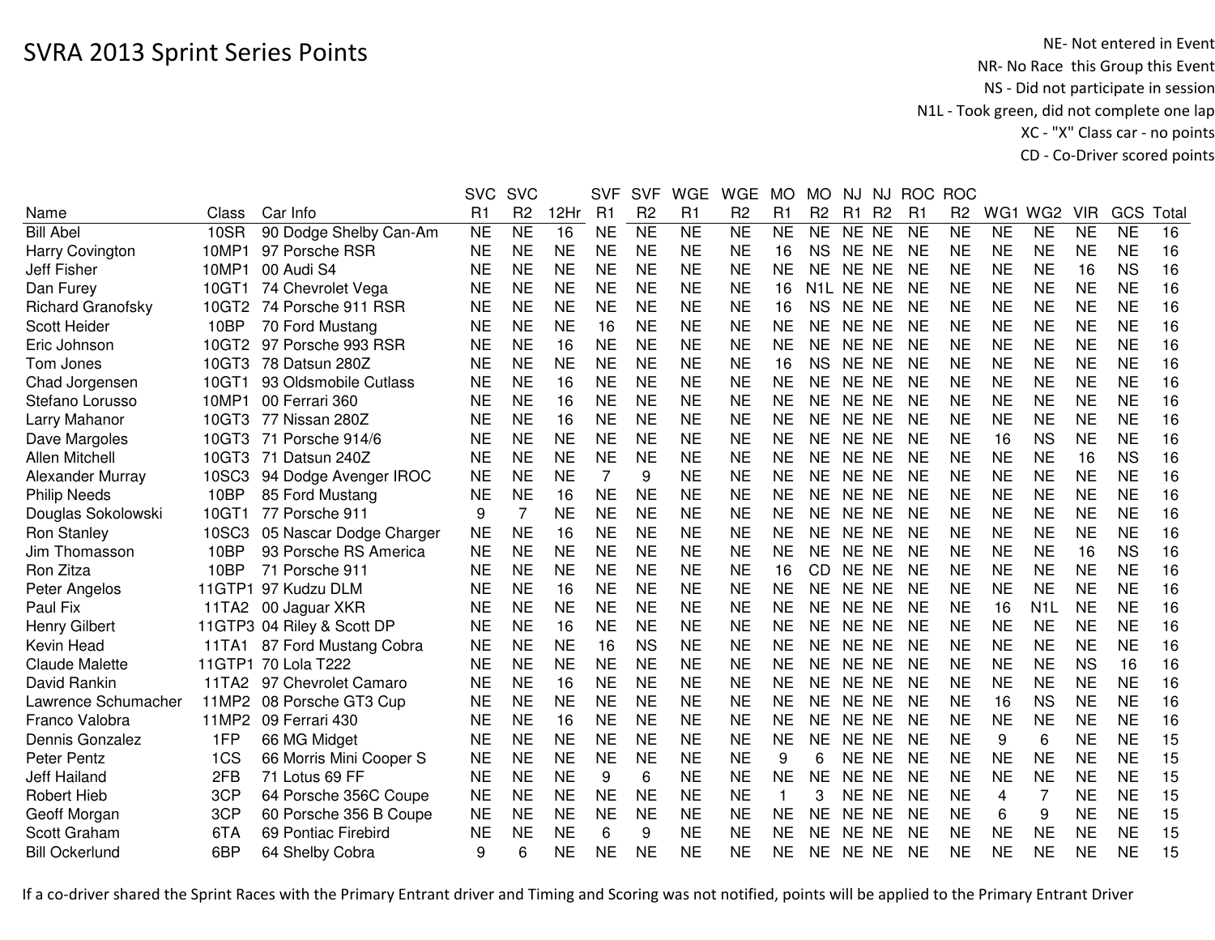# SVRA 2013 Sprint Series Points

NE- Not entered in Event
NR- No Race this Group this Event
NS - Did not participate in session
N1L - Took green, did not complete one lap
XC - "X" Class car - no points
CD - Co-Driver scored points

| Name | Class | Car Info | SVC R1 | SVC R2 | 12Hr | SVF R1 | SVF R2 | WGE R1 | WGE R2 | MO R1 | MO R2 | NJ R1 | NJ R2 | ROC R1 | ROC R2 | WG1 | WG2 | VIR | GCS | Total |
|---|---|---|---|---|---|---|---|---|---|---|---|---|---|---|---|---|---|---|---|---|
| Bill Abel | 10SR | 90 Dodge Shelby Can-Am | NE | NE | 16 | NE | NE | NE | NE | NE | NE | NE | NE | NE | NE | NE | NE | NE | NE | 16 |
| Harry Covington | 10MP1 | 97 Porsche RSR | NE | NE | NE | NE | NE | NE | NE | 16 | NS | NE | NE | NE | NE | NE | NE | NE | NE | 16 |
| Jeff Fisher | 10MP1 | 00 Audi S4 | NE | NE | NE | NE | NE | NE | NE | NE | NE | NE | NE | NE | NE | NE | NE | 16 | NS | 16 |
| Dan Furey | 10GT1 | 74 Chevrolet Vega | NE | NE | NE | NE | NE | NE | NE | 16 | N1L | NE | NE | NE | NE | NE | NE | NE | NE | 16 |
| Richard Granofsky | 10GT2 | 74 Porsche 911 RSR | NE | NE | NE | NE | NE | NE | NE | 16 | NS | NE | NE | NE | NE | NE | NE | NE | NE | 16 |
| Scott Heider | 10BP | 70 Ford Mustang | NE | NE | NE | 16 | NE | NE | NE | NE | NE | NE | NE | NE | NE | NE | NE | NE | NE | 16 |
| Eric Johnson | 10GT2 | 97 Porsche 993 RSR | NE | NE | 16 | NE | NE | NE | NE | NE | NE | NE | NE | NE | NE | NE | NE | NE | NE | 16 |
| Tom Jones | 10GT3 | 78 Datsun 280Z | NE | NE | NE | NE | NE | NE | NE | 16 | NS | NE | NE | NE | NE | NE | NE | NE | NE | 16 |
| Chad Jorgensen | 10GT1 | 93 Oldsmobile Cutlass | NE | NE | 16 | NE | NE | NE | NE | NE | NE | NE | NE | NE | NE | NE | NE | NE | NE | 16 |
| Stefano Lorusso | 10MP1 | 00 Ferrari 360 | NE | NE | 16 | NE | NE | NE | NE | NE | NE | NE | NE | NE | NE | NE | NE | NE | NE | 16 |
| Larry Mahanor | 10GT3 | 77 Nissan 280Z | NE | NE | 16 | NE | NE | NE | NE | NE | NE | NE | NE | NE | NE | NE | NE | NE | NE | 16 |
| Dave Margoles | 10GT3 | 71 Porsche 914/6 | NE | NE | NE | NE | NE | NE | NE | NE | NE | NE | NE | NE | NE | 16 | NS | NE | NE | 16 |
| Allen Mitchell | 10GT3 | 71 Datsun 240Z | NE | NE | NE | NE | NE | NE | NE | NE | NE | NE | NE | NE | NE | NE | NE | 16 | NS | 16 |
| Alexander Murray | 10SC3 | 94 Dodge Avenger IROC | NE | NE | NE | 7 | 9 | NE | NE | NE | NE | NE | NE | NE | NE | NE | NE | NE | NE | 16 |
| Philip Needs | 10BP | 85 Ford Mustang | NE | NE | 16 | NE | NE | NE | NE | NE | NE | NE | NE | NE | NE | NE | NE | NE | NE | 16 |
| Douglas Sokolowski | 10GT1 | 77 Porsche 911 | 9 | 7 | NE | NE | NE | NE | NE | NE | NE | NE | NE | NE | NE | NE | NE | NE | NE | 16 |
| Ron Stanley | 10SC3 | 05 Nascar Dodge Charger | NE | NE | 16 | NE | NE | NE | NE | NE | NE | NE | NE | NE | NE | NE | NE | NE | NE | 16 |
| Jim Thomasson | 10BP | 93 Porsche RS America | NE | NE | NE | NE | NE | NE | NE | NE | NE | NE | NE | NE | NE | NE | NE | 16 | NS | 16 |
| Ron Zitza | 10BP | 71 Porsche 911 | NE | NE | NE | NE | NE | NE | NE | 16 | CD | NE | NE | NE | NE | NE | NE | NE | NE | 16 |
| Peter Angelos | 11GTP1 | 97 Kudzu DLM | NE | NE | 16 | NE | NE | NE | NE | NE | NE | NE | NE | NE | NE | NE | NE | NE | NE | 16 |
| Paul Fix | 11TA2 | 00 Jaguar XKR | NE | NE | NE | NE | NE | NE | NE | NE | NE | NE | NE | NE | NE | 16 | N1L | NE | NE | 16 |
| Henry Gilbert | 11GTP3 | 04 Riley & Scott DP | NE | NE | 16 | NE | NE | NE | NE | NE | NE | NE | NE | NE | NE | NE | NE | NE | NE | 16 |
| Kevin Head | 11TA1 | 87 Ford Mustang Cobra | NE | NE | NE | 16 | NS | NE | NE | NE | NE | NE | NE | NE | NE | NE | NE | NE | NE | 16 |
| Claude Malette | 11GTP1 | 70 Lola T222 | NE | NE | NE | NE | NE | NE | NE | NE | NE | NE | NE | NE | NE | NE | NE | NS | 16 | 16 |
| David Rankin | 11TA2 | 97 Chevrolet Camaro | NE | NE | 16 | NE | NE | NE | NE | NE | NE | NE | NE | NE | NE | NE | NE | NE | NE | 16 |
| Lawrence Schumacher | 11MP2 | 08 Porsche GT3 Cup | NE | NE | NE | NE | NE | NE | NE | NE | NE | NE | NE | NE | NE | 16 | NS | NE | NE | 16 |
| Franco Valobra | 11MP2 | 09 Ferrari 430 | NE | NE | 16 | NE | NE | NE | NE | NE | NE | NE | NE | NE | NE | NE | NE | NE | NE | 16 |
| Dennis Gonzalez | 1FP | 66 MG Midget | NE | NE | NE | NE | NE | NE | NE | NE | NE | NE | NE | NE | NE | 9 | 6 | NE | NE | 15 |
| Peter Pentz | 1CS | 66 Morris Mini Cooper S | NE | NE | NE | NE | NE | NE | NE | 9 | 6 | NE | NE | NE | NE | NE | NE | NE | NE | 15 |
| Jeff Hailand | 2FB | 71 Lotus 69 FF | NE | NE | NE | 9 | 6 | NE | NE | NE | NE | NE | NE | NE | NE | NE | NE | NE | NE | 15 |
| Robert Hieb | 3CP | 64 Porsche 356C Coupe | NE | NE | NE | NE | NE | NE | NE | 1 | 3 | NE | NE | NE | NE | 4 | 7 | NE | NE | 15 |
| Geoff Morgan | 3CP | 60 Porsche 356 B Coupe | NE | NE | NE | NE | NE | NE | NE | NE | NE | NE | NE | NE | NE | 6 | 9 | NE | NE | 15 |
| Scott Graham | 6TA | 69 Pontiac Firebird | NE | NE | NE | 6 | 9 | NE | NE | NE | NE | NE | NE | NE | NE | NE | NE | NE | NE | 15 |
| Bill Ockerlund | 6BP | 64 Shelby Cobra | 9 | 6 | NE | NE | NE | NE | NE | NE | NE | NE | NE | NE | NE | NE | NE | NE | NE | 15 |

If a co-driver shared the Sprint Races with the Primary Entrant driver and Timing and Scoring was not notified, points will be applied to the Primary Entrant Driver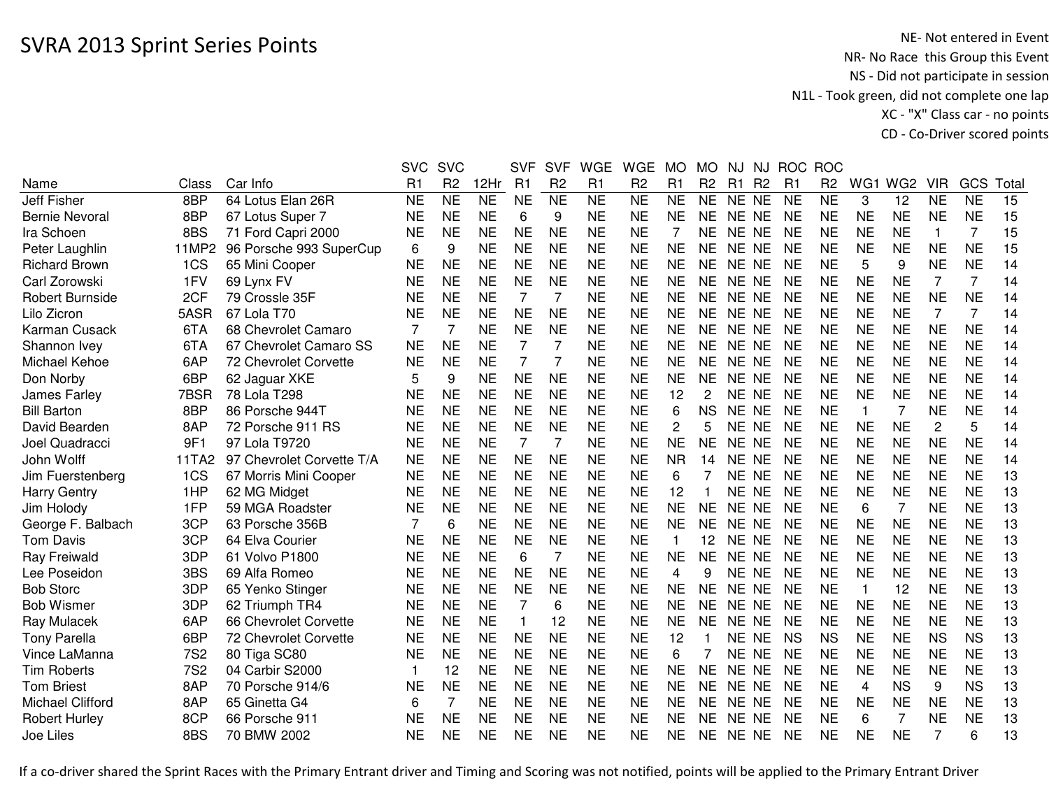# SVRA 2013 Sprint Series Points

NE- Not entered in Event
NR- No Race this Group this Event
NS - Did not participate in session
N1L - Took green, did not complete one lap
XC - "X" Class car - no points
CD - Co-Driver scored points

| Name | Class | Car Info | SVC R1 | SVC R2 | 12Hr | SVF R1 | SVF R2 | WGE R1 | WGE R2 | MO R1 | MO R2 | NJ R1 | NJ R2 | ROC R1 | ROC R2 | WG1 | WG2 | VIR | GCS | Total |
|---|---|---|---|---|---|---|---|---|---|---|---|---|---|---|---|---|---|---|---|---|
| Jeff Fisher | 8BP | 64 Lotus Elan 26R | NE | NE | NE | NE | NE | NE | NE | NE | NE | NE | NE | NE | NE | 3 | 12 | NE | NE | 15 |
| Bernie Nevoral | 8BP | 67 Lotus Super 7 | NE | NE | NE | 6 | 9 | NE | NE | NE | NE | NE | NE | NE | NE | NE | NE | NE | NE | 15 |
| Ira Schoen | 8BS | 71 Ford Capri 2000 | NE | NE | NE | NE | NE | NE | NE | 7 | NE | NE | NE | NE | NE | NE | NE | 1 | 7 | 15 |
| Peter Laughlin | 11MP2 | 96 Porsche 993 SuperCup | 6 | 9 | NE | NE | NE | NE | NE | NE | NE | NE | NE | NE | NE | NE | NE | NE | NE | 15 |
| Richard Brown | 1CS | 65 Mini Cooper | NE | NE | NE | NE | NE | NE | NE | NE | NE | NE | NE | NE | NE | 5 | 9 | NE | NE | 14 |
| Carl Zorowski | 1FV | 69 Lynx FV | NE | NE | NE | NE | NE | NE | NE | NE | NE | NE | NE | NE | NE | NE | NE | 7 | 7 | 14 |
| Robert Burnside | 2CF | 79 Crossle 35F | NE | NE | NE | 7 | 7 | NE | NE | NE | NE | NE | NE | NE | NE | NE | NE | NE | NE | 14 |
| Lilo Zicron | 5ASR | 67 Lola T70 | NE | NE | NE | NE | NE | NE | NE | NE | NE | NE | NE | NE | NE | NE | NE | 7 | 7 | 14 |
| Karman Cusack | 6TA | 68 Chevrolet Camaro | 7 | 7 | NE | NE | NE | NE | NE | NE | NE | NE | NE | NE | NE | NE | NE | NE | NE | 14 |
| Shannon Ivey | 6TA | 67 Chevrolet Camaro SS | NE | NE | NE | 7 | 7 | NE | NE | NE | NE | NE | NE | NE | NE | NE | NE | NE | NE | 14 |
| Michael Kehoe | 6AP | 72 Chevrolet Corvette | NE | NE | NE | 7 | 7 | NE | NE | NE | NE | NE | NE | NE | NE | NE | NE | NE | NE | 14 |
| Don Norby | 6BP | 62 Jaguar XKE | 5 | 9 | NE | NE | NE | NE | NE | NE | NE | NE | NE | NE | NE | NE | NE | NE | NE | 14 |
| James Farley | 7BSR | 78 Lola T298 | NE | NE | NE | NE | NE | NE | NE | 12 | 2 | NE | NE | NE | NE | NE | NE | NE | NE | 14 |
| Bill Barton | 8BP | 86 Porsche 944T | NE | NE | NE | NE | NE | NE | NE | 6 | NS | NE | NE | NE | NE | 1 | 7 | NE | NE | 14 |
| David Bearden | 8AP | 72 Porsche 911 RS | NE | NE | NE | NE | NE | NE | NE | 2 | 5 | NE | NE | NE | NE | NE | NE | 2 | 5 | 14 |
| Joel Quadracci | 9F1 | 97 Lola T9720 | NE | NE | NE | 7 | 7 | NE | NE | NE | NE | NE | NE | NE | NE | NE | NE | NE | NE | 14 |
| John Wolff | 11TA2 | 97 Chevrolet Corvette T/A | NE | NE | NE | NE | NE | NE | NE | NR | 14 | NE | NE | NE | NE | NE | NE | NE | NE | 14 |
| Jim Fuerstenberg | 1CS | 67 Morris Mini Cooper | NE | NE | NE | NE | NE | NE | NE | 6 | 7 | NE | NE | NE | NE | NE | NE | NE | NE | 13 |
| Harry Gentry | 1HP | 62 MG Midget | NE | NE | NE | NE | NE | NE | NE | 12 | 1 | NE | NE | NE | NE | NE | NE | NE | NE | 13 |
| Jim Holody | 1FP | 59 MGA Roadster | NE | NE | NE | NE | NE | NE | NE | NE | NE | NE | NE | NE | NE | 6 | 7 | NE | NE | 13 |
| George F. Balbach | 3CP | 63 Porsche 356B | 7 | 6 | NE | NE | NE | NE | NE | NE | NE | NE | NE | NE | NE | NE | NE | NE | NE | 13 |
| Tom Davis | 3CP | 64 Elva Courier | NE | NE | NE | NE | NE | NE | NE | 1 | 12 | NE | NE | NE | NE | NE | NE | NE | NE | 13 |
| Ray Freiwald | 3DP | 61 Volvo P1800 | NE | NE | NE | 6 | 7 | NE | NE | NE | NE | NE | NE | NE | NE | NE | NE | NE | NE | 13 |
| Lee Poseidon | 3BS | 69 Alfa Romeo | NE | NE | NE | NE | NE | NE | NE | 4 | 9 | NE | NE | NE | NE | NE | NE | NE | NE | 13 |
| Bob Storc | 3DP | 65 Yenko Stinger | NE | NE | NE | NE | NE | NE | NE | NE | NE | NE | NE | NE | NE | 1 | 12 | NE | NE | 13 |
| Bob Wismer | 3DP | 62 Triumph TR4 | NE | NE | NE | 7 | 6 | NE | NE | NE | NE | NE | NE | NE | NE | NE | NE | NE | NE | 13 |
| Ray Mulacek | 6AP | 66 Chevrolet Corvette | NE | NE | NE | 1 | 12 | NE | NE | NE | NE | NE | NE | NE | NE | NE | NE | NE | NE | 13 |
| Tony Parella | 6BP | 72 Chevrolet Corvette | NE | NE | NE | NE | NE | NE | NE | 12 | 1 | NE | NE | NS | NS | NE | NE | NS | NS | 13 |
| Vince LaManna | 7S2 | 80 Tiga SC80 | NE | NE | NE | NE | NE | NE | NE | 6 | 7 | NE | NE | NE | NE | NE | NE | NE | NE | 13 |
| Tim Roberts | 7S2 | 04 Carbir S2000 | 1 | 12 | NE | NE | NE | NE | NE | NE | NE | NE | NE | NE | NE | NE | NE | NE | NE | 13 |
| Tom Briest | 8AP | 70 Porsche 914/6 | NE | NE | NE | NE | NE | NE | NE | NE | NE | NE | NE | NE | NE | 4 | NS | 9 | NS | 13 |
| Michael Clifford | 8AP | 65 Ginetta G4 | 6 | 7 | NE | NE | NE | NE | NE | NE | NE | NE | NE | NE | NE | NE | NE | NE | NE | 13 |
| Robert Hurley | 8CP | 66 Porsche 911 | NE | NE | NE | NE | NE | NE | NE | NE | NE | NE | NE | NE | NE | 6 | 7 | NE | NE | 13 |
| Joe Liles | 8BS | 70 BMW 2002 | NE | NE | NE | NE | NE | NE | NE | NE | NE | NE | NE | NE | NE | NE | NE | 7 | 6 | 13 |

If a co-driver shared the Sprint Races with the Primary Entrant driver and Timing and Scoring was not notified, points will be applied to the Primary Entrant Driver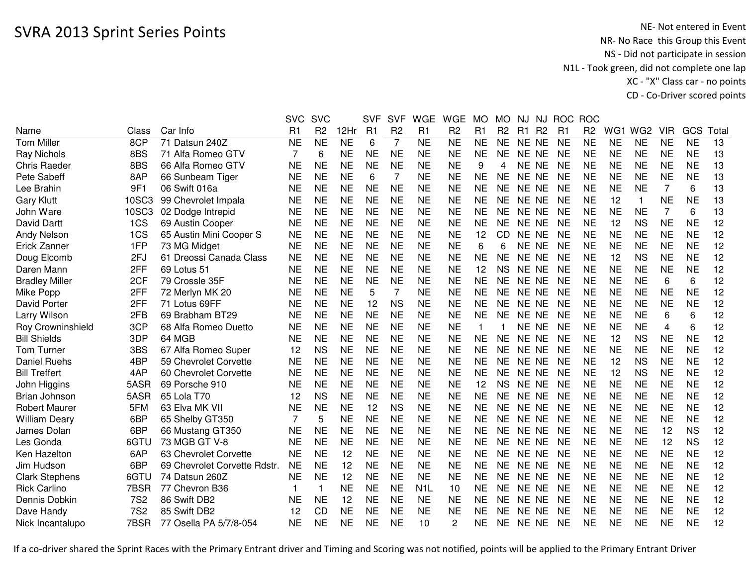# SVRA 2013 Sprint Series Points

NE- Not entered in Event
NR- No Race this Group this Event
NS - Did not participate in session
N1L - Took green, did not complete one lap
XC - "X" Class car - no points
CD - Co-Driver scored points

| Name | Class | Car Info | SVC R1 | SVC R2 | 12Hr | SVF R1 | SVF R2 | WGE R1 | WGE R2 | MO R1 | MO R2 | NJ R1 | NJ R2 | ROC R1 | ROC R2 | WG1 | WG2 | VIR | GCS | Total |
|---|---|---|---|---|---|---|---|---|---|---|---|---|---|---|---|---|---|---|---|---|
| Tom Miller | 8CP | 71 Datsun 240Z | NE | NE | NE | 6 | 7 | NE | NE | NE | NE | NE | NE | NE | NE | NE | NE | NE | NE | 13 |
| Ray Nichols | 8BS | 71 Alfa Romeo GTV | 7 | 6 | NE | NE | NE | NE | NE | NE | NE | NE | NE | NE | NE | NE | NE | NE | NE | 13 |
| Chris Raeder | 8BS | 66 Alfa Romeo GTV | NE | NE | NE | NE | NE | NE | NE | 9 | 4 | NE | NE | NE | NE | NE | NE | NE | NE | 13 |
| Pete Sabeff | 8AP | 66 Sunbeam Tiger | NE | NE | NE | 6 | 7 | NE | NE | NE | NE | NE | NE | NE | NE | NE | NE | NE | NE | 13 |
| Lee Brahin | 9F1 | 06 Swift 016a | NE | NE | NE | NE | NE | NE | NE | NE | NE | NE | NE | NE | NE | NE | NE | 7 | 6 | 13 |
| Gary Klutt | 10SC3 | 99 Chevrolet Impala | NE | NE | NE | NE | NE | NE | NE | NE | NE | NE | NE | NE | NE | 12 | 1 | NE | NE | 13 |
| John Ware | 10SC3 | 02 Dodge Intrepid | NE | NE | NE | NE | NE | NE | NE | NE | NE | NE | NE | NE | NE | NE | NE | 7 | 6 | 13 |
| David Dartt | 1CS | 69 Austin Cooper | NE | NE | NE | NE | NE | NE | NE | NE | NE | NE | NE | NE | NE | 12 | NS | NE | NE | 12 |
| Andy Nelson | 1CS | 65 Austin Mini Cooper S | NE | NE | NE | NE | NE | NE | NE | 12 | CD | NE | NE | NE | NE | NE | NE | NE | NE | 12 |
| Erick Zanner | 1FP | 73 MG Midget | NE | NE | NE | NE | NE | NE | NE | 6 | 6 | NE | NE | NE | NE | NE | NE | NE | NE | 12 |
| Doug Elcomb | 2FJ | 61 Dreossi Canada Class | NE | NE | NE | NE | NE | NE | NE | NE | NE | NE | NE | NE | NE | 12 | NS | NE | NE | 12 |
| Daren Mann | 2FF | 69 Lotus 51 | NE | NE | NE | NE | NE | NE | NE | 12 | NS | NE | NE | NE | NE | NE | NE | NE | NE | 12 |
| Bradley Miller | 2CF | 79 Crossle 35F | NE | NE | NE | NE | NE | NE | NE | NE | NE | NE | NE | NE | NE | NE | NE | 6 | 6 | 12 |
| Mike Popp | 2FF | 72 Merlyn MK 20 | NE | NE | NE | 5 | 7 | NE | NE | NE | NE | NE | NE | NE | NE | NE | NE | NE | NE | 12 |
| David Porter | 2FF | 71 Lotus 69FF | NE | NE | NE | 12 | NS | NE | NE | NE | NE | NE | NE | NE | NE | NE | NE | NE | NE | 12 |
| Larry Wilson | 2FB | 69 Brabham BT29 | NE | NE | NE | NE | NE | NE | NE | NE | NE | NE | NE | NE | NE | NE | NE | 6 | 6 | 12 |
| Roy Crowninshield | 3CP | 68 Alfa Romeo Duetto | NE | NE | NE | NE | NE | NE | NE | 1 | 1 | NE | NE | NE | NE | NE | NE | 4 | 6 | 12 |
| Bill Shields | 3DP | 64 MGB | NE | NE | NE | NE | NE | NE | NE | NE | NE | NE | NE | NE | NE | 12 | NS | NE | NE | 12 |
| Tom Turner | 3BS | 67 Alfa Romeo Super | 12 | NS | NE | NE | NE | NE | NE | NE | NE | NE | NE | NE | NE | NE | NE | NE | NE | 12 |
| Daniel Ruehs | 4BP | 59 Chevrolet Corvette | NE | NE | NE | NE | NE | NE | NE | NE | NE | NE | NE | NE | NE | 12 | NS | NE | NE | 12 |
| Bill Treffert | 4AP | 60 Chevrolet Corvette | NE | NE | NE | NE | NE | NE | NE | NE | NE | NE | NE | NE | NE | 12 | NS | NE | NE | 12 |
| John Higgins | 5ASR | 69 Porsche 910 | NE | NE | NE | NE | NE | NE | NE | 12 | NS | NE | NE | NE | NE | NE | NE | NE | NE | 12 |
| Brian Johnson | 5ASR | 65 Lola T70 | 12 | NS | NE | NE | NE | NE | NE | NE | NE | NE | NE | NE | NE | NE | NE | NE | NE | 12 |
| Robert Maurer | 5FM | 63 Elva MK VII | NE | NE | NE | 12 | NS | NE | NE | NE | NE | NE | NE | NE | NE | NE | NE | NE | NE | 12 |
| William Deary | 6BP | 65 Shelby GT350 | 7 | 5 | NE | NE | NE | NE | NE | NE | NE | NE | NE | NE | NE | NE | NE | NE | NE | 12 |
| James Dolan | 6BP | 66 Mustang GT350 | NE | NE | NE | NE | NE | NE | NE | NE | NE | NE | NE | NE | NE | NE | NE | 12 | NS | 12 |
| Les Gonda | 6GTU | 73 MGB GT V-8 | NE | NE | NE | NE | NE | NE | NE | NE | NE | NE | NE | NE | NE | NE | NE | 12 | NS | 12 |
| Ken Hazelton | 6AP | 63 Chevrolet Corvette | NE | NE | 12 | NE | NE | NE | NE | NE | NE | NE | NE | NE | NE | NE | NE | NE | NE | 12 |
| Jim Hudson | 6BP | 69 Chevrolet Corvette Rdstr. | NE | NE | 12 | NE | NE | NE | NE | NE | NE | NE | NE | NE | NE | NE | NE | NE | NE | 12 |
| Clark Stephens | 6GTU | 74 Datsun 260Z | NE | NE | 12 | NE | NE | NE | NE | NE | NE | NE | NE | NE | NE | NE | NE | NE | NE | 12 |
| Rick Carlino | 7BSR | 77 Chevron B36 | 1 | 1 | NE | NE | NE | N1L | 10 | NE | NE | NE | NE | NE | NE | NE | NE | NE | NE | 12 |
| Dennis Dobkin | 7S2 | 86 Swift DB2 | NE | NE | 12 | NE | NE | NE | NE | NE | NE | NE | NE | NE | NE | NE | NE | NE | NE | 12 |
| Dave Handy | 7S2 | 85 Swift DB2 | 12 | CD | NE | NE | NE | NE | NE | NE | NE | NE | NE | NE | NE | NE | NE | NE | NE | 12 |
| Nick Incantalupo | 7BSR | 77 Osella PA 5/7/8-054 | NE | NE | NE | NE | NE | 10 | 2 | NE | NE | NE | NE | NE | NE | NE | NE | NE | NE | 12 |

If a co-driver shared the Sprint Races with the Primary Entrant driver and Timing and Scoring was not notified, points will be applied to the Primary Entrant Driver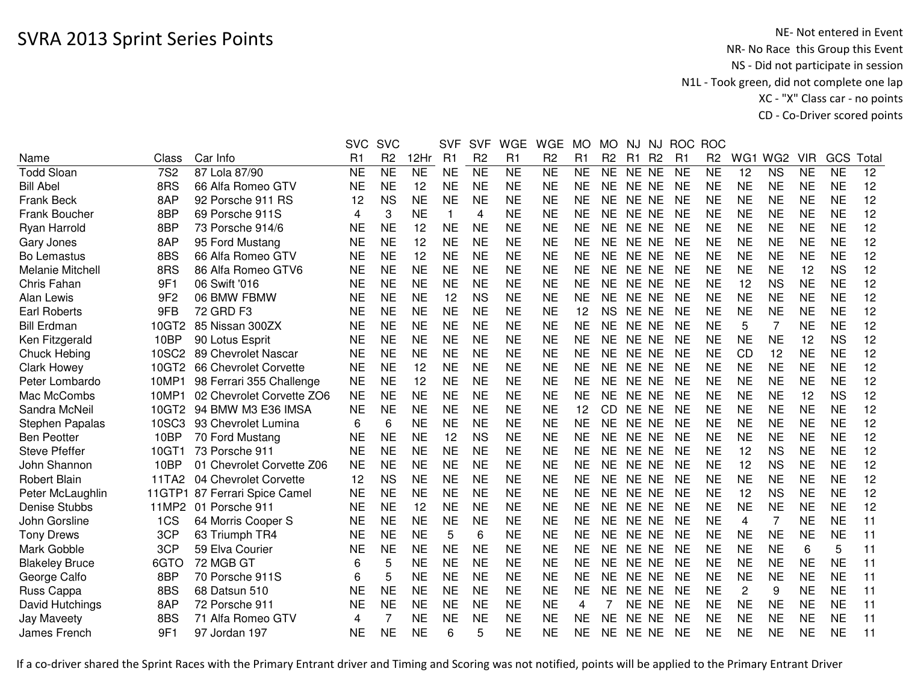# SVRA 2013 Sprint Series Points

NE- Not entered in Event
NR- No Race this Group this Event
NS - Did not participate in session
N1L - Took green, did not complete one lap
XC - "X" Class car - no points
CD - Co-Driver scored points

| Name | Class | Car Info | SVC R1 | SVC R2 | 12Hr | SVF R1 | SVF R2 | WGE R1 | WGE R2 | MO R1 | MO R2 | NJ R1 | NJ R2 | ROC R1 | ROC R2 | WG1 | WG2 | VIR | GCS | Total |
|---|---|---|---|---|---|---|---|---|---|---|---|---|---|---|---|---|---|---|---|---|
| Todd Sloan | 7S2 | 87 Lola 87/90 | NE | NE | NE | NE | NE | NE | NE | NE | NE | NE | NE | NE | NE | 12 | NS | NE | NE | 12 |
| Bill Abel | 8RS | 66 Alfa Romeo GTV | NE | NE | 12 | NE | NE | NE | NE | NE | NE | NE | NE | NE | NE | NE | NE | NE | NE | 12 |
| Frank Beck | 8AP | 92 Porsche 911 RS | 12 | NS | NE | NE | NE | NE | NE | NE | NE | NE | NE | NE | NE | NE | NE | NE | NE | 12 |
| Frank Boucher | 8BP | 69 Porsche 911S | 4 | 3 | NE | 1 | 4 | NE | NE | NE | NE | NE | NE | NE | NE | NE | NE | NE | NE | 12 |
| Ryan Harrold | 8BP | 73 Porsche 914/6 | NE | NE | 12 | NE | NE | NE | NE | NE | NE | NE | NE | NE | NE | NE | NE | NE | NE | 12 |
| Gary Jones | 8AP | 95 Ford Mustang | NE | NE | 12 | NE | NE | NE | NE | NE | NE | NE | NE | NE | NE | NE | NE | NE | NE | 12 |
| Bo Lemastus | 8BS | 66 Alfa Romeo GTV | NE | NE | 12 | NE | NE | NE | NE | NE | NE | NE | NE | NE | NE | NE | NE | NE | NE | 12 |
| Melanie Mitchell | 8RS | 86 Alfa Romeo GTV6 | NE | NE | NE | NE | NE | NE | NE | NE | NE | NE | NE | NE | NE | NE | NE | 12 | NS | 12 |
| Chris Fahan | 9F1 | 06 Swift '016 | NE | NE | NE | NE | NE | NE | NE | NE | NE | NE | NE | NE | NE | 12 | NS | NE | NE | 12 |
| Alan Lewis | 9F2 | 06 BMW FBMW | NE | NE | NE | 12 | NS | NE | NE | NE | NE | NE | NE | NE | NE | NE | NE | NE | NE | 12 |
| Earl Roberts | 9FB | 72 GRD F3 | NE | NE | NE | NE | NE | NE | NE | 12 | NS | NE | NE | NE | NE | NE | NE | NE | NE | 12 |
| Bill Erdman | 10GT2 | 85 Nissan 300ZX | NE | NE | NE | NE | NE | NE | NE | NE | NE | NE | NE | NE | NE | 5 | 7 | NE | NE | 12 |
| Ken Fitzgerald | 10BP | 90 Lotus Esprit | NE | NE | NE | NE | NE | NE | NE | NE | NE | NE | NE | NE | NE | NE | NE | 12 | NS | 12 |
| Chuck Hebing | 10SC2 | 89 Chevrolet Nascar | NE | NE | NE | NE | NE | NE | NE | NE | NE | NE | NE | NE | NE | CD | 12 | NE | NE | 12 |
| Clark Howey | 10GT2 | 66 Chevrolet Corvette | NE | NE | 12 | NE | NE | NE | NE | NE | NE | NE | NE | NE | NE | NE | NE | NE | NE | 12 |
| Peter Lombardo | 10MP1 | 98 Ferrari 355 Challenge | NE | NE | 12 | NE | NE | NE | NE | NE | NE | NE | NE | NE | NE | NE | NE | NE | NE | 12 |
| Mac McCombs | 10MP1 | 02 Chevrolet Corvette ZO6 | NE | NE | NE | NE | NE | NE | NE | NE | NE | NE | NE | NE | NE | NE | NE | 12 | NS | 12 |
| Sandra McNeil | 10GT2 | 94 BMW M3 E36 IMSA | NE | NE | NE | NE | NE | NE | NE | 12 | CD | NE | NE | NE | NE | NE | NE | NE | NE | 12 |
| Stephen Papalas | 10SC3 | 93 Chevrolet Lumina | 6 | 6 | NE | NE | NE | NE | NE | NE | NE | NE | NE | NE | NE | NE | NE | NE | NE | 12 |
| Ben Peotter | 10BP | 70 Ford Mustang | NE | NE | NE | 12 | NS | NE | NE | NE | NE | NE | NE | NE | NE | NE | NE | NE | NE | 12 |
| Steve Pfeffer | 10GT1 | 73 Porsche 911 | NE | NE | NE | NE | NE | NE | NE | NE | NE | NE | NE | NE | NE | 12 | NS | NE | NE | 12 |
| John Shannon | 10BP | 01 Chevrolet Corvette Z06 | NE | NE | NE | NE | NE | NE | NE | NE | NE | NE | NE | NE | NE | 12 | NS | NE | NE | 12 |
| Robert Blain | 11TA2 | 04 Chevrolet Corvette | 12 | NS | NE | NE | NE | NE | NE | NE | NE | NE | NE | NE | NE | NE | NE | NE | NE | 12 |
| Peter McLaughlin | 11GTP1 | 87 Ferrari Spice Camel | NE | NE | NE | NE | NE | NE | NE | NE | NE | NE | NE | NE | NE | 12 | NS | NE | NE | 12 |
| Denise Stubbs | 11MP2 | 01 Porsche 911 | NE | NE | 12 | NE | NE | NE | NE | NE | NE | NE | NE | NE | NE | NE | NE | NE | NE | 12 |
| John Gorsline | 1CS | 64 Morris Cooper S | NE | NE | NE | NE | NE | NE | NE | NE | NE | NE | NE | NE | NE | 4 | 7 | NE | NE | 11 |
| Tony Drews | 3CP | 63 Triumph TR4 | NE | NE | NE | 5 | 6 | NE | NE | NE | NE | NE | NE | NE | NE | NE | NE | NE | NE | 11 |
| Mark Gobble | 3CP | 59 Elva Courier | NE | NE | NE | NE | NE | NE | NE | NE | NE | NE | NE | NE | NE | NE | NE | 6 | 5 | 11 |
| Blakeley Bruce | 6GTO | 72 MGB GT | 6 | 5 | NE | NE | NE | NE | NE | NE | NE | NE | NE | NE | NE | NE | NE | NE | NE | 11 |
| George Calfo | 8BP | 70 Porsche 911S | 6 | 5 | NE | NE | NE | NE | NE | NE | NE | NE | NE | NE | NE | NE | NE | NE | NE | 11 |
| Russ Cappa | 8BS | 68 Datsun 510 | NE | NE | NE | NE | NE | NE | NE | NE | NE | NE | NE | NE | NE | 2 | 9 | NE | NE | 11 |
| David Hutchings | 8AP | 72 Porsche 911 | NE | NE | NE | NE | NE | NE | NE | 4 | 7 | NE | NE | NE | NE | NE | NE | NE | NE | 11 |
| Jay Maveety | 8BS | 71 Alfa Romeo GTV | 4 | 7 | NE | NE | NE | NE | NE | NE | NE | NE | NE | NE | NE | NE | NE | NE | NE | 11 |
| James French | 9F1 | 97 Jordan 197 | NE | NE | NE | 6 | 5 | NE | NE | NE | NE | NE | NE | NE | NE | NE | NE | NE | NE | 11 |

If a co-driver shared the Sprint Races with the Primary Entrant driver and Timing and Scoring was not notified, points will be applied to the Primary Entrant Driver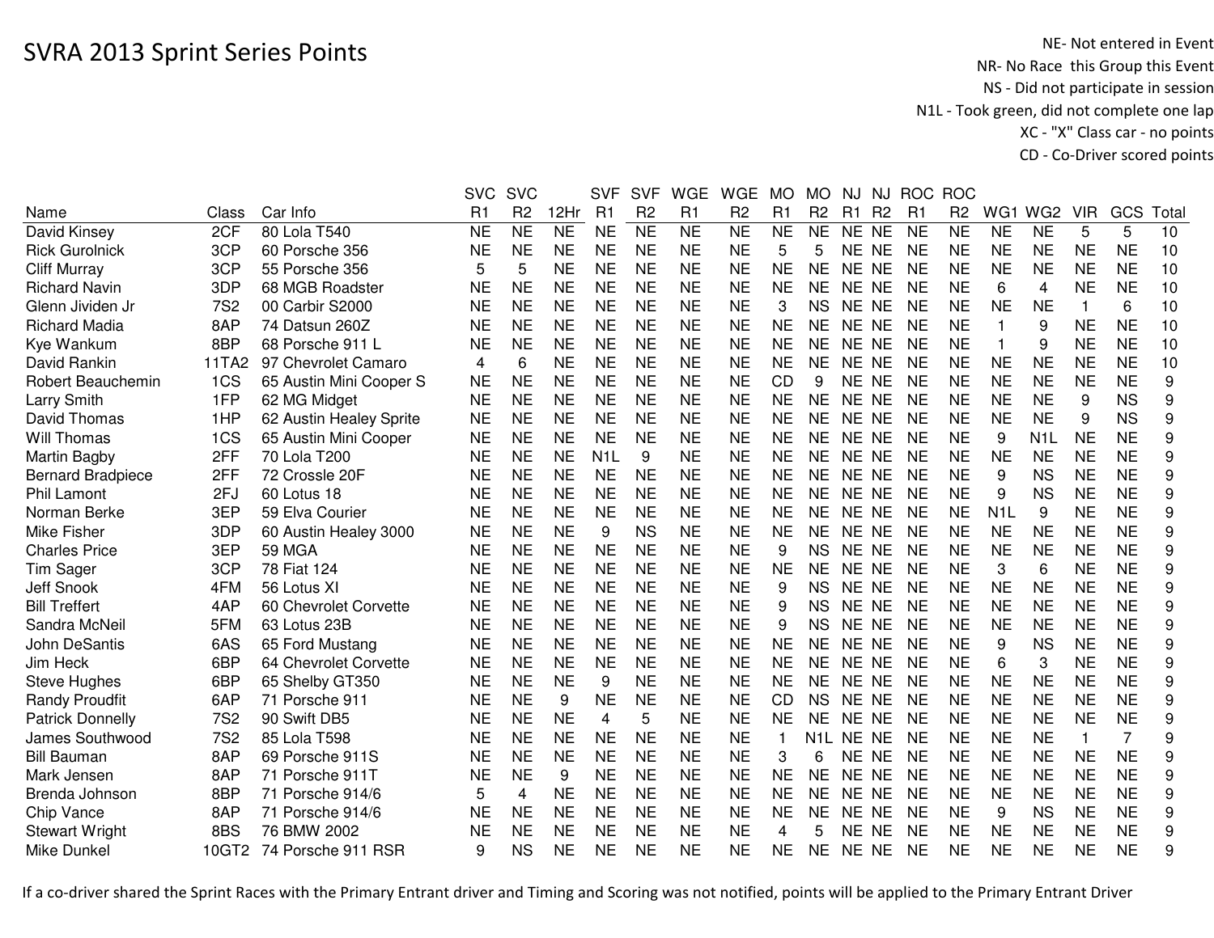# SVRA 2013 Sprint Series Points

NE- Not entered in Event
NR- No Race this Group this Event
NS - Did not participate in session
N1L - Took green, did not complete one lap
XC - "X" Class car - no points
CD - Co-Driver scored points

| Name | Class | Car Info | SVC R1 | SVC R2 | 12Hr | SVF R1 | SVF R2 | WGE R1 | WGE R2 | MO R1 | MO R2 | NJ R1 | NJ R2 | ROC R1 | ROC R2 | WG1 | WG2 | VIR | GCS | Total |
|---|---|---|---|---|---|---|---|---|---|---|---|---|---|---|---|---|---|---|---|---|
| David Kinsey | 2CF | 80 Lola T540 | NE | NE | NE | NE | NE | NE | NE | NE | NE | NE | NE | NE | NE | NE | NE | 5 | 5 | 10 |
| Rick Gurolnick | 3CP | 60 Porsche 356 | NE | NE | NE | NE | NE | NE | NE | 5 | 5 | NE | NE | NE | NE | NE | NE | NE | NE | 10 |
| Cliff Murray | 3CP | 55 Porsche 356 | 5 | 5 | NE | NE | NE | NE | NE | NE | NE | NE | NE | NE | NE | NE | NE | NE | NE | 10 |
| Richard Navin | 3DP | 68 MGB Roadster | NE | NE | NE | NE | NE | NE | NE | NE | NE | NE | NE | NE | NE | 6 | 4 | NE | NE | 10 |
| Glenn Jividen Jr | 7S2 | 00 Carbir S2000 | NE | NE | NE | NE | NE | NE | NE | 3 | NS | NE | NE | NE | NE | NE | NE | 1 | 6 | 10 |
| Richard Madia | 8AP | 74 Datsun 260Z | NE | NE | NE | NE | NE | NE | NE | NE | NE | NE | NE | NE | NE | 1 | 9 | NE | NE | 10 |
| Kye Wankum | 8BP | 68 Porsche 911 L | NE | NE | NE | NE | NE | NE | NE | NE | NE | NE | NE | NE | NE | 1 | 9 | NE | NE | 10 |
| David Rankin | 11TA2 | 97 Chevrolet Camaro | 4 | 6 | NE | NE | NE | NE | NE | NE | NE | NE | NE | NE | NE | NE | NE | NE | NE | 10 |
| Robert Beauchemin | 1CS | 65 Austin Mini Cooper S | NE | NE | NE | NE | NE | NE | NE | CD | 9 | NE | NE | NE | NE | NE | NE | NE | NE | 9 |
| Larry Smith | 1FP | 62 MG Midget | NE | NE | NE | NE | NE | NE | NE | NE | NE | NE | NE | NE | NE | NE | NE | 9 | NS | 9 |
| David Thomas | 1HP | 62 Austin Healey Sprite | NE | NE | NE | NE | NE | NE | NE | NE | NE | NE | NE | NE | NE | NE | NE | 9 | NS | 9 |
| Will Thomas | 1CS | 65 Austin Mini Cooper | NE | NE | NE | NE | NE | NE | NE | NE | NE | NE | NE | NE | NE | 9 | N1L | NE | NE | 9 |
| Martin Bagby | 2FF | 70 Lola T200 | NE | NE | NE | N1L | 9 | NE | NE | NE | NE | NE | NE | NE | NE | NE | NE | NE | NE | 9 |
| Bernard Bradpiece | 2FF | 72 Crossle 20F | NE | NE | NE | NE | NE | NE | NE | NE | NE | NE | NE | NE | NE | 9 | NS | NE | NE | 9 |
| Phil Lamont | 2FJ | 60 Lotus 18 | NE | NE | NE | NE | NE | NE | NE | NE | NE | NE | NE | NE | NE | 9 | NS | NE | NE | 9 |
| Norman Berke | 3EP | 59 Elva Courier | NE | NE | NE | NE | NE | NE | NE | NE | NE | NE | NE | NE | NE | N1L | 9 | NE | NE | 9 |
| Mike Fisher | 3DP | 60 Austin Healey 3000 | NE | NE | NE | 9 | NS | NE | NE | NE | NE | NE | NE | NE | NE | NE | NE | NE | NE | 9 |
| Charles Price | 3EP | 59 MGA | NE | NE | NE | NE | NE | NE | NE | 9 | NS | NE | NE | NE | NE | NE | NE | NE | NE | 9 |
| Tim Sager | 3CP | 78 Fiat 124 | NE | NE | NE | NE | NE | NE | NE | NE | NE | NE | NE | NE | NE | 3 | 6 | NE | NE | 9 |
| Jeff Snook | 4FM | 56 Lotus XI | NE | NE | NE | NE | NE | NE | NE | 9 | NS | NE | NE | NE | NE | NE | NE | NE | NE | 9 |
| Bill Treffert | 4AP | 60 Chevrolet Corvette | NE | NE | NE | NE | NE | NE | NE | 9 | NS | NE | NE | NE | NE | NE | NE | NE | NE | 9 |
| Sandra McNeil | 5FM | 63 Lotus 23B | NE | NE | NE | NE | NE | NE | NE | 9 | NS | NE | NE | NE | NE | NE | NE | NE | NE | 9 |
| John DeSantis | 6AS | 65 Ford Mustang | NE | NE | NE | NE | NE | NE | NE | NE | NE | NE | NE | NE | NE | 9 | NS | NE | NE | 9 |
| Jim Heck | 6BP | 64 Chevrolet Corvette | NE | NE | NE | NE | NE | NE | NE | NE | NE | NE | NE | NE | NE | 6 | 3 | NE | NE | 9 |
| Steve Hughes | 6BP | 65 Shelby GT350 | NE | NE | NE | 9 | NE | NE | NE | NE | NE | NE | NE | NE | NE | NE | NE | NE | NE | 9 |
| Randy Proudfit | 6AP | 71 Porsche 911 | NE | NE | 9 | NE | NE | NE | NE | CD | NS | NE | NE | NE | NE | NE | NE | NE | NE | 9 |
| Patrick Donnelly | 7S2 | 90 Swift DB5 | NE | NE | NE | 4 | 5 | NE | NE | NE | NE | NE | NE | NE | NE | NE | NE | NE | NE | 9 |
| James Southwood | 7S2 | 85 Lola T598 | NE | NE | NE | NE | NE | NE | NE | 1 | N1L | NE | NE | NE | NE | NE | NE | 1 | 7 | 9 |
| Bill Bauman | 8AP | 69 Porsche 911S | NE | NE | NE | NE | NE | NE | NE | 3 | 6 | NE | NE | NE | NE | NE | NE | NE | NE | 9 |
| Mark Jensen | 8AP | 71 Porsche 911T | NE | NE | 9 | NE | NE | NE | NE | NE | NE | NE | NE | NE | NE | NE | NE | NE | NE | 9 |
| Brenda Johnson | 8BP | 71 Porsche 914/6 | 5 | 4 | NE | NE | NE | NE | NE | NE | NE | NE | NE | NE | NE | NE | NE | NE | NE | 9 |
| Chip Vance | 8AP | 71 Porsche 914/6 | NE | NE | NE | NE | NE | NE | NE | NE | NE | NE | NE | NE | NE | 9 | NS | NE | NE | 9 |
| Stewart Wright | 8BS | 76 BMW 2002 | NE | NE | NE | NE | NE | NE | NE | 4 | 5 | NE | NE | NE | NE | NE | NE | NE | NE | 9 |
| Mike Dunkel | 10GT2 | 74 Porsche 911 RSR | 9 | NS | NE | NE | NE | NE | NE | NE | NE | NE | NE | NE | NE | NE | NE | NE | NE | 9 |

If a co-driver shared the Sprint Races with the Primary Entrant driver and Timing and Scoring was not notified, points will be applied to the Primary Entrant Driver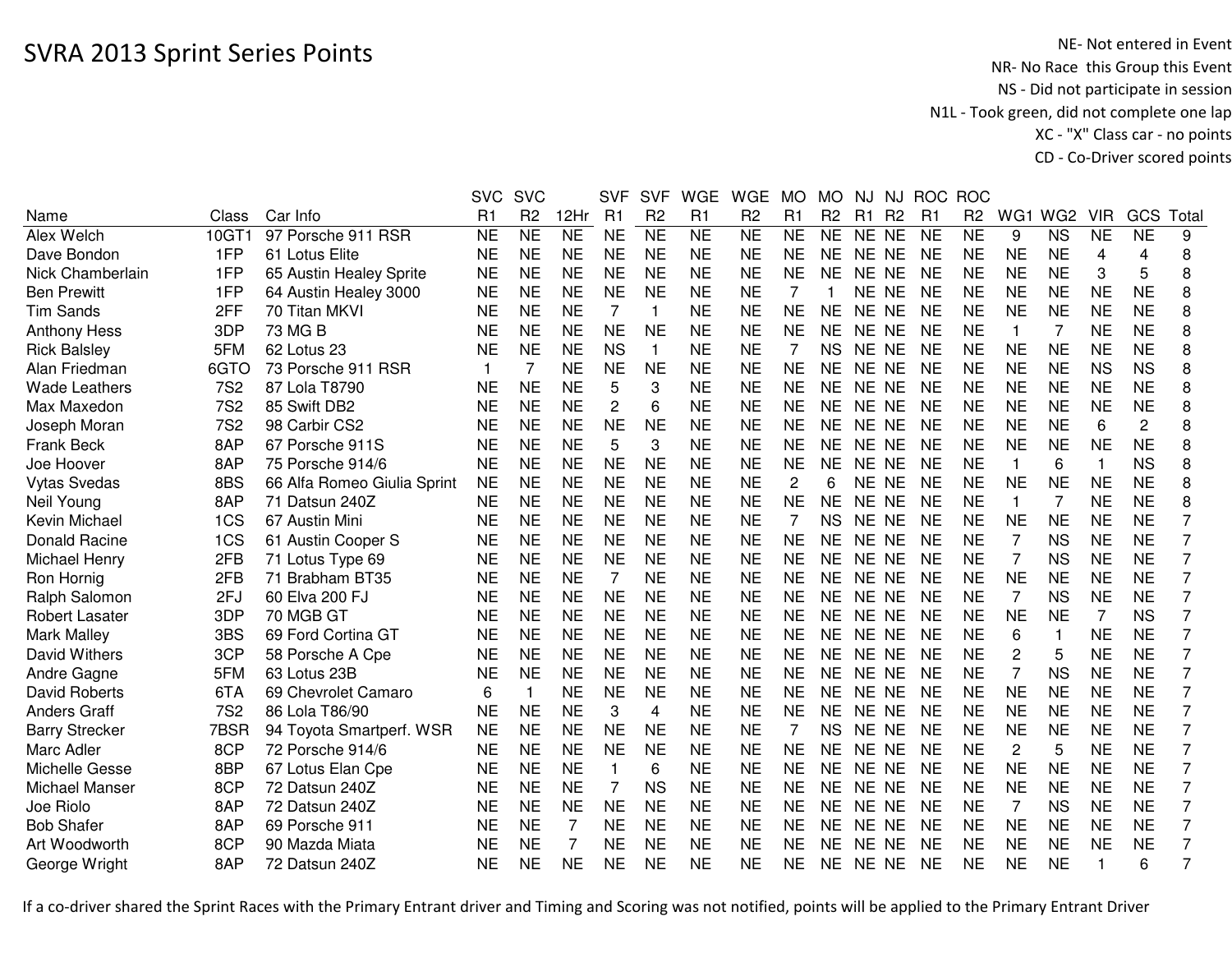# SVRA 2013 Sprint Series Points

NE- Not entered in Event
NR- No Race this Group this Event
NS - Did not participate in session
N1L - Took green, did not complete one lap
XC - "X" Class car - no points
CD - Co-Driver scored points

| Name | Class | Car Info | SVC R1 | SVC R2 | 12Hr | SVF R1 | SVF R2 | WGE R1 | WGE R2 | MO R1 | MO R2 | NJ R1 | NJ R2 | ROC R1 | ROC R2 | WG1 | WG2 | VIR | GCS | Total |
|---|---|---|---|---|---|---|---|---|---|---|---|---|---|---|---|---|---|---|---|---|
| Alex Welch | 10GT1 | 97 Porsche 911 RSR | NE | NE | NE | NE | NE | NE | NE | NE | NE | NE | NE | NE | NE | 9 | NS | NE | NE | 9 |
| Dave Bondon | 1FP | 61 Lotus Elite | NE | NE | NE | NE | NE | NE | NE | NE | NE | NE | NE | NE | NE | NE | NE | 4 | 4 | 8 |
| Nick Chamberlain | 1FP | 65 Austin Healey Sprite | NE | NE | NE | NE | NE | NE | NE | NE | NE | NE | NE | NE | NE | NE | NE | 3 | 5 | 8 |
| Ben Prewitt | 1FP | 64 Austin Healey 3000 | NE | NE | NE | NE | NE | NE | NE | 7 | 1 | NE | NE | NE | NE | NE | NE | NE | NE | 8 |
| Tim Sands | 2FF | 70 Titan MKVI | NE | NE | NE | 7 | 1 | NE | NE | NE | NE | NE | NE | NE | NE | NE | NE | NE | NE | 8 |
| Anthony Hess | 3DP | 73 MG B | NE | NE | NE | NE | NE | NE | NE | NE | NE | NE | NE | NE | NE | 1 | 7 | NE | NE | 8 |
| Rick Balsley | 5FM | 62 Lotus 23 | NE | NE | NE | NS | 1 | NE | NE | 7 | NS | NE | NE | NE | NE | NE | NE | NE | NE | 8 |
| Alan Friedman | 6GTO | 73 Porsche 911 RSR | 1 | 7 | NE | NE | NE | NE | NE | NE | NE | NE | NE | NE | NE | NE | NE | NS | NS | 8 |
| Wade Leathers | 7S2 | 87 Lola T8790 | NE | NE | NE | 5 | 3 | NE | NE | NE | NE | NE | NE | NE | NE | NE | NE | NE | NE | 8 |
| Max Maxedon | 7S2 | 85 Swift DB2 | NE | NE | NE | 2 | 6 | NE | NE | NE | NE | NE | NE | NE | NE | NE | NE | NE | NE | 8 |
| Joseph Moran | 7S2 | 98 Carbir CS2 | NE | NE | NE | NE | NE | NE | NE | NE | NE | NE | NE | NE | NE | NE | NE | 6 | 2 | 8 |
| Frank Beck | 8AP | 67 Porsche 911S | NE | NE | NE | 5 | 3 | NE | NE | NE | NE | NE | NE | NE | NE | NE | NE | NE | NE | 8 |
| Joe Hoover | 8AP | 75 Porsche 914/6 | NE | NE | NE | NE | NE | NE | NE | NE | NE | NE | NE | NE | NE | 1 | 6 | 1 | NS | 8 |
| Vytas Svedas | 8BS | 66 Alfa Romeo Giulia Sprint | NE | NE | NE | NE | NE | NE | NE | 2 | 6 | NE | NE | NE | NE | NE | NE | NE | NE | 8 |
| Neil Young | 8AP | 71 Datsun 240Z | NE | NE | NE | NE | NE | NE | NE | NE | NE | NE | NE | NE | NE | 1 | 7 | NE | NE | 8 |
| Kevin Michael | 1CS | 67 Austin Mini | NE | NE | NE | NE | NE | NE | NE | 7 | NS | NE | NE | NE | NE | NE | NE | NE | NE | 7 |
| Donald Racine | 1CS | 61 Austin Cooper S | NE | NE | NE | NE | NE | NE | NE | NE | NE | NE | NE | NE | NE | 7 | NS | NE | NE | 7 |
| Michael Henry | 2FB | 71 Lotus Type 69 | NE | NE | NE | NE | NE | NE | NE | NE | NE | NE | NE | NE | NE | 7 | NS | NE | NE | 7 |
| Ron Hornig | 2FB | 71 Brabham BT35 | NE | NE | NE | 7 | NE | NE | NE | NE | NE | NE | NE | NE | NE | NE | NE | NE | NE | 7 |
| Ralph Salomon | 2FJ | 60 Elva 200 FJ | NE | NE | NE | NE | NE | NE | NE | NE | NE | NE | NE | NE | NE | 7 | NS | NE | NE | 7 |
| Robert Lasater | 3DP | 70 MGB GT | NE | NE | NE | NE | NE | NE | NE | NE | NE | NE | NE | NE | NE | NE | NE | 7 | NS | 7 |
| Mark Malley | 3BS | 69 Ford Cortina GT | NE | NE | NE | NE | NE | NE | NE | NE | NE | NE | NE | NE | NE | 6 | 1 | NE | NE | 7 |
| David Withers | 3CP | 58 Porsche A Cpe | NE | NE | NE | NE | NE | NE | NE | NE | NE | NE | NE | NE | NE | 2 | 5 | NE | NE | 7 |
| Andre Gagne | 5FM | 63 Lotus 23B | NE | NE | NE | NE | NE | NE | NE | NE | NE | NE | NE | NE | NE | 7 | NS | NE | NE | 7 |
| David Roberts | 6TA | 69 Chevrolet Camaro | 6 | 1 | NE | NE | NE | NE | NE | NE | NE | NE | NE | NE | NE | NE | NE | NE | NE | 7 |
| Anders Graff | 7S2 | 86 Lola T86/90 | NE | NE | NE | 3 | 4 | NE | NE | NE | NE | NE | NE | NE | NE | NE | NE | NE | NE | 7 |
| Barry Strecker | 7BSR | 94 Toyota Smartperf. WSR | NE | NE | NE | NE | NE | NE | NE | 7 | NS | NE | NE | NE | NE | NE | NE | NE | NE | 7 |
| Marc Adler | 8CP | 72 Porsche 914/6 | NE | NE | NE | NE | NE | NE | NE | NE | NE | NE | NE | NE | NE | 2 | 5 | NE | NE | 7 |
| Michelle Gesse | 8BP | 67 Lotus Elan Cpe | NE | NE | NE | 1 | 6 | NE | NE | NE | NE | NE | NE | NE | NE | NE | NE | NE | NE | 7 |
| Michael Manser | 8CP | 72 Datsun 240Z | NE | NE | NE | 7 | NS | NE | NE | NE | NE | NE | NE | NE | NE | NE | NE | NE | NE | 7 |
| Joe Riolo | 8AP | 72 Datsun 240Z | NE | NE | NE | NE | NE | NE | NE | NE | NE | NE | NE | NE | NE | 7 | NS | NE | NE | 7 |
| Bob Shafer | 8AP | 69 Porsche 911 | NE | NE | 7 | NE | NE | NE | NE | NE | NE | NE | NE | NE | NE | NE | NE | NE | NE | 7 |
| Art Woodworth | 8CP | 90 Mazda Miata | NE | NE | 7 | NE | NE | NE | NE | NE | NE | NE | NE | NE | NE | NE | NE | NE | NE | 7 |
| George Wright | 8AP | 72 Datsun 240Z | NE | NE | NE | NE | NE | NE | NE | NE | NE | NE | NE | NE | NE | NE | NE | 1 | 6 | 7 |

If a co-driver shared the Sprint Races with the Primary Entrant driver and Timing and Scoring was not notified, points will be applied to the Primary Entrant Driver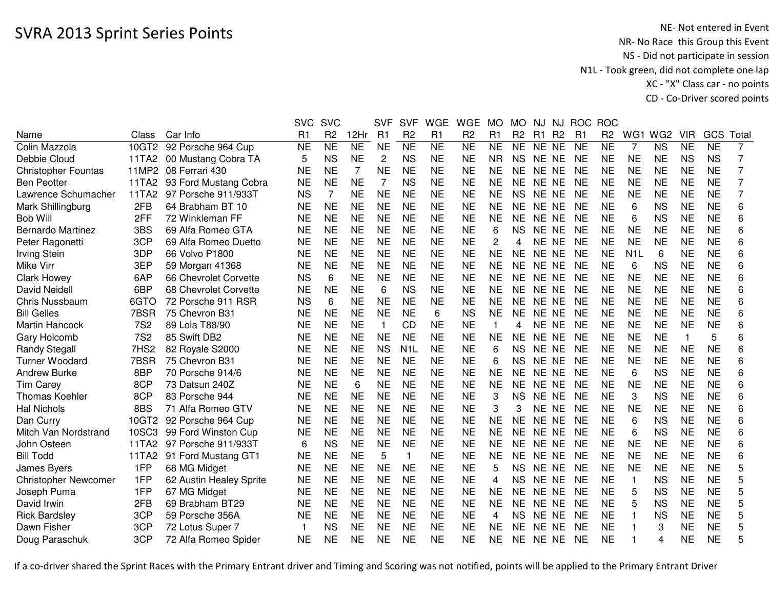# SVRA 2013 Sprint Series Points

NE- Not entered in Event
NR- No Race this Group this Event
NS - Did not participate in session
N1L - Took green, did not complete one lap
XC - "X" Class car - no points
CD - Co-Driver scored points

| Name | Class | Car Info | SVC R1 | SVC R2 | 12Hr | SVF R1 | SVF R2 | WGE R1 | WGE R2 | MO R1 | MO R2 | NJ R1 | NJ R2 | ROC R1 | ROC R2 | WG1 | WG2 | VIR | GCS | Total |
|---|---|---|---|---|---|---|---|---|---|---|---|---|---|---|---|---|---|---|---|---|
| Colin Mazzola | 10GT2 | 92 Porsche 964 Cup | NE | NE | NE | NE | NE | NE | NE | NE | NE | NE | NE | NE | NE | 7 | NS | NE | NE | 7 |
| Debbie Cloud | 11TA2 | 00 Mustang Cobra TA | 5 | NS | NE | 2 | NS | NE | NE | NR | NS | NE | NE | NE | NE | NE | NE | NS | NS | 7 |
| Christopher Fountas | 11MP2 | 08 Ferrari 430 | NE | NE | 7 | NE | NE | NE | NE | NE | NE | NE | NE | NE | NE | NE | NE | NE | NE | 7 |
| Ben Peotter | 11TA2 | 93 Ford Mustang Cobra | NE | NE | NE | 7 | NS | NE | NE | NE | NE | NE | NE | NE | NE | NE | NE | NE | NE | 7 |
| Lawrence Schumacher | 11TA2 | 97 Porsche 911/933T | NS | 7 | NE | NE | NE | NE | NE | NE | NS | NE | NE | NE | NE | NE | NE | NE | NE | 7 |
| Mark Shillingburg | 2FB | 64 Brabham BT 10 | NE | NE | NE | NE | NE | NE | NE | NE | NE | NE | NE | NE | NE | 6 | NS | NE | NE | 6 |
| Bob Will | 2FF | 72 Winkleman FF | NE | NE | NE | NE | NE | NE | NE | NE | NE | NE | NE | NE | NE | 6 | NS | NE | NE | 6 |
| Bernardo Martinez | 3BS | 69 Alfa Romeo GTA | NE | NE | NE | NE | NE | NE | NE | 6 | NS | NE | NE | NE | NE | NE | NE | NE | NE | 6 |
| Peter Ragonetti | 3CP | 69 Alfa Romeo Duetto | NE | NE | NE | NE | NE | NE | NE | 2 | 4 | NE | NE | NE | NE | NE | NE | NE | NE | 6 |
| Irving Stein | 3DP | 66 Volvo P1800 | NE | NE | NE | NE | NE | NE | NE | NE | NE | NE | NE | NE | NE | N1L | 6 | NE | NE | 6 |
| Mike Virr | 3EP | 59 Morgan 41368 | NE | NE | NE | NE | NE | NE | NE | NE | NE | NE | NE | NE | NE | 6 | NS | NE | NE | 6 |
| Clark Howey | 6AP | 66 Chevrolet Corvette | NS | 6 | NE | NE | NE | NE | NE | NE | NE | NE | NE | NE | NE | NE | NE | NE | NE | 6 |
| David Neidell | 6BP | 68 Chevrolet Corvette | NE | NE | NE | 6 | NS | NE | NE | NE | NE | NE | NE | NE | NE | NE | NE | NE | NE | 6 |
| Chris Nussbaum | 6GTO | 72 Porsche 911 RSR | NS | 6 | NE | NE | NE | NE | NE | NE | NE | NE | NE | NE | NE | NE | NE | NE | NE | 6 |
| Bill Gelles | 7BSR | 75 Chevron B31 | NE | NE | NE | NE | NE | 6 | NS | NE | NE | NE | NE | NE | NE | NE | NE | NE | NE | 6 |
| Martin Hancock | 7S2 | 89 Lola T88/90 | NE | NE | NE | 1 | CD | NE | NE | 1 | 4 | NE | NE | NE | NE | NE | NE | NE | NE | 6 |
| Gary Holcomb | 7S2 | 85 Swift DB2 | NE | NE | NE | NE | NE | NE | NE | NE | NE | NE | NE | NE | NE | NE | NE | 1 | 5 | 6 |
| Randy Stegall | 7HS2 | 82 Royale S2000 | NE | NE | NE | NS | N1L | NE | NE | 6 | NS | NE | NE | NE | NE | NE | NE | NE | NE | 6 |
| Turner Woodard | 7BSR | 75 Chevron B31 | NE | NE | NE | NE | NE | NE | NE | 6 | NS | NE | NE | NE | NE | NE | NE | NE | NE | 6 |
| Andrew Burke | 8BP | 70 Porsche 914/6 | NE | NE | NE | NE | NE | NE | NE | NE | NE | NE | NE | NE | NE | 6 | NS | NE | NE | 6 |
| Tim Carey | 8CP | 73 Datsun 240Z | NE | NE | 6 | NE | NE | NE | NE | NE | NE | NE | NE | NE | NE | NE | NE | NE | NE | 6 |
| Thomas Koehler | 8CP | 83 Porsche 944 | NE | NE | NE | NE | NE | NE | NE | 3 | NS | NE | NE | NE | NE | 3 | NS | NE | NE | 6 |
| Hal Nichols | 8BS | 71 Alfa Romeo GTV | NE | NE | NE | NE | NE | NE | NE | 3 | 3 | NE | NE | NE | NE | NE | NE | NE | NE | 6 |
| Dan Curry | 10GT2 | 92 Porsche 964 Cup | NE | NE | NE | NE | NE | NE | NE | NE | NE | NE | NE | NE | NE | 6 | NS | NE | NE | 6 |
| Mitch Van Nordstrand | 10SC3 | 99 Ford Winston Cup | NE | NE | NE | NE | NE | NE | NE | NE | NE | NE | NE | NE | NE | 6 | NS | NE | NE | 6 |
| John Osteen | 11TA2 | 97 Porsche 911/933T | 6 | NS | NE | NE | NE | NE | NE | NE | NE | NE | NE | NE | NE | NE | NE | NE | NE | 6 |
| Bill Todd | 11TA2 | 91 Ford Mustang GT1 | NE | NE | NE | 5 | 1 | NE | NE | NE | NE | NE | NE | NE | NE | NE | NE | NE | NE | 6 |
| James Byers | 1FP | 68 MG Midget | NE | NE | NE | NE | NE | NE | NE | 5 | NS | NE | NE | NE | NE | NE | NE | NE | NE | 5 |
| Christopher Newcomer | 1FP | 62 Austin Healey Sprite | NE | NE | NE | NE | NE | NE | NE | 4 | NS | NE | NE | NE | NE | 1 | NS | NE | NE | 5 |
| Joseph Puma | 1FP | 67 MG Midget | NE | NE | NE | NE | NE | NE | NE | NE | NE | NE | NE | NE | NE | 5 | NS | NE | NE | 5 |
| David Irwin | 2FB | 69 Brabham BT29 | NE | NE | NE | NE | NE | NE | NE | NE | NE | NE | NE | NE | NE | 5 | NS | NE | NE | 5 |
| Rick Bardsley | 3CP | 59 Porsche 356A | NE | NE | NE | NE | NE | NE | NE | 4 | NS | NE | NE | NE | NE | 1 | NS | NE | NE | 5 |
| Dawn Fisher | 3CP | 72 Lotus Super 7 | 1 | NS | NE | NE | NE | NE | NE | NE | NE | NE | NE | NE | NE | 1 | 3 | NE | NE | 5 |
| Doug Paraschuk | 3CP | 72 Alfa Romeo Spider | NE | NE | NE | NE | NE | NE | NE | NE | NE | NE | NE | NE | NE | 1 | 4 | NE | NE | 5 |

If a co-driver shared the Sprint Races with the Primary Entrant driver and Timing and Scoring was not notified, points will be applied to the Primary Entrant Driver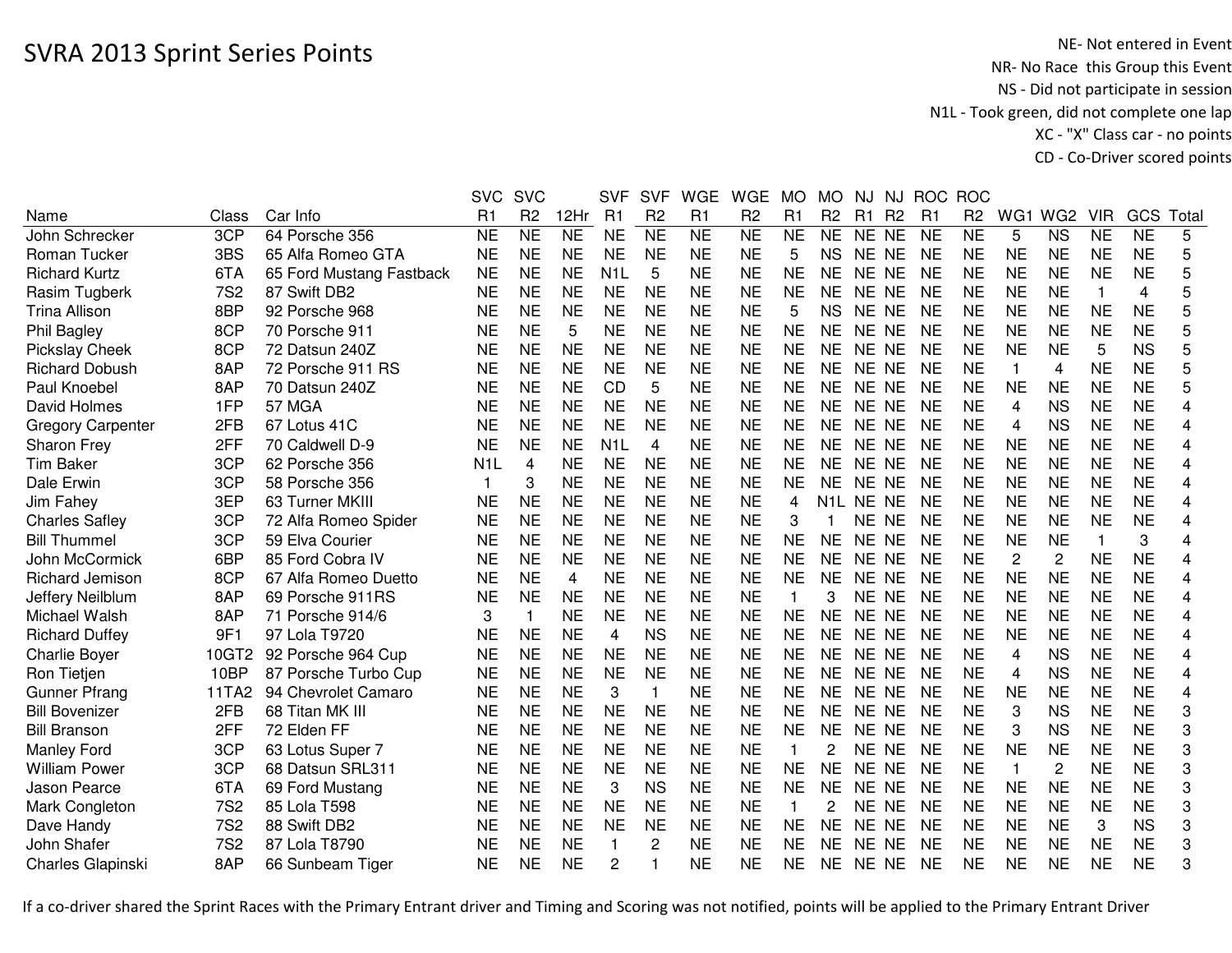# SVRA 2013 Sprint Series Points

NE- Not entered in Event
NR- No Race this Group this Event
NS - Did not participate in session
N1L - Took green, did not complete one lap
XC - "X" Class car - no points
CD - Co-Driver scored points

| Name | Class | Car Info | SVC R1 | SVC R2 | 12Hr | SVF R1 | SVF R2 | WGE R1 | WGE R2 | MO R1 | MO R2 | NJ R1 | NJ R2 | ROC R1 | ROC R2 | WG1 | WG2 | VIR | GCS | Total |
|---|---|---|---|---|---|---|---|---|---|---|---|---|---|---|---|---|---|---|---|---|
| John Schrecker | 3CP | 64 Porsche 356 | NE | NE | NE | NE | NE | NE | NE | NE | NE | NE | NE | NE | NE | 5 | NS | NE | NE | 5 |
| Roman Tucker | 3BS | 65 Alfa Romeo GTA | NE | NE | NE | NE | NE | NE | NE | 5 | NS | NE | NE | NE | NE | NE | NE | NE | NE | 5 |
| Richard Kurtz | 6TA | 65 Ford Mustang Fastback | NE | NE | NE | N1L | 5 | NE | NE | NE | NE | NE | NE | NE | NE | NE | NE | NE | NE | 5 |
| Rasim Tugberk | 7S2 | 87 Swift DB2 | NE | NE | NE | NE | NE | NE | NE | NE | NE | NE | NE | NE | NE | NE | NE | 1 | 4 | 5 |
| Trina Allison | 8BP | 92 Porsche 968 | NE | NE | NE | NE | NE | NE | NE | 5 | NS | NE | NE | NE | NE | NE | NE | NE | NE | 5 |
| Phil Bagley | 8CP | 70 Porsche 911 | NE | NE | 5 | NE | NE | NE | NE | NE | NE | NE | NE | NE | NE | NE | NE | NE | NE | 5 |
| Pickslay Cheek | 8CP | 72 Datsun 240Z | NE | NE | NE | NE | NE | NE | NE | NE | NE | NE | NE | NE | NE | NE | NE | 5 | NS | 5 |
| Richard Dobush | 8AP | 72 Porsche 911 RS | NE | NE | NE | NE | NE | NE | NE | NE | NE | NE | NE | NE | NE | 1 | 4 | NE | NE | 5 |
| Paul Knoebel | 8AP | 70 Datsun 240Z | NE | NE | NE | CD | 5 | NE | NE | NE | NE | NE | NE | NE | NE | NE | NE | NE | NE | 5 |
| David Holmes | 1FP | 57 MGA | NE | NE | NE | NE | NE | NE | NE | NE | NE | NE | NE | NE | NE | 4 | NS | NE | NE | 4 |
| Gregory Carpenter | 2FB | 67 Lotus 41C | NE | NE | NE | NE | NE | NE | NE | NE | NE | NE | NE | NE | NE | 4 | NS | NE | NE | 4 |
| Sharon Frey | 2FF | 70 Caldwell D-9 | NE | NE | NE | N1L | 4 | NE | NE | NE | NE | NE | NE | NE | NE | NE | NE | NE | NE | 4 |
| Tim Baker | 3CP | 62 Porsche 356 | N1L | 4 | NE | NE | NE | NE | NE | NE | NE | NE | NE | NE | NE | NE | NE | NE | NE | 4 |
| Dale Erwin | 3CP | 58 Porsche 356 | 1 | 3 | NE | NE | NE | NE | NE | NE | NE | NE | NE | NE | NE | NE | NE | NE | NE | 4 |
| Jim Fahey | 3EP | 63 Turner MKIII | NE | NE | NE | NE | NE | NE | NE | 4 | N1L | NE | NE | NE | NE | NE | NE | NE | NE | 4 |
| Charles Safley | 3CP | 72 Alfa Romeo Spider | NE | NE | NE | NE | NE | NE | NE | 3 | 1 | NE | NE | NE | NE | NE | NE | NE | NE | 4 |
| Bill Thummel | 3CP | 59 Elva Courier | NE | NE | NE | NE | NE | NE | NE | NE | NE | NE | NE | NE | NE | NE | NE | 1 | 3 | 4 |
| John McCormick | 6BP | 85 Ford Cobra IV | NE | NE | NE | NE | NE | NE | NE | NE | NE | NE | NE | NE | NE | 2 | 2 | NE | NE | 4 |
| Richard Jemison | 8CP | 67 Alfa Romeo Duetto | NE | NE | 4 | NE | NE | NE | NE | NE | NE | NE | NE | NE | NE | NE | NE | NE | NE | 4 |
| Jeffery Neilblum | 8AP | 69 Porsche 911RS | NE | NE | NE | NE | NE | NE | NE | 1 | 3 | NE | NE | NE | NE | NE | NE | NE | NE | 4 |
| Michael Walsh | 8AP | 71 Porsche 914/6 | 3 | 1 | NE | NE | NE | NE | NE | NE | NE | NE | NE | NE | NE | NE | NE | NE | NE | 4 |
| Richard Duffey | 9F1 | 97 Lola T9720 | NE | NE | NE | 4 | NS | NE | NE | NE | NE | NE | NE | NE | NE | NE | NE | NE | NE | 4 |
| Charlie Boyer | 10GT2 | 92 Porsche 964 Cup | NE | NE | NE | NE | NE | NE | NE | NE | NE | NE | NE | NE | NE | 4 | NS | NE | NE | 4 |
| Ron Tietjen | 10BP | 87 Porsche Turbo Cup | NE | NE | NE | NE | NE | NE | NE | NE | NE | NE | NE | NE | NE | 4 | NS | NE | NE | 4 |
| Gunner Pfrang | 11TA2 | 94 Chevrolet Camaro | NE | NE | NE | 3 | 1 | NE | NE | NE | NE | NE | NE | NE | NE | NE | NE | NE | NE | 4 |
| Bill Bovenizer | 2FB | 68 Titan MK III | NE | NE | NE | NE | NE | NE | NE | NE | NE | NE | NE | NE | NE | 3 | NS | NE | NE | 3 |
| Bill Branson | 2FF | 72 Elden FF | NE | NE | NE | NE | NE | NE | NE | NE | NE | NE | NE | NE | NE | 3 | NS | NE | NE | 3 |
| Manley Ford | 3CP | 63 Lotus Super 7 | NE | NE | NE | NE | NE | NE | NE | 1 | 2 | NE | NE | NE | NE | NE | NE | NE | NE | 3 |
| William Power | 3CP | 68 Datsun SRL311 | NE | NE | NE | NE | NE | NE | NE | NE | NE | NE | NE | NE | NE | 1 | 2 | NE | NE | 3 |
| Jason Pearce | 6TA | 69 Ford Mustang | NE | NE | NE | 3 | NS | NE | NE | NE | NE | NE | NE | NE | NE | NE | NE | NE | NE | 3 |
| Mark Congleton | 7S2 | 85 Lola T598 | NE | NE | NE | NE | NE | NE | NE | 1 | 2 | NE | NE | NE | NE | NE | NE | NE | NE | 3 |
| Dave Handy | 7S2 | 88 Swift DB2 | NE | NE | NE | NE | NE | NE | NE | NE | NE | NE | NE | NE | NE | NE | NE | 3 | NS | 3 |
| John Shafer | 7S2 | 87 Lola T8790 | NE | NE | NE | 1 | 2 | NE | NE | NE | NE | NE | NE | NE | NE | NE | NE | NE | NE | 3 |
| Charles Glapinski | 8AP | 66 Sunbeam Tiger | NE | NE | NE | 2 | 1 | NE | NE | NE | NE | NE | NE | NE | NE | NE | NE | NE | NE | 3 |

If a co-driver shared the Sprint Races with the Primary Entrant driver and Timing and Scoring was not notified, points will be applied to the Primary Entrant Driver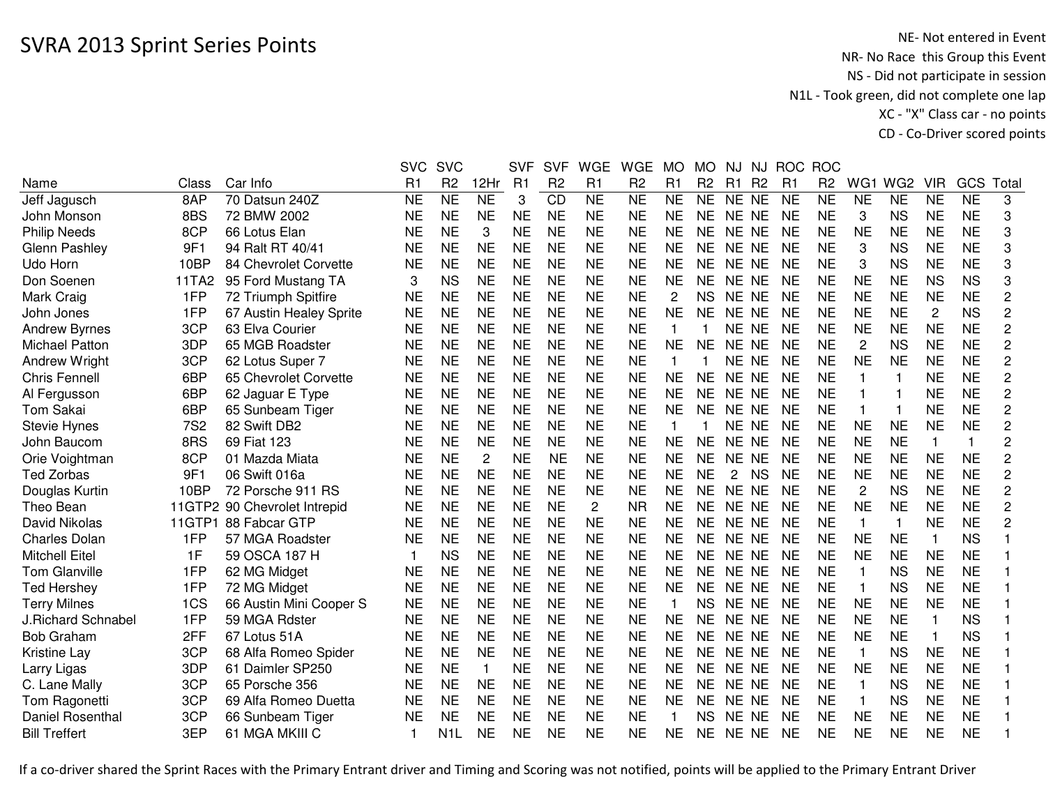# SVRA 2013 Sprint Series Points

NE- Not entered in Event
NR- No Race this Group this Event
NS - Did not participate in session
N1L - Took green, did not complete one lap
XC - "X" Class car - no points
CD - Co-Driver scored points

| Name | Class | Car Info | SVC R1 | SVC R2 | 12Hr | SVF R1 | SVF R2 | WGE R1 | WGE R2 | MO R1 | MO R2 | NJ R1 | NJ R2 | ROC R1 | ROC R2 | WG1 | WG2 | VIR | GCS | Total |
|---|---|---|---|---|---|---|---|---|---|---|---|---|---|---|---|---|---|---|---|---|
| Jeff Jagusch | 8AP | 70 Datsun 240Z | NE | NE | NE | 3 | CD | NE | NE | NE | NE | NE | NE | NE | NE | NE | NE | NE | NE | 3 |
| John Monson | 8BS | 72 BMW 2002 | NE | NE | NE | NE | NE | NE | NE | NE | NE | NE | NE | NE | NE | 3 | NS | NE | NE | 3 |
| Philip Needs | 8CP | 66 Lotus Elan | NE | NE | 3 | NE | NE | NE | NE | NE | NE | NE | NE | NE | NE | NE | NE | NE | NE | 3 |
| Glenn Pashley | 9F1 | 94 Ralt RT 40/41 | NE | NE | NE | NE | NE | NE | NE | NE | NE | NE | NE | NE | NE | 3 | NS | NE | NE | 3 |
| Udo Horn | 10BP | 84 Chevrolet Corvette | NE | NE | NE | NE | NE | NE | NE | NE | NE | NE | NE | NE | NE | 3 | NS | NE | NE | 3 |
| Don Soenen | 11TA2 | 95 Ford Mustang TA | 3 | NS | NE | NE | NE | NE | NE | NE | NE | NE | NE | NE | NE | NE | NE | NS | NS | 3 |
| Mark Craig | 1FP | 72 Triumph Spitfire | NE | NE | NE | NE | NE | NE | NE | 2 | NS | NE | NE | NE | NE | NE | NE | NE | NE | 2 |
| John Jones | 1FP | 67 Austin Healey Sprite | NE | NE | NE | NE | NE | NE | NE | NE | NE | NE | NE | NE | NE | NE | NE | 2 | NS | 2 |
| Andrew Byrnes | 3CP | 63 Elva Courier | NE | NE | NE | NE | NE | NE | NE | 1 | 1 | NE | NE | NE | NE | NE | NE | NE | NE | 2 |
| Michael Patton | 3DP | 65 MGB Roadster | NE | NE | NE | NE | NE | NE | NE | NE | NE | NE | NE | NE | NE | 2 | NS | NE | NE | 2 |
| Andrew Wright | 3CP | 62 Lotus Super 7 | NE | NE | NE | NE | NE | NE | NE | 1 | 1 | NE | NE | NE | NE | NE | NE | NE | NE | 2 |
| Chris Fennell | 6BP | 65 Chevrolet Corvette | NE | NE | NE | NE | NE | NE | NE | NE | NE | NE | NE | NE | NE | 1 | 1 | NE | NE | 2 |
| Al Fergusson | 6BP | 62 Jaguar E Type | NE | NE | NE | NE | NE | NE | NE | NE | NE | NE | NE | NE | NE | 1 | 1 | NE | NE | 2 |
| Tom Sakai | 6BP | 65 Sunbeam Tiger | NE | NE | NE | NE | NE | NE | NE | NE | NE | NE | NE | NE | NE | 1 | 1 | NE | NE | 2 |
| Stevie Hynes | 7S2 | 82 Swift DB2 | NE | NE | NE | NE | NE | NE | NE | 1 | 1 | NE | NE | NE | NE | NE | NE | NE | NE | 2 |
| John Baucom | 8RS | 69 Fiat 123 | NE | NE | NE | NE | NE | NE | NE | NE | NE | NE | NE | NE | NE | NE | NE | 1 | 1 | 2 |
| Orie Voightman | 8CP | 01 Mazda Miata | NE | NE | 2 | NE | NE | NE | NE | NE | NE | NE | NE | NE | NE | NE | NE | NE | NE | 2 |
| Ted Zorbas | 9F1 | 06 Swift 016a | NE | NE | NE | NE | NE | NE | NE | NE | NE | 2 | NS | NE | NE | NE | NE | NE | NE | 2 |
| Douglas Kurtin | 10BP | 72 Porsche 911 RS | NE | NE | NE | NE | NE | NE | NE | NE | NE | NE | NE | NE | NE | 2 | NS | NE | NE | 2 |
| Theo Bean | 11GTP2 | 90 Chevrolet Intrepid | NE | NE | NE | NE | NE | 2 | NR | NE | NE | NE | NE | NE | NE | NE | NE | NE | NE | 2 |
| David Nikolas | 11GTP1 | 88 Fabcar GTP | NE | NE | NE | NE | NE | NE | NE | NE | NE | NE | NE | NE | NE | 1 | 1 | NE | NE | 2 |
| Charles Dolan | 1FP | 57 MGA Roadster | NE | NE | NE | NE | NE | NE | NE | NE | NE | NE | NE | NE | NE | NE | NE | 1 | NS | 1 |
| Mitchell Eitel | 1F | 59 OSCA 187 H | 1 | NS | NE | NE | NE | NE | NE | NE | NE | NE | NE | NE | NE | NE | NE | NE | NE | 1 |
| Tom Glanville | 1FP | 62 MG Midget | NE | NE | NE | NE | NE | NE | NE | NE | NE | NE | NE | NE | NE | 1 | NS | NE | NE | 1 |
| Ted Hershey | 1FP | 72 MG Midget | NE | NE | NE | NE | NE | NE | NE | NE | NE | NE | NE | NE | NE | 1 | NS | NE | NE | 1 |
| Terry Milnes | 1CS | 66 Austin Mini Cooper S | NE | NE | NE | NE | NE | NE | NE | 1 | NS | NE | NE | NE | NE | NE | NE | NE | NE | 1 |
| J.Richard Schnabel | 1FP | 59 MGA Rdster | NE | NE | NE | NE | NE | NE | NE | NE | NE | NE | NE | NE | NE | NE | NE | 1 | NS | 1 |
| Bob Graham | 2FF | 67 Lotus 51A | NE | NE | NE | NE | NE | NE | NE | NE | NE | NE | NE | NE | NE | NE | NE | 1 | NS | 1 |
| Kristine Lay | 3CP | 68 Alfa Romeo Spider | NE | NE | NE | NE | NE | NE | NE | NE | NE | NE | NE | NE | NE | 1 | NS | NE | NE | 1 |
| Larry Ligas | 3DP | 61 Daimler SP250 | NE | NE | 1 | NE | NE | NE | NE | NE | NE | NE | NE | NE | NE | NE | NE | NE | NE | 1 |
| C. Lane Mally | 3CP | 65 Porsche 356 | NE | NE | NE | NE | NE | NE | NE | NE | NE | NE | NE | NE | NE | 1 | NS | NE | NE | 1 |
| Tom Ragonetti | 3CP | 69 Alfa Romeo Duetta | NE | NE | NE | NE | NE | NE | NE | NE | NE | NE | NE | NE | NE | 1 | NS | NE | NE | 1 |
| Daniel Rosenthal | 3CP | 66 Sunbeam Tiger | NE | NE | NE | NE | NE | NE | NE | 1 | NS | NE | NE | NE | NE | NE | NE | NE | NE | 1 |
| Bill Treffert | 3EP | 61 MGA MKIII C | 1 | N1L | NE | NE | NE | NE | NE | NE | NE | NE | NE | NE | NE | NE | NE | NE | NE | 1 |

If a co-driver shared the Sprint Races with the Primary Entrant driver and Timing and Scoring was not notified, points will be applied to the Primary Entrant Driver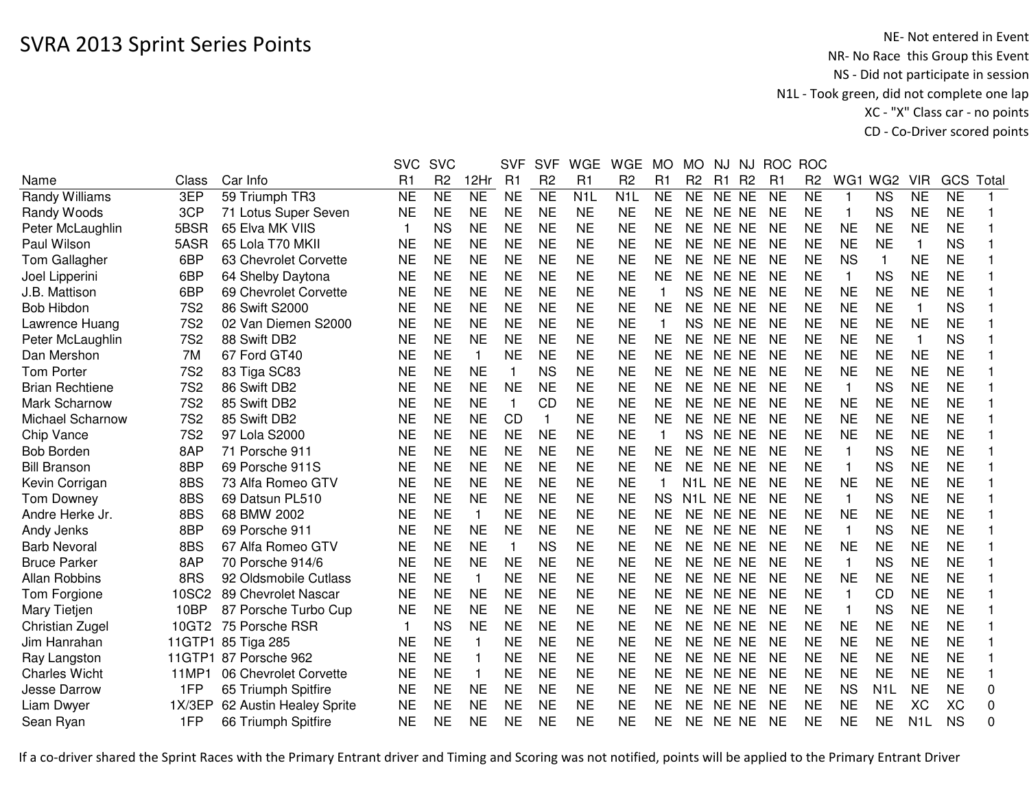# SVRA 2013 Sprint Series Points

NE- Not entered in Event
NR- No Race this Group this Event
NS - Did not participate in session
N1L - Took green, did not complete one lap
XC - "X" Class car - no points
CD - Co-Driver scored points

| Name | Class | Car Info | SVC R1 | SVC R2 | 12Hr | SVF R1 | SVF R2 | WGE R1 | WGE R2 | MO R1 | MO R2 | NJ R1 | NJ R2 | ROC R1 | ROC R2 | WG1 | WG2 | VIR | GCS | Total |
|---|---|---|---|---|---|---|---|---|---|---|---|---|---|---|---|---|---|---|---|---|
| Randy Williams | 3EP | 59 Triumph TR3 | NE | NE | NE | NE | NE | N1L | N1L | NE | NE | NE | NE | NE | NE | 1 | NS | NE | NE | 1 |
| Randy Woods | 3CP | 71 Lotus Super Seven | NE | NE | NE | NE | NE | NE | NE | NE | NE | NE | NE | NE | NE | 1 | NS | NE | NE | 1 |
| Peter McLaughlin | 5BSR | 65 Elva MK VIIS | 1 | NS | NE | NE | NE | NE | NE | NE | NE | NE | NE | NE | NE | NE | NE | NE | NE | 1 |
| Paul Wilson | 5ASR | 65 Lola T70 MKII | NE | NE | NE | NE | NE | NE | NE | NE | NE | NE | NE | NE | NE | NE | NE | 1 | NS | 1 |
| Tom Gallagher | 6BP | 63 Chevrolet Corvette | NE | NE | NE | NE | NE | NE | NE | NE | NE | NE | NE | NE | NE | NS | 1 | NE | NE | 1 |
| Joel Lipperini | 6BP | 64 Shelby Daytona | NE | NE | NE | NE | NE | NE | NE | NE | NE | NE | NE | NE | NE | 1 | NS | NE | NE | 1 |
| J.B. Mattison | 6BP | 69 Chevrolet Corvette | NE | NE | NE | NE | NE | NE | NE | 1 | NS | NE | NE | NE | NE | NE | NE | NE | NE | 1 |
| Bob Hibdon | 7S2 | 86 Swift S2000 | NE | NE | NE | NE | NE | NE | NE | NE | NE | NE | NE | NE | NE | NE | NE | 1 | NS | 1 |
| Lawrence Huang | 7S2 | 02 Van Diemen S2000 | NE | NE | NE | NE | NE | NE | NE | 1 | NS | NE | NE | NE | NE | NE | NE | NE | NE | 1 |
| Peter McLaughlin | 7S2 | 88 Swift DB2 | NE | NE | NE | NE | NE | NE | NE | NE | NE | NE | NE | NE | NE | NE | NE | 1 | NS | 1 |
| Dan Mershon | 7M | 67 Ford GT40 | NE | NE | 1 | NE | NE | NE | NE | NE | NE | NE | NE | NE | NE | NE | NE | NE | NE | 1 |
| Tom Porter | 7S2 | 83 Tiga SC83 | NE | NE | NE | 1 | NS | NE | NE | NE | NE | NE | NE | NE | NE | NE | NE | NE | NE | 1 |
| Brian Rechtiene | 7S2 | 86 Swift DB2 | NE | NE | NE | NE | NE | NE | NE | NE | NE | NE | NE | NE | NE | 1 | NS | NE | NE | 1 |
| Mark Scharnow | 7S2 | 85 Swift DB2 | NE | NE | NE | 1 | CD | NE | NE | NE | NE | NE | NE | NE | NE | NE | NE | NE | NE | 1 |
| Michael Scharnow | 7S2 | 85 Swift DB2 | NE | NE | NE | CD | 1 | NE | NE | NE | NE | NE | NE | NE | NE | NE | NE | NE | NE | 1 |
| Chip Vance | 7S2 | 97 Lola S2000 | NE | NE | NE | NE | NE | NE | NE | 1 | NS | NE | NE | NE | NE | NE | NE | NE | NE | 1 |
| Bob Borden | 8AP | 71 Porsche 911 | NE | NE | NE | NE | NE | NE | NE | NE | NE | NE | NE | NE | NE | 1 | NS | NE | NE | 1 |
| Bill Branson | 8BP | 69 Porsche 911S | NE | NE | NE | NE | NE | NE | NE | NE | NE | NE | NE | NE | NE | 1 | NS | NE | NE | 1 |
| Kevin Corrigan | 8BS | 73 Alfa Romeo GTV | NE | NE | NE | NE | NE | NE | NE | 1 | N1L | NE | NE | NE | NE | NE | NE | NE | NE | 1 |
| Tom Downey | 8BS | 69 Datsun PL510 | NE | NE | NE | NE | NE | NE | NE | NS | N1L | NE | NE | NE | NE | 1 | NS | NE | NE | 1 |
| Andre Herke Jr. | 8BS | 68 BMW 2002 | NE | NE | 1 | NE | NE | NE | NE | NE | NE | NE | NE | NE | NE | NE | NE | NE | NE | 1 |
| Andy Jenks | 8BP | 69 Porsche 911 | NE | NE | NE | NE | NE | NE | NE | NE | NE | NE | NE | NE | NE | 1 | NS | NE | NE | 1 |
| Barb Nevoral | 8BS | 67 Alfa Romeo GTV | NE | NE | NE | 1 | NS | NE | NE | NE | NE | NE | NE | NE | NE | NE | NE | NE | NE | 1 |
| Bruce Parker | 8AP | 70 Porsche 914/6 | NE | NE | NE | NE | NE | NE | NE | NE | NE | NE | NE | NE | NE | 1 | NS | NE | NE | 1 |
| Allan Robbins | 8RS | 92 Oldsmobile Cutlass | NE | NE | 1 | NE | NE | NE | NE | NE | NE | NE | NE | NE | NE | NE | NE | NE | NE | 1 |
| Tom Forgione | 10SC2 | 89 Chevrolet Nascar | NE | NE | NE | NE | NE | NE | NE | NE | NE | NE | NE | NE | NE | 1 | CD | NE | NE | 1 |
| Mary Tietjen | 10BP | 87 Porsche Turbo Cup | NE | NE | NE | NE | NE | NE | NE | NE | NE | NE | NE | NE | NE | 1 | NS | NE | NE | 1 |
| Christian Zugel | 10GT2 | 75 Porsche RSR | 1 | NS | NE | NE | NE | NE | NE | NE | NE | NE | NE | NE | NE | NE | NE | NE | NE | 1 |
| Jim Hanrahan | 11GTP1 | 85 Tiga 285 | NE | NE | 1 | NE | NE | NE | NE | NE | NE | NE | NE | NE | NE | NE | NE | NE | NE | 1 |
| Ray Langston | 11GTP1 | 87 Porsche 962 | NE | NE | 1 | NE | NE | NE | NE | NE | NE | NE | NE | NE | NE | NE | NE | NE | NE | 1 |
| Charles Wicht | 11MP1 | 06 Chevrolet Corvette | NE | NE | 1 | NE | NE | NE | NE | NE | NE | NE | NE | NE | NE | NE | NE | NE | NE | 1 |
| Jesse Darrow | 1FP | 65 Triumph Spitfire | NE | NE | NE | NE | NE | NE | NE | NE | NE | NE | NE | NE | NE | NS | N1L | NE | NE | 0 |
| Liam Dwyer | 1X/3EP | 62 Austin Healey Sprite | NE | NE | NE | NE | NE | NE | NE | NE | NE | NE | NE | NE | NE | NE | NE | XC | XC | 0 |
| Sean Ryan | 1FP | 66 Triumph Spitfire | NE | NE | NE | NE | NE | NE | NE | NE | NE | NE | NE | NE | NE | NE | NE | N1L | NS | 0 |

If a co-driver shared the Sprint Races with the Primary Entrant driver and Timing and Scoring was not notified, points will be applied to the Primary Entrant Driver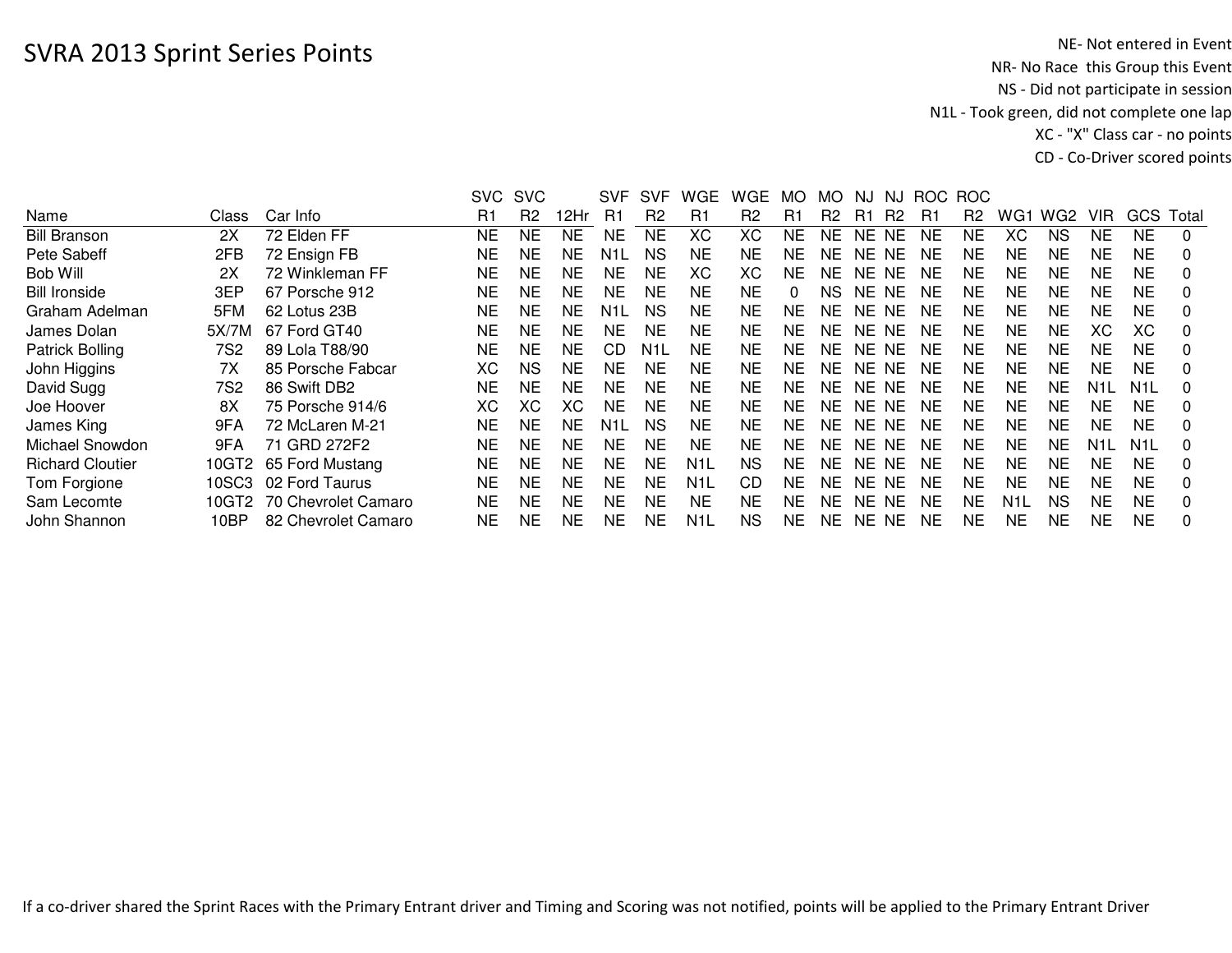# SVRA 2013 Sprint Series Points

NE- Not entered in Event
NR- No Race this Group this Event
NS - Did not participate in session
N1L - Took green, did not complete one lap
XC - "X" Class car - no points
CD - Co-Driver scored points

| Name | Class | Car Info | SVC R1 | SVC R2 | 12Hr | SVF R1 | SVF R2 | WGE R1 | WGE R2 | MO R1 | MO R2 | NJ R1 | NJ R2 | ROC R1 | ROC R2 | WG1 | WG2 | VIR | GCS | Total |
|---|---|---|---|---|---|---|---|---|---|---|---|---|---|---|---|---|---|---|---|---|
| Bill Branson | 2X | 72 Elden FF | NE | NE | NE | NE | NE | XC | XC | NE | NE | NE | NE | NE | NE | XC | NS | NE | NE | 0 |
| Pete Sabeff | 2FB | 72 Ensign FB | NE | NE | NE | N1L | NS | NE | NE | NE | NE | NE | NE | NE | NE | NE | NE | NE | NE | 0 |
| Bob Will | 2X | 72 Winkleman FF | NE | NE | NE | NE | NE | XC | XC | NE | NE | NE | NE | NE | NE | NE | NE | NE | NE | 0 |
| Bill Ironside | 3EP | 67 Porsche 912 | NE | NE | NE | NE | NE | NE | NE | 0 | NS | NE | NE | NE | NE | NE | NE | NE | NE | 0 |
| Graham Adelman | 5FM | 62 Lotus 23B | NE | NE | NE | N1L | NS | NE | NE | NE | NE | NE | NE | NE | NE | NE | NE | NE | NE | 0 |
| James Dolan | 5X/7M | 67 Ford GT40 | NE | NE | NE | NE | NE | NE | NE | NE | NE | NE | NE | NE | NE | NE | NE | XC | XC | 0 |
| Patrick Bolling | 7S2 | 89 Lola T88/90 | NE | NE | NE | CD | N1L | NE | NE | NE | NE | NE | NE | NE | NE | NE | NE | NE | NE | 0 |
| John Higgins | 7X | 85 Porsche Fabcar | XC | NS | NE | NE | NE | NE | NE | NE | NE | NE | NE | NE | NE | NE | NE | NE | NE | 0 |
| David Sugg | 7S2 | 86 Swift DB2 | NE | NE | NE | NE | NE | NE | NE | NE | NE | NE | NE | NE | NE | NE | NE | N1L | N1L | 0 |
| Joe Hoover | 8X | 75 Porsche 914/6 | XC | XC | XC | NE | NE | NE | NE | NE | NE | NE | NE | NE | NE | NE | NE | NE | NE | 0 |
| James King | 9FA | 72 McLaren M-21 | NE | NE | NE | N1L | NS | NE | NE | NE | NE | NE | NE | NE | NE | NE | NE | NE | NE | 0 |
| Michael Snowdon | 9FA | 71 GRD 272F2 | NE | NE | NE | NE | NE | NE | NE | NE | NE | NE | NE | NE | NE | NE | NE | N1L | N1L | 0 |
| Richard Cloutier | 10GT2 | 65 Ford Mustang | NE | NE | NE | NE | NE | N1L | NS | NE | NE | NE | NE | NE | NE | NE | NE | NE | NE | 0 |
| Tom Forgione | 10SC3 | 02 Ford Taurus | NE | NE | NE | NE | NE | N1L | CD | NE | NE | NE | NE | NE | NE | NE | NE | NE | NE | 0 |
| Sam Lecomte | 10GT2 | 70 Chevrolet Camaro | NE | NE | NE | NE | NE | NE | NE | NE | NE | NE | NE | NE | NE | N1L | NS | NE | NE | 0 |
| John Shannon | 10BP | 82 Chevrolet Camaro | NE | NE | NE | NE | NE | N1L | NS | NE | NE | NE | NE | NE | NE | NE | NE | NE | NE | 0 |

If a co-driver shared the Sprint Races with the Primary Entrant driver and Timing and Scoring was not notified, points will be applied to the Primary Entrant Driver